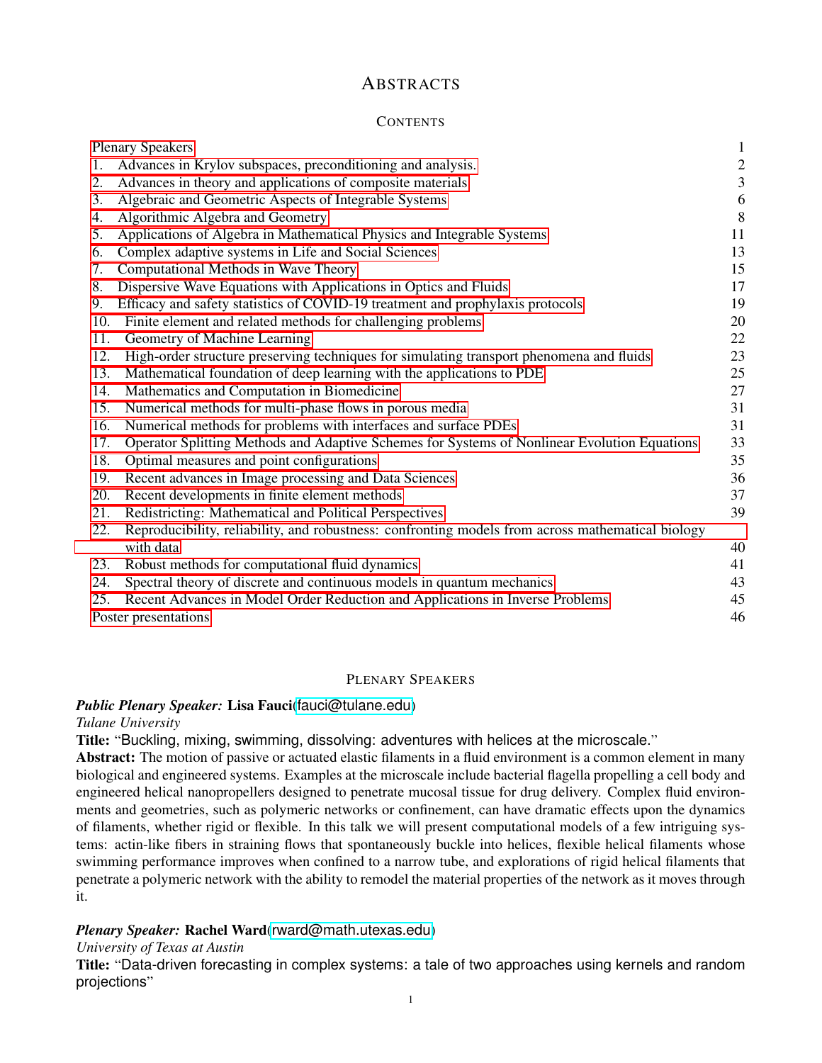# ABSTRACTS

## CONTENTS

| | |
|---|---|
| Plenary Speakers | 1 |
| 1. Advances in Krylov subspaces, preconditioning and analysis. | 2 |
| 2. Advances in theory and applications of composite materials | 3 |
| 3. Algebraic and Geometric Aspects of Integrable Systems | 6 |
| 4. Algorithmic Algebra and Geometry | 8 |
| 5. Applications of Algebra in Mathematical Physics and Integrable Systems | 11 |
| 6. Complex adaptive systems in Life and Social Sciences | 13 |
| 7. Computational Methods in Wave Theory | 15 |
| 8. Dispersive Wave Equations with Applications in Optics and Fluids | 17 |
| 9. Efficacy and safety statistics of COVID-19 treatment and prophylaxis protocols | 19 |
| 10. Finite element and related methods for challenging problems | 20 |
| 11. Geometry of Machine Learning | 22 |
| 12. High-order structure preserving techniques for simulating transport phenomena and fluids | 23 |
| 13. Mathematical foundation of deep learning with the applications to PDE | 25 |
| 14. Mathematics and Computation in Biomedicine | 27 |
| 15. Numerical methods for multi-phase flows in porous media | 31 |
| 16. Numerical methods for problems with interfaces and surface PDEs | 31 |
| 17. Operator Splitting Methods and Adaptive Schemes for Systems of Nonlinear Evolution Equations | 33 |
| 18. Optimal measures and point configurations | 35 |
| 19. Recent advances in Image processing and Data Sciences | 36 |
| 20. Recent developments in finite element methods | 37 |
| 21. Redistricting: Mathematical and Political Perspectives | 39 |
| 22. Reproducibility, reliability, and robustness: confronting models from across mathematical biology with data | 40 |
| 23. Robust methods for computational fluid dynamics | 41 |
| 24. Spectral theory of discrete and continuous models in quantum mechanics | 43 |
| 25. Recent Advances in Model Order Reduction and Applications in Inverse Problems | 45 |
| Poster presentations | 46 |

## PLENARY SPEAKERS

***Public Plenary Speaker:*** **Lisa Fauci**(fauci@tulane.edu)
*Tulane University*
**Title:** "Buckling, mixing, swimming, dissolving: adventures with helices at the microscale."
**Abstract:** The motion of passive or actuated elastic filaments in a fluid environment is a common element in many biological and engineered systems. Examples at the microscale include bacterial flagella propelling a cell body and engineered helical nanopropellers designed to penetrate mucosal tissue for drug delivery. Complex fluid environments and geometries, such as polymeric networks or confinement, can have dramatic effects upon the dynamics of filaments, whether rigid or flexible. In this talk we will present computational models of a few intriguing systems: actin-like fibers in straining flows that spontaneously buckle into helices, flexible helical filaments whose swimming performance improves when confined to a narrow tube, and explorations of rigid helical filaments that penetrate a polymeric network with the ability to remodel the material properties of the network as it moves through it.

***Plenary Speaker:*** **Rachel Ward**(rward@math.utexas.edu)
*University of Texas at Austin*
**Title:** "Data-driven forecasting in complex systems: a tale of two approaches using kernels and random projections"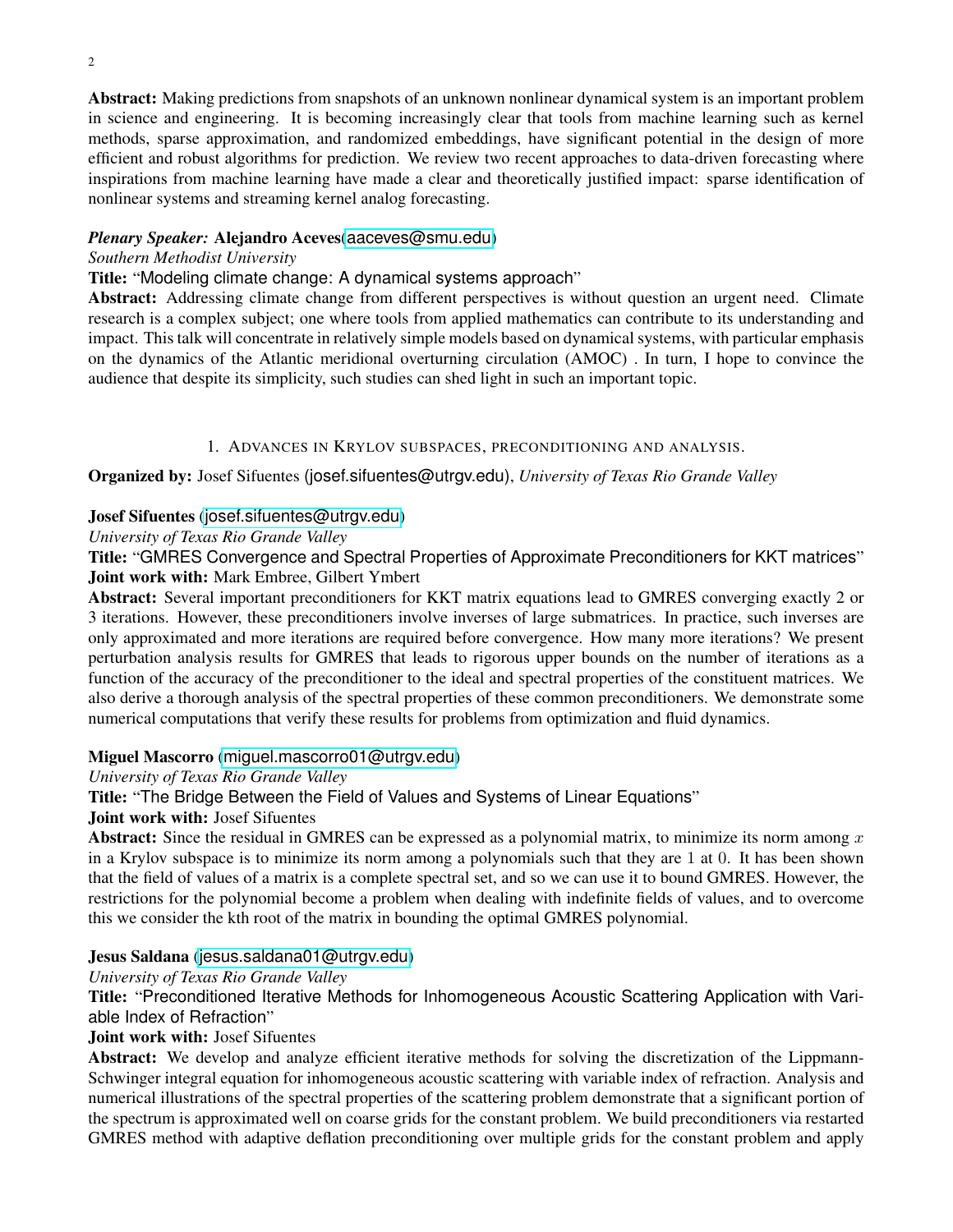**Abstract:** Making predictions from snapshots of an unknown nonlinear dynamical system is an important problem in science and engineering. It is becoming increasingly clear that tools from machine learning such as kernel methods, sparse approximation, and randomized embeddings, have significant potential in the design of more efficient and robust algorithms for prediction. We review two recent approaches to data-driven forecasting where inspirations from machine learning have made a clear and theoretically justified impact: sparse identification of nonlinear systems and streaming kernel analog forecasting.

***Plenary Speaker:*** **Alejandro Aceves**(aaceves@smu.edu)
*Southern Methodist University*
**Title:** "Modeling climate change: A dynamical systems approach"
**Abstract:** Addressing climate change from different perspectives is without question an urgent need. Climate research is a complex subject; one where tools from applied mathematics can contribute to its understanding and impact. This talk will concentrate in relatively simple models based on dynamical systems, with particular emphasis on the dynamics of the Atlantic meridional overturning circulation (AMOC) . In turn, I hope to convince the audience that despite its simplicity, such studies can shed light in such an important topic.

## 1. Advances in Krylov subspaces, preconditioning and analysis.

**Organized by:** Josef Sifuentes (josef.sifuentes@utrgv.edu), *University of Texas Rio Grande Valley*

**Josef Sifuentes** (josef.sifuentes@utrgv.edu)
*University of Texas Rio Grande Valley*
**Title:** "GMRES Convergence and Spectral Properties of Approximate Preconditioners for KKT matrices"
**Joint work with:** Mark Embree, Gilbert Ymbert
**Abstract:** Several important preconditioners for KKT matrix equations lead to GMRES converging exactly 2 or 3 iterations. However, these preconditioners involve inverses of large submatrices. In practice, such inverses are only approximated and more iterations are required before convergence. How many more iterations? We present perturbation analysis results for GMRES that leads to rigorous upper bounds on the number of iterations as a function of the accuracy of the preconditioner to the ideal and spectral properties of the constituent matrices. We also derive a thorough analysis of the spectral properties of these common preconditioners. We demonstrate some numerical computations that verify these results for problems from optimization and fluid dynamics.

**Miguel Mascorro** (miguel.mascorro01@utrgv.edu)
*University of Texas Rio Grande Valley*
**Title:** "The Bridge Between the Field of Values and Systems of Linear Equations"
**Joint work with:** Josef Sifuentes
**Abstract:** Since the residual in GMRES can be expressed as a polynomial matrix, to minimize its norm among $x$ in a Krylov subspace is to minimize its norm among a polynomials such that they are 1 at 0. It has been shown that the field of values of a matrix is a complete spectral set, and so we can use it to bound GMRES. However, the restrictions for the polynomial become a problem when dealing with indefinite fields of values, and to overcome this we consider the kth root of the matrix in bounding the optimal GMRES polynomial.

**Jesus Saldana** (jesus.saldana01@utrgv.edu)
*University of Texas Rio Grande Valley*
**Title:** "Preconditioned Iterative Methods for Inhomogeneous Acoustic Scattering Application with Variable Index of Refraction"
**Joint work with:** Josef Sifuentes
**Abstract:** We develop and analyze efficient iterative methods for solving the discretization of the Lippmann-Schwinger integral equation for inhomogeneous acoustic scattering with variable index of refraction. Analysis and numerical illustrations of the spectral properties of the scattering problem demonstrate that a significant portion of the spectrum is approximated well on coarse grids for the constant problem. We build preconditioners via restarted GMRES method with adaptive deflation preconditioning over multiple grids for the constant problem and apply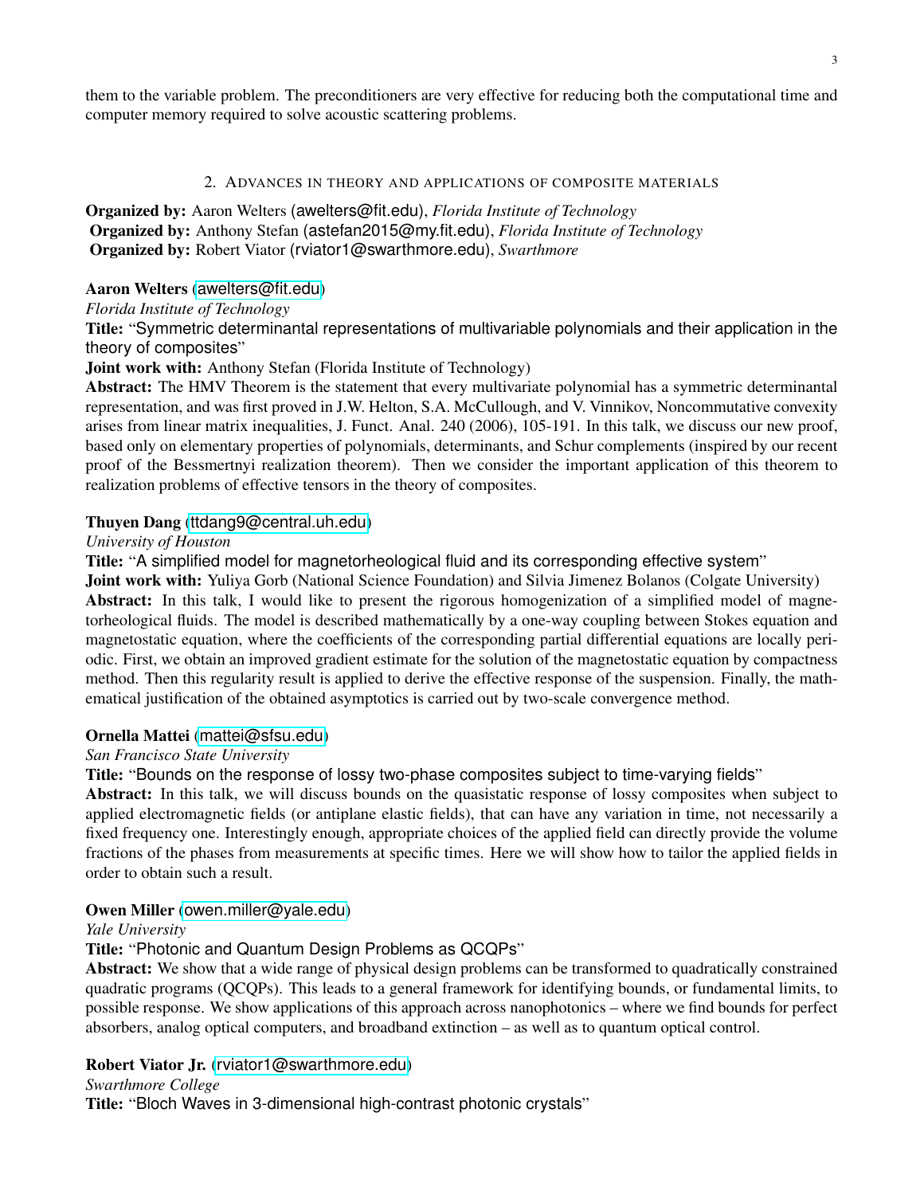them to the variable problem. The preconditioners are very effective for reducing both the computational time and computer memory required to solve acoustic scattering problems.

## 2. Advances in theory and applications of composite materials

**Organized by:** Aaron Welters (awelters@fit.edu), *Florida Institute of Technology*
**Organized by:** Anthony Stefan (astefan2015@my.fit.edu), *Florida Institute of Technology*
**Organized by:** Robert Viator (rviator1@swarthmore.edu), *Swarthmore*

**Aaron Welters** (awelters@fit.edu)
*Florida Institute of Technology*
**Title:** "Symmetric determinantal representations of multivariable polynomials and their application in the theory of composites"
**Joint work with:** Anthony Stefan (Florida Institute of Technology)
**Abstract:** The HMV Theorem is the statement that every multivariate polynomial has a symmetric determinantal representation, and was first proved in J.W. Helton, S.A. McCullough, and V. Vinnikov, Noncommutative convexity arises from linear matrix inequalities, J. Funct. Anal. 240 (2006), 105-191. In this talk, we discuss our new proof, based only on elementary properties of polynomials, determinants, and Schur complements (inspired by our recent proof of the Bessmertnyi realization theorem). Then we consider the important application of this theorem to realization problems of effective tensors in the theory of composites.

**Thuyen Dang** (ttdang9@central.uh.edu)
*University of Houston*
**Title:** "A simplified model for magnetorheological fluid and its corresponding effective system"
**Joint work with:** Yuliya Gorb (National Science Foundation) and Silvia Jimenez Bolanos (Colgate University)
**Abstract:** In this talk, I would like to present the rigorous homogenization of a simplified model of magnetorheological fluids. The model is described mathematically by a one-way coupling between Stokes equation and magnetostatic equation, where the coefficients of the corresponding partial differential equations are locally periodic. First, we obtain an improved gradient estimate for the solution of the magnetostatic equation by compactness method. Then this regularity result is applied to derive the effective response of the suspension. Finally, the mathematical justification of the obtained asymptotics is carried out by two-scale convergence method.

**Ornella Mattei** (mattei@sfsu.edu)
*San Francisco State University*
**Title:** "Bounds on the response of lossy two-phase composites subject to time-varying fields"
**Abstract:** In this talk, we will discuss bounds on the quasistatic response of lossy composites when subject to applied electromagnetic fields (or antiplane elastic fields), that can have any variation in time, not necessarily a fixed frequency one. Interestingly enough, appropriate choices of the applied field can directly provide the volume fractions of the phases from measurements at specific times. Here we will show how to tailor the applied fields in order to obtain such a result.

**Owen Miller** (owen.miller@yale.edu)
*Yale University*
**Title:** "Photonic and Quantum Design Problems as QCQPs"
**Abstract:** We show that a wide range of physical design problems can be transformed to quadratically constrained quadratic programs (QCQPs). This leads to a general framework for identifying bounds, or fundamental limits, to possible response. We show applications of this approach across nanophotonics – where we find bounds for perfect absorbers, analog optical computers, and broadband extinction – as well as to quantum optical control.

**Robert Viator Jr.** (rviator1@swarthmore.edu)
*Swarthmore College*
**Title:** "Bloch Waves in 3-dimensional high-contrast photonic crystals"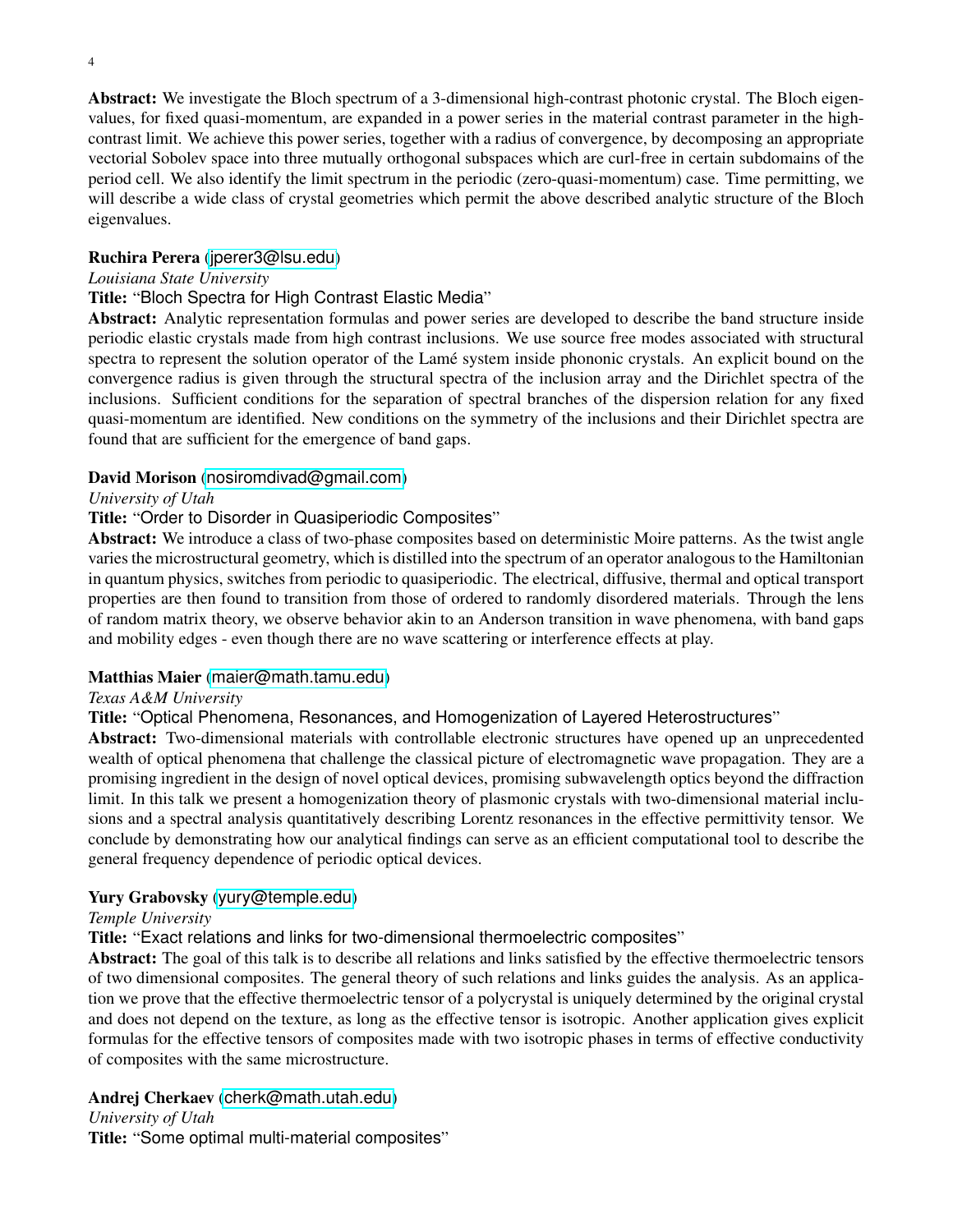**Abstract:** We investigate the Bloch spectrum of a 3-dimensional high-contrast photonic crystal. The Bloch eigenvalues, for fixed quasi-momentum, are expanded in a power series in the material contrast parameter in the high-contrast limit. We achieve this power series, together with a radius of convergence, by decomposing an appropriate vectorial Sobolev space into three mutually orthogonal subspaces which are curl-free in certain subdomains of the period cell. We also identify the limit spectrum in the periodic (zero-quasi-momentum) case. Time permitting, we will describe a wide class of crystal geometries which permit the above described analytic structure of the Bloch eigenvalues.

**Ruchira Perera** (jperer3@lsu.edu)
*Louisiana State University*
**Title:** "Bloch Spectra for High Contrast Elastic Media"
**Abstract:** Analytic representation formulas and power series are developed to describe the band structure inside periodic elastic crystals made from high contrast inclusions. We use source free modes associated with structural spectra to represent the solution operator of the Lamé system inside phononic crystals. An explicit bound on the convergence radius is given through the structural spectra of the inclusion array and the Dirichlet spectra of the inclusions. Sufficient conditions for the separation of spectral branches of the dispersion relation for any fixed quasi-momentum are identified. New conditions on the symmetry of the inclusions and their Dirichlet spectra are found that are sufficient for the emergence of band gaps.

**David Morison** (nosiromdivad@gmail.com)
*University of Utah*
**Title:** "Order to Disorder in Quasiperiodic Composites"
**Abstract:** We introduce a class of two-phase composites based on deterministic Moire patterns. As the twist angle varies the microstructural geometry, which is distilled into the spectrum of an operator analogous to the Hamiltonian in quantum physics, switches from periodic to quasiperiodic. The electrical, diffusive, thermal and optical transport properties are then found to transition from those of ordered to randomly disordered materials. Through the lens of random matrix theory, we observe behavior akin to an Anderson transition in wave phenomena, with band gaps and mobility edges - even though there are no wave scattering or interference effects at play.

**Matthias Maier** (maier@math.tamu.edu)
*Texas A&M University*
**Title:** "Optical Phenomena, Resonances, and Homogenization of Layered Heterostructures"
**Abstract:** Two-dimensional materials with controllable electronic structures have opened up an unprecedented wealth of optical phenomena that challenge the classical picture of electromagnetic wave propagation. They are a promising ingredient in the design of novel optical devices, promising subwavelength optics beyond the diffraction limit. In this talk we present a homogenization theory of plasmonic crystals with two-dimensional material inclusions and a spectral analysis quantitatively describing Lorentz resonances in the effective permittivity tensor. We conclude by demonstrating how our analytical findings can serve as an efficient computational tool to describe the general frequency dependence of periodic optical devices.

**Yury Grabovsky** (yury@temple.edu)
*Temple University*
**Title:** "Exact relations and links for two-dimensional thermoelectric composites"
**Abstract:** The goal of this talk is to describe all relations and links satisfied by the effective thermoelectric tensors of two dimensional composites. The general theory of such relations and links guides the analysis. As an application we prove that the effective thermoelectric tensor of a polycrystal is uniquely determined by the original crystal and does not depend on the texture, as long as the effective tensor is isotropic. Another application gives explicit formulas for the effective tensors of composites made with two isotropic phases in terms of effective conductivity of composites with the same microstructure.

**Andrej Cherkaev** (cherk@math.utah.edu)
*University of Utah*
**Title:** "Some optimal multi-material composites"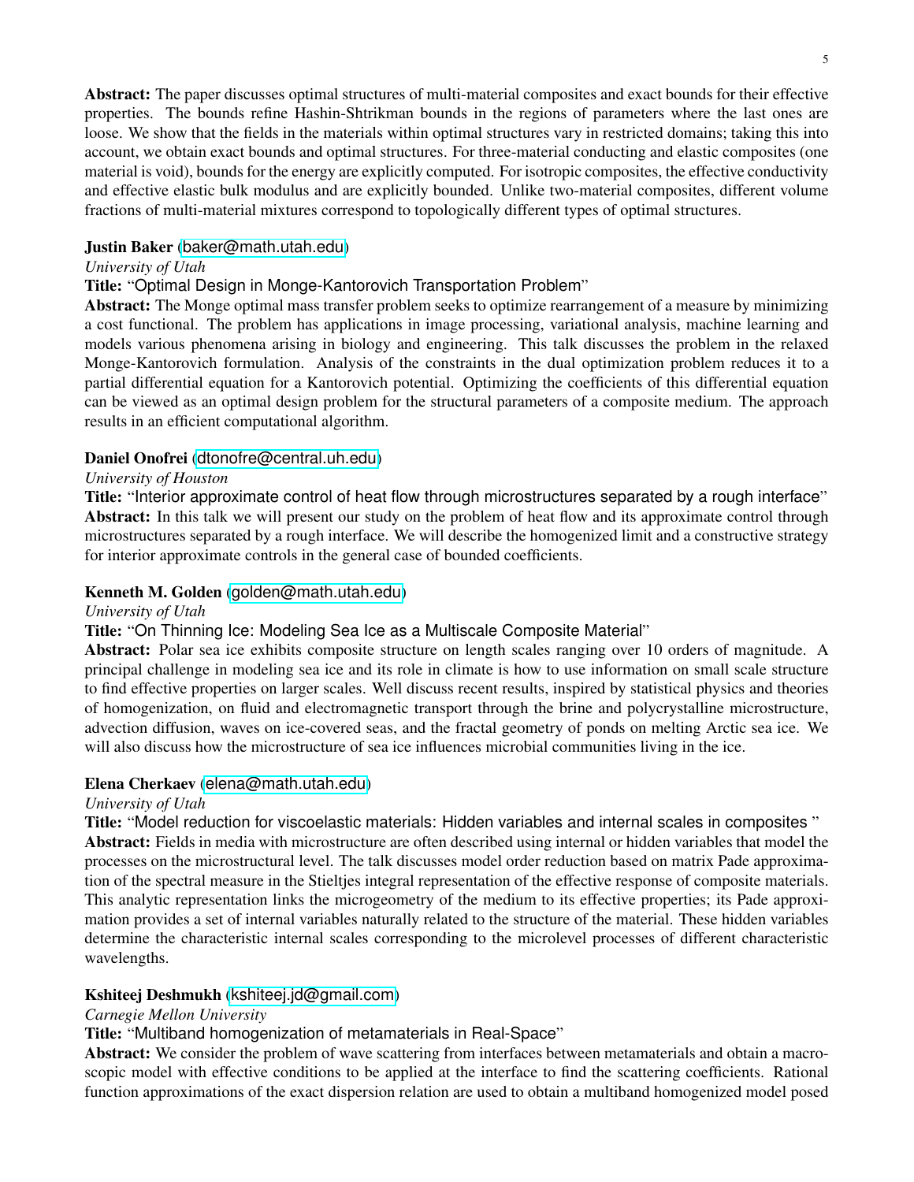**Abstract:** The paper discusses optimal structures of multi-material composites and exact bounds for their effective properties. The bounds refine Hashin-Shtrikman bounds in the regions of parameters where the last ones are loose. We show that the fields in the materials within optimal structures vary in restricted domains; taking this into account, we obtain exact bounds and optimal structures. For three-material conducting and elastic composites (one material is void), bounds for the energy are explicitly computed. For isotropic composites, the effective conductivity and effective elastic bulk modulus and are explicitly bounded. Unlike two-material composites, different volume fractions of multi-material mixtures correspond to topologically different types of optimal structures.

**Justin Baker** (baker@math.utah.edu)
*University of Utah*
**Title:** "Optimal Design in Monge-Kantorovich Transportation Problem"
**Abstract:** The Monge optimal mass transfer problem seeks to optimize rearrangement of a measure by minimizing a cost functional. The problem has applications in image processing, variational analysis, machine learning and models various phenomena arising in biology and engineering. This talk discusses the problem in the relaxed Monge-Kantorovich formulation. Analysis of the constraints in the dual optimization problem reduces it to a partial differential equation for a Kantorovich potential. Optimizing the coefficients of this differential equation can be viewed as an optimal design problem for the structural parameters of a composite medium. The approach results in an efficient computational algorithm.

**Daniel Onofrei** (dtonofre@central.uh.edu)
*University of Houston*
**Title:** "Interior approximate control of heat flow through microstructures separated by a rough interface"
**Abstract:** In this talk we will present our study on the problem of heat flow and its approximate control through microstructures separated by a rough interface. We will describe the homogenized limit and a constructive strategy for interior approximate controls in the general case of bounded coefficients.

**Kenneth M. Golden** (golden@math.utah.edu)
*University of Utah*
**Title:** "On Thinning Ice: Modeling Sea Ice as a Multiscale Composite Material"
**Abstract:** Polar sea ice exhibits composite structure on length scales ranging over 10 orders of magnitude. A principal challenge in modeling sea ice and its role in climate is how to use information on small scale structure to find effective properties on larger scales. Well discuss recent results, inspired by statistical physics and theories of homogenization, on fluid and electromagnetic transport through the brine and polycrystalline microstructure, advection diffusion, waves on ice-covered seas, and the fractal geometry of ponds on melting Arctic sea ice. We will also discuss how the microstructure of sea ice influences microbial communities living in the ice.

**Elena Cherkaev** (elena@math.utah.edu)
*University of Utah*
**Title:** "Model reduction for viscoelastic materials: Hidden variables and internal scales in composites "
**Abstract:** Fields in media with microstructure are often described using internal or hidden variables that model the processes on the microstructural level. The talk discusses model order reduction based on matrix Pade approximation of the spectral measure in the Stieltjes integral representation of the effective response of composite materials. This analytic representation links the microgeometry of the medium to its effective properties; its Pade approximation provides a set of internal variables naturally related to the structure of the material. These hidden variables determine the characteristic internal scales corresponding to the microlevel processes of different characteristic wavelengths.

**Kshiteej Deshmukh** (kshiteej.jd@gmail.com)
*Carnegie Mellon University*
**Title:** "Multiband homogenization of metamaterials in Real-Space"
**Abstract:** We consider the problem of wave scattering from interfaces between metamaterials and obtain a macroscopic model with effective conditions to be applied at the interface to find the scattering coefficients. Rational function approximations of the exact dispersion relation are used to obtain a multiband homogenized model posed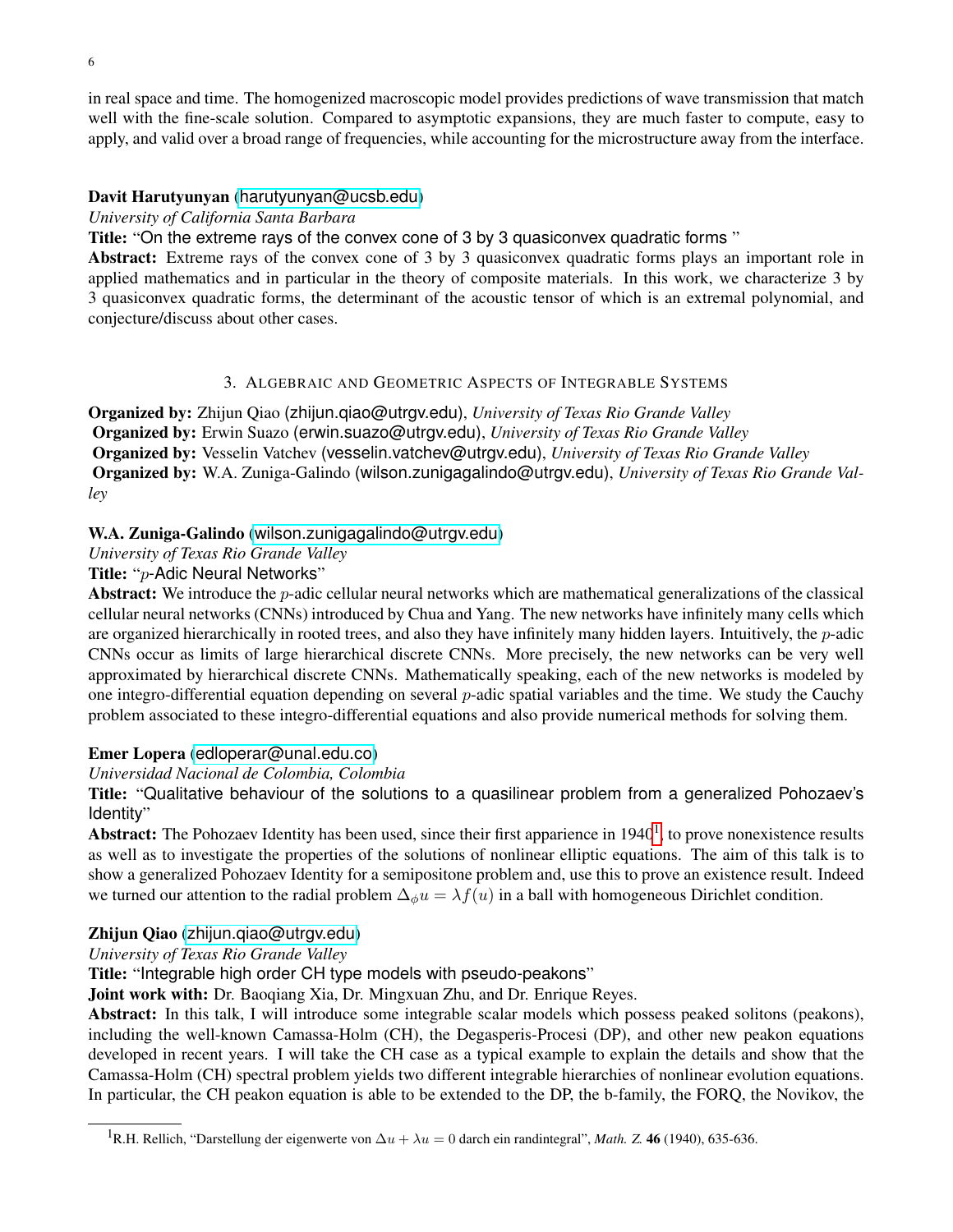in real space and time. The homogenized macroscopic model provides predictions of wave transmission that match well with the fine-scale solution. Compared to asymptotic expansions, they are much faster to compute, easy to apply, and valid over a broad range of frequencies, while accounting for the microstructure away from the interface.

**Davit Harutyunyan** (harutyunyan@ucsb.edu)
*University of California Santa Barbara*
**Title:** "On the extreme rays of the convex cone of 3 by 3 quasiconvex quadratic forms "
**Abstract:** Extreme rays of the convex cone of 3 by 3 quasiconvex quadratic forms plays an important role in applied mathematics and in particular in the theory of composite materials. In this work, we characterize 3 by 3 quasiconvex quadratic forms, the determinant of the acoustic tensor of which is an extremal polynomial, and conjecture/discuss about other cases.

## 3. Algebraic and Geometric Aspects of Integrable Systems

**Organized by:** Zhijun Qiao (zhijun.qiao@utrgv.edu), *University of Texas Rio Grande Valley*
**Organized by:** Erwin Suazo (erwin.suazo@utrgv.edu), *University of Texas Rio Grande Valley*
**Organized by:** Vesselin Vatchev (vesselin.vatchev@utrgv.edu), *University of Texas Rio Grande Valley*
**Organized by:** W.A. Zuniga-Galindo (wilson.zunigagalindo@utrgv.edu), *University of Texas Rio Grande Valley*

**W.A. Zuniga-Galindo** (wilson.zunigagalindo@utrgv.edu)
*University of Texas Rio Grande Valley*
**Title:** "$p$-Adic Neural Networks"
**Abstract:** We introduce the $p$-adic cellular neural networks which are mathematical generalizations of the classical cellular neural networks (CNNs) introduced by Chua and Yang. The new networks have infinitely many cells which are organized hierarchically in rooted trees, and also they have infinitely many hidden layers. Intuitively, the $p$-adic CNNs occur as limits of large hierarchical discrete CNNs. More precisely, the new networks can be very well approximated by hierarchical discrete CNNs. Mathematically speaking, each of the new networks is modeled by one integro-differential equation depending on several $p$-adic spatial variables and the time. We study the Cauchy problem associated to these integro-differential equations and also provide numerical methods for solving them.

**Emer Lopera** (edloperar@unal.edu.co)
*Universidad Nacional de Colombia, Colombia*
**Title:** "Qualitative behaviour of the solutions to a quasilinear problem from a generalized Pohozaev's Identity"
**Abstract:** The Pohozaev Identity has been used, since their first apparience in 1940[1], to prove nonexistence results as well as to investigate the properties of the solutions of nonlinear elliptic equations. The aim of this talk is to show a generalized Pohozaev Identity for a semipositone problem and, use this to prove an existence result. Indeed we turned our attention to the radial problem $\Delta_\phi u = \lambda f(u)$ in a ball with homogeneous Dirichlet condition.

**Zhijun Qiao** (zhijun.qiao@utrgv.edu)
*University of Texas Rio Grande Valley*
**Title:** "Integrable high order CH type models with pseudo-peakons"
**Joint work with:** Dr. Baoqiang Xia, Dr. Mingxuan Zhu, and Dr. Enrique Reyes.
**Abstract:** In this talk, I will introduce some integrable scalar models which possess peaked solitons (peakons), including the well-known Camassa-Holm (CH), the Degasperis-Procesi (DP), and other new peakon equations developed in recent years. I will take the CH case as a typical example to explain the details and show that the Camassa-Holm (CH) spectral problem yields two different integrable hierarchies of nonlinear evolution equations. In particular, the CH peakon equation is able to be extended to the DP, the b-family, the FORQ, the Novikov, the

[1] R.H. Rellich, "Darstellung der eigenwerte von $\Delta u + \lambda u = 0$ darch ein randintegral", *Math. Z.* **46** (1940), 635-636.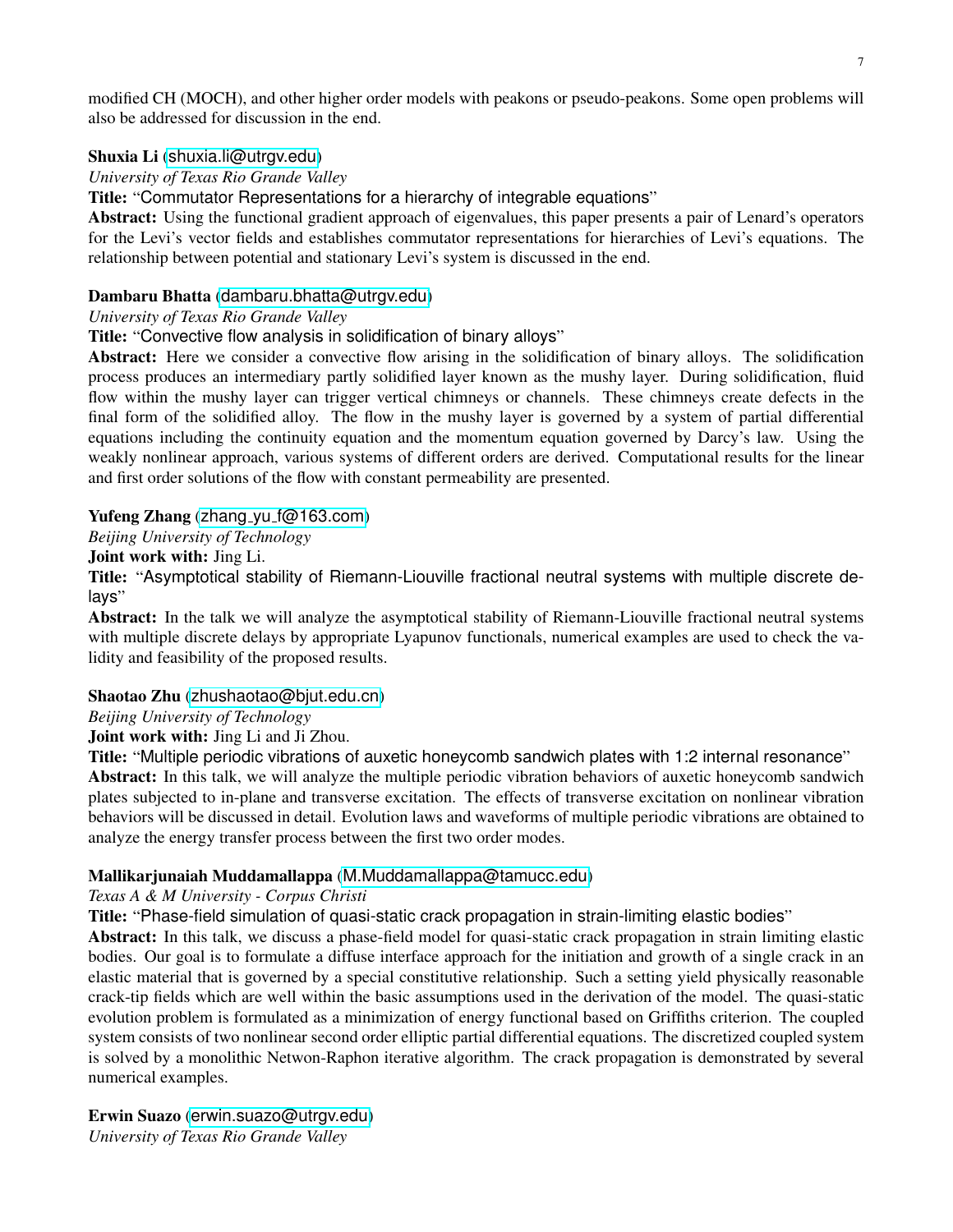modified CH (MOCH), and other higher order models with peakons or pseudo-peakons. Some open problems will also be addressed for discussion in the end.

**Shuxia Li** (shuxia.li@utrgv.edu)
*University of Texas Rio Grande Valley*
**Title:** "Commutator Representations for a hierarchy of integrable equations"
**Abstract:** Using the functional gradient approach of eigenvalues, this paper presents a pair of Lenard's operators for the Levi's vector fields and establishes commutator representations for hierarchies of Levi's equations. The relationship between potential and stationary Levi's system is discussed in the end.

**Dambaru Bhatta** (dambaru.bhatta@utrgv.edu)
*University of Texas Rio Grande Valley*
**Title:** "Convective flow analysis in solidification of binary alloys"
**Abstract:** Here we consider a convective flow arising in the solidification of binary alloys. The solidification process produces an intermediary partly solidified layer known as the mushy layer. During solidification, fluid flow within the mushy layer can trigger vertical chimneys or channels. These chimneys create defects in the final form of the solidified alloy. The flow in the mushy layer is governed by a system of partial differential equations including the continuity equation and the momentum equation governed by Darcy's law. Using the weakly nonlinear approach, various systems of different orders are derived. Computational results for the linear and first order solutions of the flow with constant permeability are presented.

**Yufeng Zhang** (zhang_yu_f@163.com)
*Beijing University of Technology*
**Joint work with:** Jing Li.
**Title:** "Asymptotical stability of Riemann-Liouville fractional neutral systems with multiple discrete delays"
**Abstract:** In the talk we will analyze the asymptotical stability of Riemann-Liouville fractional neutral systems with multiple discrete delays by appropriate Lyapunov functionals, numerical examples are used to check the validity and feasibility of the proposed results.

**Shaotao Zhu** (zhushaotao@bjut.edu.cn)
*Beijing University of Technology*
**Joint work with:** Jing Li and Ji Zhou.
**Title:** "Multiple periodic vibrations of auxetic honeycomb sandwich plates with 1:2 internal resonance"
**Abstract:** In this talk, we will analyze the multiple periodic vibration behaviors of auxetic honeycomb sandwich plates subjected to in-plane and transverse excitation. The effects of transverse excitation on nonlinear vibration behaviors will be discussed in detail. Evolution laws and waveforms of multiple periodic vibrations are obtained to analyze the energy transfer process between the first two order modes.

**Mallikarjunaiah Muddamallappa** (M.Muddamallappa@tamucc.edu)
*Texas A & M University - Corpus Christi*
**Title:** "Phase-field simulation of quasi-static crack propagation in strain-limiting elastic bodies"
**Abstract:** In this talk, we discuss a phase-field model for quasi-static crack propagation in strain limiting elastic bodies. Our goal is to formulate a diffuse interface approach for the initiation and growth of a single crack in an elastic material that is governed by a special constitutive relationship. Such a setting yield physically reasonable crack-tip fields which are well within the basic assumptions used in the derivation of the model. The quasi-static evolution problem is formulated as a minimization of energy functional based on Griffiths criterion. The coupled system consists of two nonlinear second order elliptic partial differential equations. The discretized coupled system is solved by a monolithic Netwon-Raphon iterative algorithm. The crack propagation is demonstrated by several numerical examples.

**Erwin Suazo** (erwin.suazo@utrgv.edu)
*University of Texas Rio Grande Valley*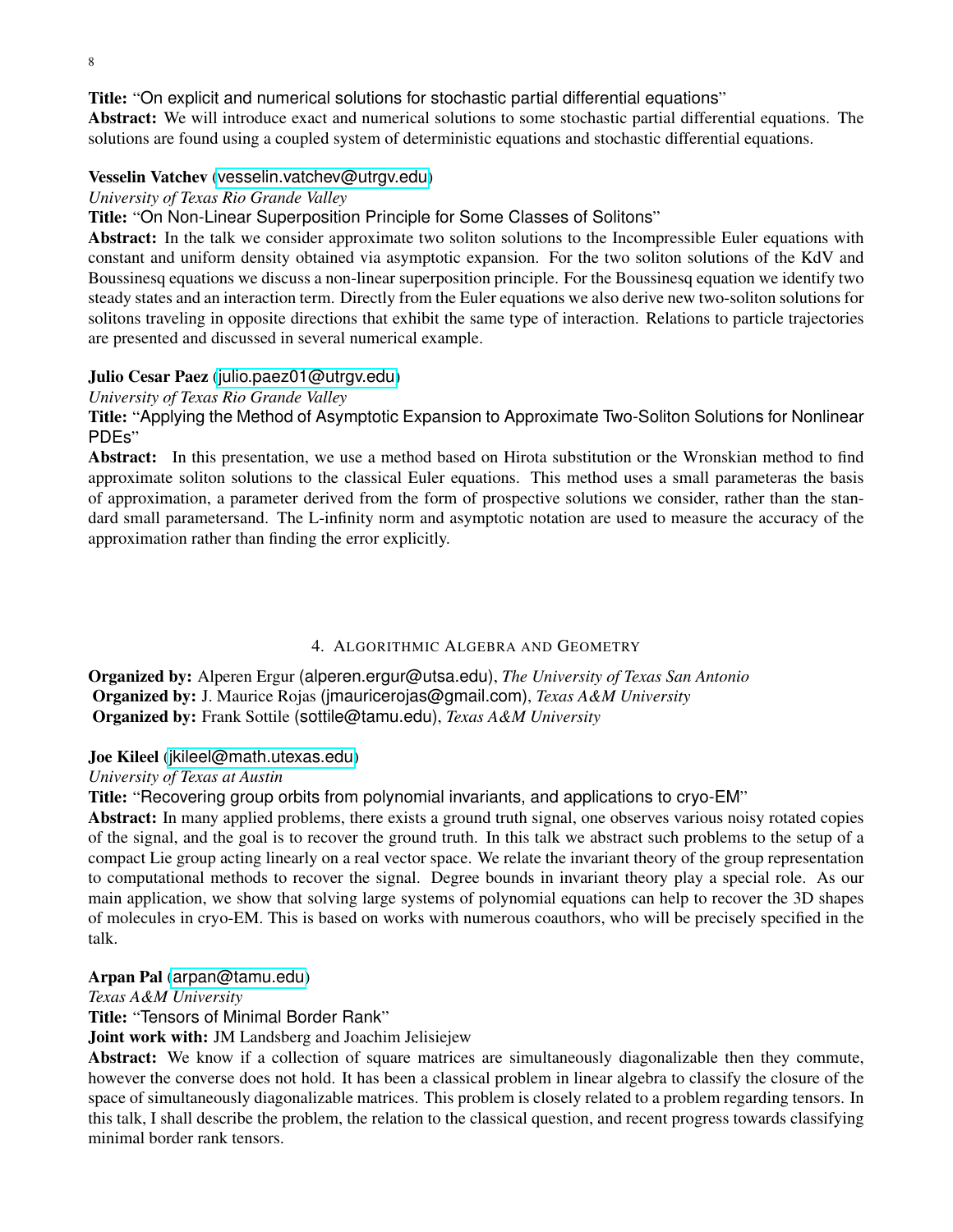**Title:** "On explicit and numerical solutions for stochastic partial differential equations"
**Abstract:** We will introduce exact and numerical solutions to some stochastic partial differential equations. The solutions are found using a coupled system of deterministic equations and stochastic differential equations.

**Vesselin Vatchev** (vesselin.vatchev@utrgv.edu)
*University of Texas Rio Grande Valley*
**Title:** "On Non-Linear Superposition Principle for Some Classes of Solitons"
**Abstract:** In the talk we consider approximate two soliton solutions to the Incompressible Euler equations with constant and uniform density obtained via asymptotic expansion. For the two soliton solutions of the KdV and Boussinesq equations we discuss a non-linear superposition principle. For the Boussinesq equation we identify two steady states and an interaction term. Directly from the Euler equations we also derive new two-soliton solutions for solitons traveling in opposite directions that exhibit the same type of interaction. Relations to particle trajectories are presented and discussed in several numerical example.

**Julio Cesar Paez** (julio.paez01@utrgv.edu)
*University of Texas Rio Grande Valley*
**Title:** "Applying the Method of Asymptotic Expansion to Approximate Two-Soliton Solutions for Nonlinear PDEs"
**Abstract:** In this presentation, we use a method based on Hirota substitution or the Wronskian method to find approximate soliton solutions to the classical Euler equations. This method uses a small parameteras the basis of approximation, a parameter derived from the form of prospective solutions we consider, rather than the standard small parametersand. The L-infinity norm and asymptotic notation are used to measure the accuracy of the approximation rather than finding the error explicitly.

## 4. Algorithmic Algebra and Geometry

**Organized by:** Alperen Ergur (alperen.ergur@utsa.edu), *The University of Texas San Antonio*
**Organized by:** J. Maurice Rojas (jmauricerojas@gmail.com), *Texas A&M University*
**Organized by:** Frank Sottile (sottile@tamu.edu), *Texas A&M University*

**Joe Kileel** (jkileel@math.utexas.edu)
*University of Texas at Austin*
**Title:** "Recovering group orbits from polynomial invariants, and applications to cryo-EM"
**Abstract:** In many applied problems, there exists a ground truth signal, one observes various noisy rotated copies of the signal, and the goal is to recover the ground truth. In this talk we abstract such problems to the setup of a compact Lie group acting linearly on a real vector space. We relate the invariant theory of the group representation to computational methods to recover the signal. Degree bounds in invariant theory play a special role. As our main application, we show that solving large systems of polynomial equations can help to recover the 3D shapes of molecules in cryo-EM. This is based on works with numerous coauthors, who will be precisely specified in the talk.

**Arpan Pal** (arpan@tamu.edu)
*Texas A&M University*
**Title:** "Tensors of Minimal Border Rank"
**Joint work with:** JM Landsberg and Joachim Jelisiejew
**Abstract:** We know if a collection of square matrices are simultaneously diagonalizable then they commute, however the converse does not hold. It has been a classical problem in linear algebra to classify the closure of the space of simultaneously diagonalizable matrices. This problem is closely related to a problem regarding tensors. In this talk, I shall describe the problem, the relation to the classical question, and recent progress towards classifying minimal border rank tensors.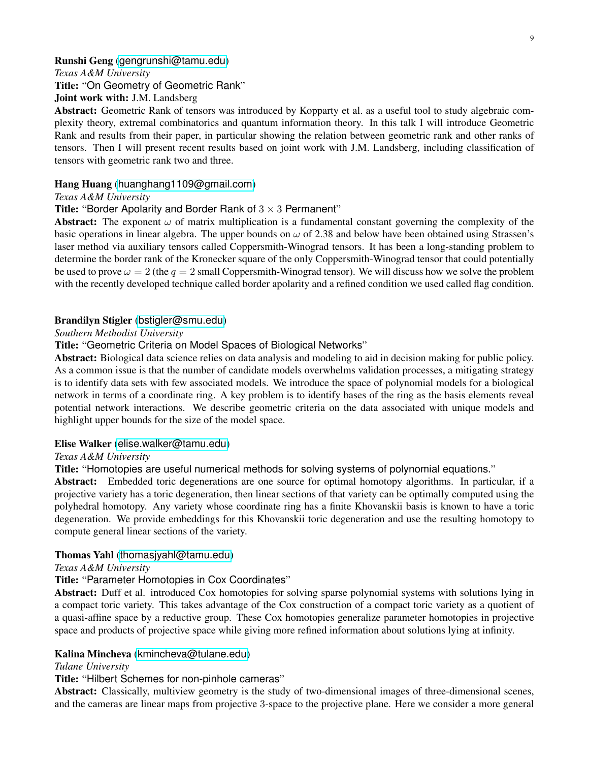**Runshi Geng** (gengrunshi@tamu.edu)
*Texas A&M University*
**Title:** "On Geometry of Geometric Rank"
**Joint work with:** J.M. Landsberg
**Abstract:** Geometric Rank of tensors was introduced by Kopparty et al. as a useful tool to study algebraic complexity theory, extremal combinatorics and quantum information theory. In this talk I will introduce Geometric Rank and results from their paper, in particular showing the relation between geometric rank and other ranks of tensors. Then I will present recent results based on joint work with J.M. Landsberg, including classification of tensors with geometric rank two and three.

**Hang Huang** (huanghang1109@gmail.com)
*Texas A&M University*
**Title:** "Border Apolarity and Border Rank of $3 \times 3$ Permanent"
**Abstract:** The exponent $\omega$ of matrix multiplication is a fundamental constant governing the complexity of the basic operations in linear algebra. The upper bounds on $\omega$ of 2.38 and below have been obtained using Strassen's laser method via auxiliary tensors called Coppersmith-Winograd tensors. It has been a long-standing problem to determine the border rank of the Kronecker square of the only Coppersmith-Winograd tensor that could potentially be used to prove $\omega = 2$ (the $q = 2$ small Coppersmith-Winograd tensor). We will discuss how we solve the problem with the recently developed technique called border apolarity and a refined condition we used called flag condition.

**Brandilyn Stigler** (bstigler@smu.edu)
*Southern Methodist University*
**Title:** "Geometric Criteria on Model Spaces of Biological Networks"
**Abstract:** Biological data science relies on data analysis and modeling to aid in decision making for public policy. As a common issue is that the number of candidate models overwhelms validation processes, a mitigating strategy is to identify data sets with few associated models. We introduce the space of polynomial models for a biological network in terms of a coordinate ring. A key problem is to identify bases of the ring as the basis elements reveal potential network interactions. We describe geometric criteria on the data associated with unique models and highlight upper bounds for the size of the model space.

**Elise Walker** (elise.walker@tamu.edu)
*Texas A&M University*
**Title:** "Homotopies are useful numerical methods for solving systems of polynomial equations."
**Abstract:** Embedded toric degenerations are one source for optimal homotopy algorithms. In particular, if a projective variety has a toric degeneration, then linear sections of that variety can be optimally computed using the polyhedral homotopy. Any variety whose coordinate ring has a finite Khovanskii basis is known to have a toric degeneration. We provide embeddings for this Khovanskii toric degeneration and use the resulting homotopy to compute general linear sections of the variety.

**Thomas Yahl** (thomasjyahl@tamu.edu)
*Texas A&M University*
**Title:** "Parameter Homotopies in Cox Coordinates"
**Abstract:** Duff et al. introduced Cox homotopies for solving sparse polynomial systems with solutions lying in a compact toric variety. This takes advantage of the Cox construction of a compact toric variety as a quotient of a quasi-affine space by a reductive group. These Cox homotopies generalize parameter homotopies in projective space and products of projective space while giving more refined information about solutions lying at infinity.

**Kalina Mincheva** (kmincheva@tulane.edu)
*Tulane University*
**Title:** "Hilbert Schemes for non-pinhole cameras"
**Abstract:** Classically, multiview geometry is the study of two-dimensional images of three-dimensional scenes, and the cameras are linear maps from projective 3-space to the projective plane. Here we consider a more general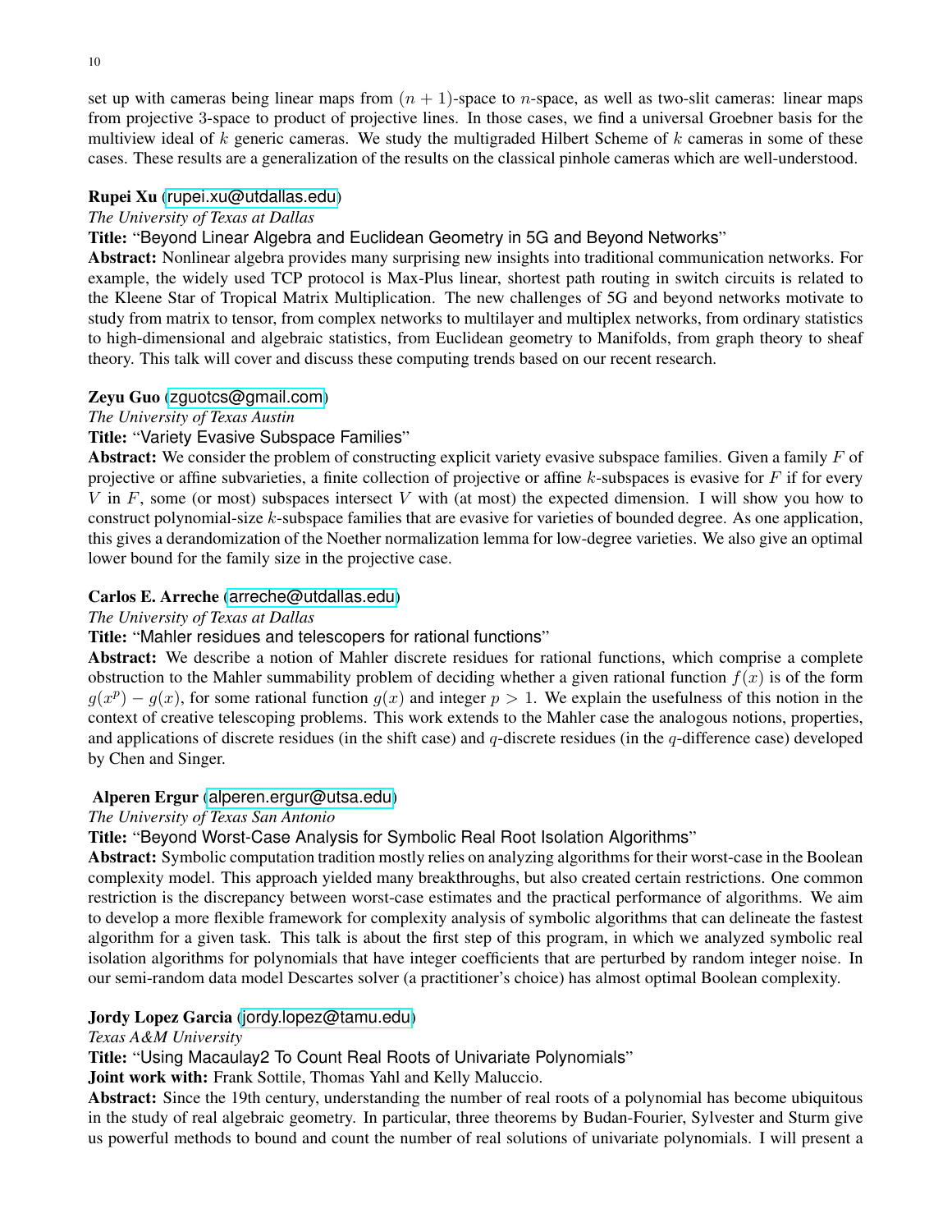set up with cameras being linear maps from $(n+1)$-space to $n$-space, as well as two-slit cameras: linear maps from projective 3-space to product of projective lines. In those cases, we find a universal Groebner basis for the multiview ideal of $k$ generic cameras. We study the multigraded Hilbert Scheme of $k$ cameras in some of these cases. These results are a generalization of the results on the classical pinhole cameras which are well-understood.

**Rupei Xu** (rupei.xu@utdallas.edu)
*The University of Texas at Dallas*
**Title:** "Beyond Linear Algebra and Euclidean Geometry in 5G and Beyond Networks"
**Abstract:** Nonlinear algebra provides many surprising new insights into traditional communication networks. For example, the widely used TCP protocol is Max-Plus linear, shortest path routing in switch circuits is related to the Kleene Star of Tropical Matrix Multiplication. The new challenges of 5G and beyond networks motivate to study from matrix to tensor, from complex networks to multilayer and multiplex networks, from ordinary statistics to high-dimensional and algebraic statistics, from Euclidean geometry to Manifolds, from graph theory to sheaf theory. This talk will cover and discuss these computing trends based on our recent research.

**Zeyu Guo** (zguotcs@gmail.com)
*The University of Texas Austin*
**Title:** "Variety Evasive Subspace Families"
**Abstract:** We consider the problem of constructing explicit variety evasive subspace families. Given a family $F$ of projective or affine subvarieties, a finite collection of projective or affine $k$-subspaces is evasive for $F$ if for every $V$ in $F$, some (or most) subspaces intersect $V$ with (at most) the expected dimension. I will show you how to construct polynomial-size $k$-subspace families that are evasive for varieties of bounded degree. As one application, this gives a derandomization of the Noether normalization lemma for low-degree varieties. We also give an optimal lower bound for the family size in the projective case.

**Carlos E. Arreche** (arreche@utdallas.edu)
*The University of Texas at Dallas*
**Title:** "Mahler residues and telescopers for rational functions"
**Abstract:** We describe a notion of Mahler discrete residues for rational functions, which comprise a complete obstruction to the Mahler summability problem of deciding whether a given rational function $f(x)$ is of the form $g(x^p) - g(x)$, for some rational function $g(x)$ and integer $p > 1$. We explain the usefulness of this notion in the context of creative telescoping problems. This work extends to the Mahler case the analogous notions, properties, and applications of discrete residues (in the shift case) and $q$-discrete residues (in the $q$-difference case) developed by Chen and Singer.

**Alperen Ergur** (alperen.ergur@utsa.edu)
*The University of Texas San Antonio*
**Title:** "Beyond Worst-Case Analysis for Symbolic Real Root Isolation Algorithms"
**Abstract:** Symbolic computation tradition mostly relies on analyzing algorithms for their worst-case in the Boolean complexity model. This approach yielded many breakthroughs, but also created certain restrictions. One common restriction is the discrepancy between worst-case estimates and the practical performance of algorithms. We aim to develop a more flexible framework for complexity analysis of symbolic algorithms that can delineate the fastest algorithm for a given task. This talk is about the first step of this program, in which we analyzed symbolic real isolation algorithms for polynomials that have integer coefficients that are perturbed by random integer noise. In our semi-random data model Descartes solver (a practitioner's choice) has almost optimal Boolean complexity.

**Jordy Lopez Garcia** (jordy.lopez@tamu.edu)
*Texas A&M University*
**Title:** "Using Macaulay2 To Count Real Roots of Univariate Polynomials"
**Joint work with:** Frank Sottile, Thomas Yahl and Kelly Maluccio.
**Abstract:** Since the 19th century, understanding the number of real roots of a polynomial has become ubiquitous in the study of real algebraic geometry. In particular, three theorems by Budan-Fourier, Sylvester and Sturm give us powerful methods to bound and count the number of real solutions of univariate polynomials. I will present a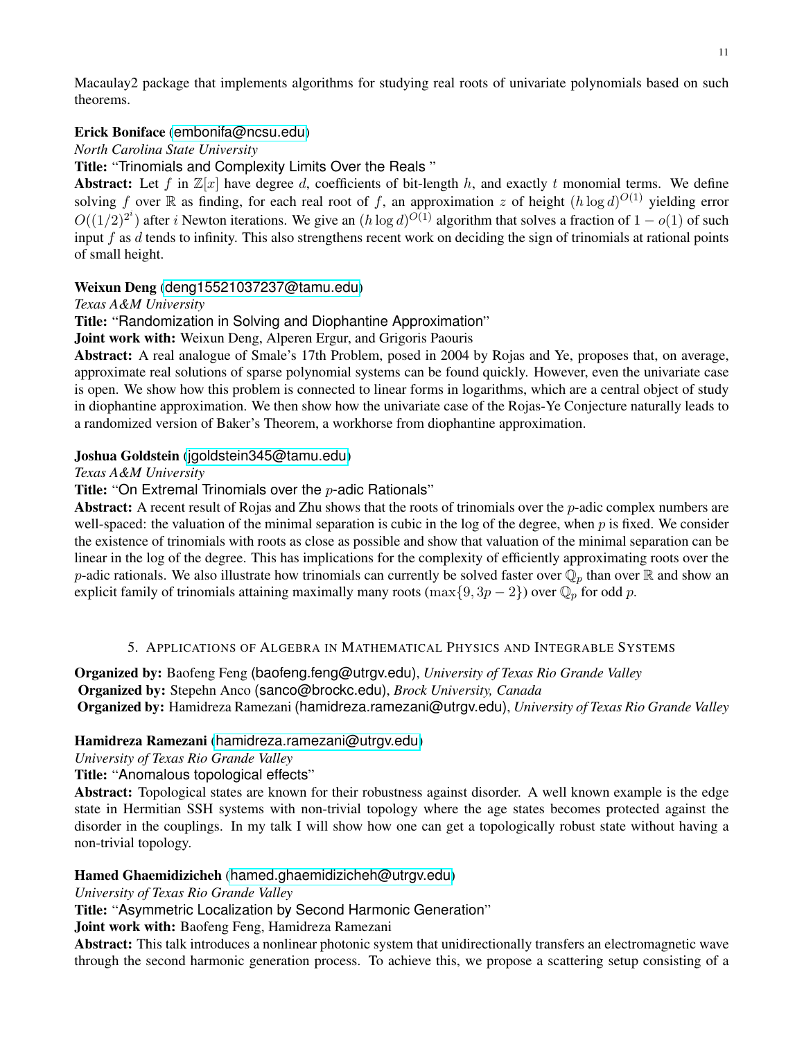Macaulay2 package that implements algorithms for studying real roots of univariate polynomials based on such theorems.

**Erick Boniface** (embonifa@ncsu.edu)
*North Carolina State University*
**Title:** "Trinomials and Complexity Limits Over the Reals "
**Abstract:** Let $f$ in $\mathbb{Z}[x]$ have degree $d$, coefficients of bit-length $h$, and exactly $t$ monomial terms. We define solving $f$ over $\mathbb{R}$ as finding, for each real root of $f$, an approximation $z$ of height $(h \log d)^{O(1)}$ yielding error $O((1/2)^{2^i})$ after $i$ Newton iterations. We give an $(h \log d)^{O(1)}$ algorithm that solves a fraction of $1 - o(1)$ of such input $f$ as $d$ tends to infinity. This also strengthens recent work on deciding the sign of trinomials at rational points of small height.

**Weixun Deng** (deng15521037237@tamu.edu)
*Texas A&M University*
**Title:** "Randomization in Solving and Diophantine Approximation"
**Joint work with:** Weixun Deng, Alperen Ergur, and Grigoris Paouris
**Abstract:** A real analogue of Smale's 17th Problem, posed in 2004 by Rojas and Ye, proposes that, on average, approximate real solutions of sparse polynomial systems can be found quickly. However, even the univariate case is open. We show how this problem is connected to linear forms in logarithms, which are a central object of study in diophantine approximation. We then show how the univariate case of the Rojas-Ye Conjecture naturally leads to a randomized version of Baker's Theorem, a workhorse from diophantine approximation.

**Joshua Goldstein** (jgoldstein345@tamu.edu)
*Texas A&M University*
**Title:** "On Extremal Trinomials over the $p$-adic Rationals"
**Abstract:** A recent result of Rojas and Zhu shows that the roots of trinomials over the $p$-adic complex numbers are well-spaced: the valuation of the minimal separation is cubic in the log of the degree, when $p$ is fixed. We consider the existence of trinomials with roots as close as possible and show that valuation of the minimal separation can be linear in the log of the degree. This has implications for the complexity of efficiently approximating roots over the $p$-adic rationals. We also illustrate how trinomials can currently be solved faster over $\mathbb{Q}_p$ than over $\mathbb{R}$ and show an explicit family of trinomials attaining maximally many roots ($\max\{9, 3p - 2\}$) over $\mathbb{Q}_p$ for odd $p$.

## 5. Applications of Algebra in Mathematical Physics and Integrable Systems

**Organized by:** Baofeng Feng (baofeng.feng@utrgv.edu), *University of Texas Rio Grande Valley*
**Organized by:** Stepehn Anco (sanco@brockc.edu), *Brock University, Canada*
**Organized by:** Hamidreza Ramezani (hamidreza.ramezani@utrgv.edu), *University of Texas Rio Grande Valley*

**Hamidreza Ramezani** (hamidreza.ramezani@utrgv.edu)
*University of Texas Rio Grande Valley*
**Title:** "Anomalous topological effects"
**Abstract:** Topological states are known for their robustness against disorder. A well known example is the edge state in Hermitian SSH systems with non-trivial topology where the age states becomes protected against the disorder in the couplings. In my talk I will show how one can get a topologically robust state without having a non-trivial topology.

**Hamed Ghaemidizicheh** (hamed.ghaemidizicheh@utrgv.edu)
*University of Texas Rio Grande Valley*
**Title:** "Asymmetric Localization by Second Harmonic Generation"
**Joint work with:** Baofeng Feng, Hamidreza Ramezani
**Abstract:** This talk introduces a nonlinear photonic system that unidirectionally transfers an electromagnetic wave through the second harmonic generation process. To achieve this, we propose a scattering setup consisting of a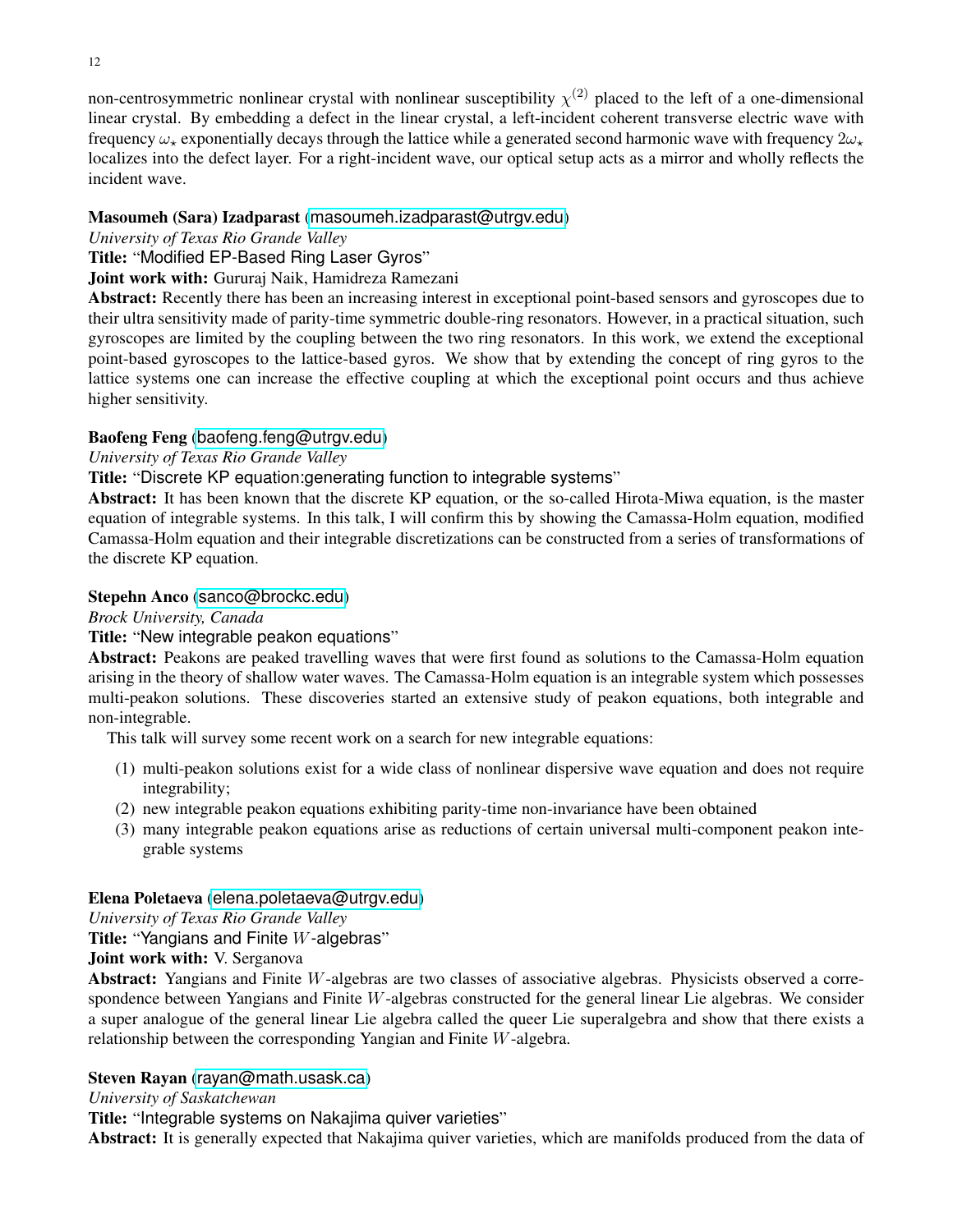non-centrosymmetric nonlinear crystal with nonlinear susceptibility $\chi^{(2)}$ placed to the left of a one-dimensional linear crystal. By embedding a defect in the linear crystal, a left-incident coherent transverse electric wave with frequency $\omega_\star$ exponentially decays through the lattice while a generated second harmonic wave with frequency $2\omega_\star$ localizes into the defect layer. For a right-incident wave, our optical setup acts as a mirror and wholly reflects the incident wave.

**Masoumeh (Sara) Izadparast** (masoumeh.izadparast@utrgv.edu)
*University of Texas Rio Grande Valley*
**Title:** "Modified EP-Based Ring Laser Gyros"
**Joint work with:** Gururaj Naik, Hamidreza Ramezani
**Abstract:** Recently there has been an increasing interest in exceptional point-based sensors and gyroscopes due to their ultra sensitivity made of parity-time symmetric double-ring resonators. However, in a practical situation, such gyroscopes are limited by the coupling between the two ring resonators. In this work, we extend the exceptional point-based gyroscopes to the lattice-based gyros. We show that by extending the concept of ring gyros to the lattice systems one can increase the effective coupling at which the exceptional point occurs and thus achieve higher sensitivity.

**Baofeng Feng** (baofeng.feng@utrgv.edu)
*University of Texas Rio Grande Valley*
**Title:** "Discrete KP equation:generating function to integrable systems"
**Abstract:** It has been known that the discrete KP equation, or the so-called Hirota-Miwa equation, is the master equation of integrable systems. In this talk, I will confirm this by showing the Camassa-Holm equation, modified Camassa-Holm equation and their integrable discretizations can be constructed from a series of transformations of the discrete KP equation.

**Stepehn Anco** (sanco@brockc.edu)
*Brock University, Canada*
**Title:** "New integrable peakon equations"
**Abstract:** Peakons are peaked travelling waves that were first found as solutions to the Camassa-Holm equation arising in the theory of shallow water waves. The Camassa-Holm equation is an integrable system which possesses multi-peakon solutions. These discoveries started an extensive study of peakon equations, both integrable and non-integrable.

This talk will survey some recent work on a search for new integrable equations:

(1) multi-peakon solutions exist for a wide class of nonlinear dispersive wave equation and does not require integrability;
(2) new integrable peakon equations exhibiting parity-time non-invariance have been obtained
(3) many integrable peakon equations arise as reductions of certain universal multi-component peakon integrable systems

**Elena Poletaeva** (elena.poletaeva@utrgv.edu)
*University of Texas Rio Grande Valley*
**Title:** "Yangians and Finite $W$-algebras"
**Joint work with:** V. Serganova
**Abstract:** Yangians and Finite $W$-algebras are two classes of associative algebras. Physicists observed a correspondence between Yangians and Finite $W$-algebras constructed for the general linear Lie algebras. We consider a super analogue of the general linear Lie algebra called the queer Lie superalgebra and show that there exists a relationship between the corresponding Yangian and Finite $W$-algebra.

**Steven Rayan** (rayan@math.usask.ca)
*University of Saskatchewan*
**Title:** "Integrable systems on Nakajima quiver varieties"
**Abstract:** It is generally expected that Nakajima quiver varieties, which are manifolds produced from the data of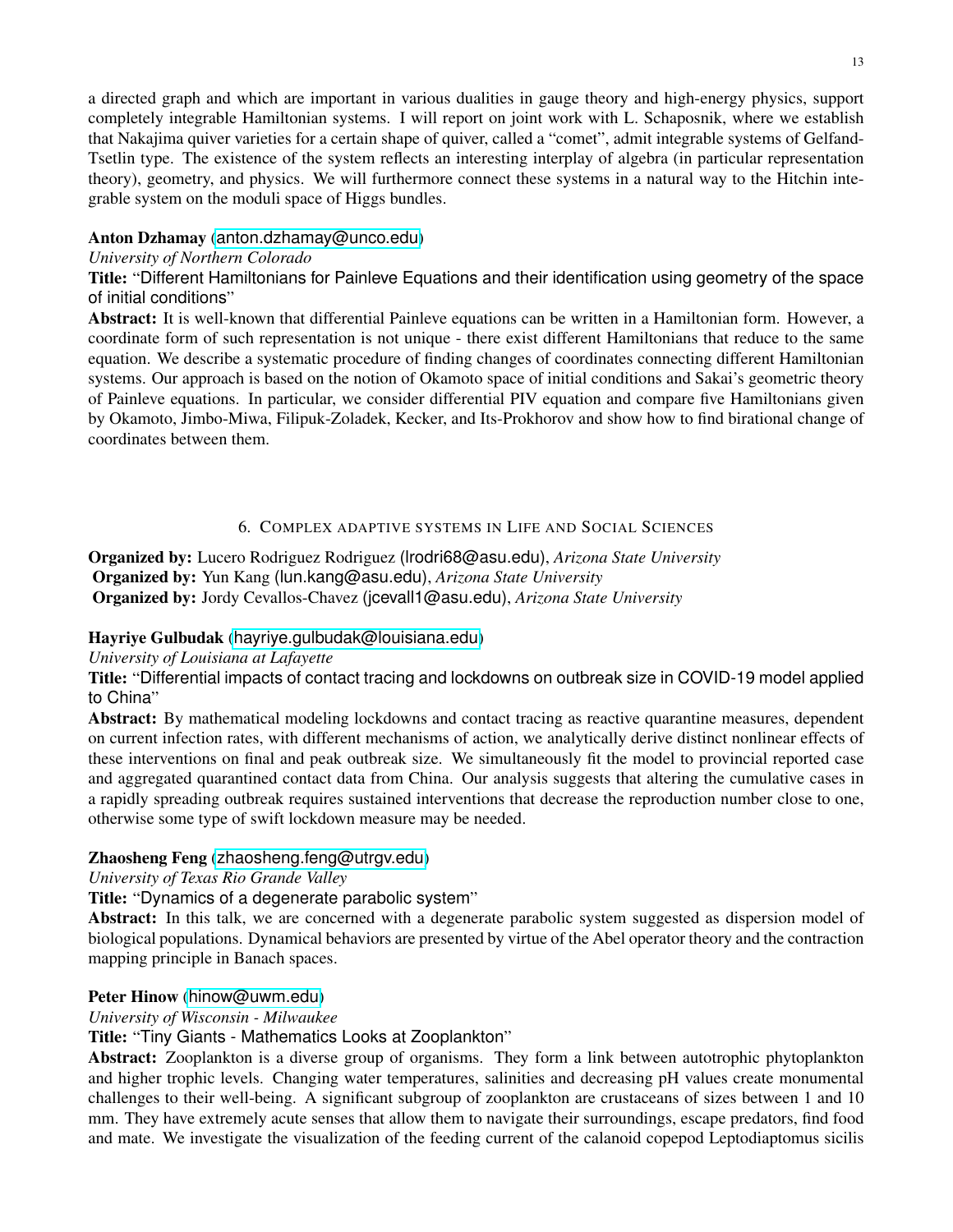a directed graph and which are important in various dualities in gauge theory and high-energy physics, support completely integrable Hamiltonian systems. I will report on joint work with L. Schaposnik, where we establish that Nakajima quiver varieties for a certain shape of quiver, called a "comet", admit integrable systems of Gelfand-Tsetlin type. The existence of the system reflects an interesting interplay of algebra (in particular representation theory), geometry, and physics. We will furthermore connect these systems in a natural way to the Hitchin integrable system on the moduli space of Higgs bundles.

**Anton Dzhamay** (anton.dzhamay@unco.edu)
*University of Northern Colorado*
**Title:** "Different Hamiltonians for Painleve Equations and their identification using geometry of the space of initial conditions"
**Abstract:** It is well-known that differential Painleve equations can be written in a Hamiltonian form. However, a coordinate form of such representation is not unique - there exist different Hamiltonians that reduce to the same equation. We describe a systematic procedure of finding changes of coordinates connecting different Hamiltonian systems. Our approach is based on the notion of Okamoto space of initial conditions and Sakai's geometric theory of Painleve equations. In particular, we consider differential PIV equation and compare five Hamiltonians given by Okamoto, Jimbo-Miwa, Filipuk-Zoladek, Kecker, and Its-Prokhorov and show how to find birational change of coordinates between them.

## 6. Complex adaptive systems in Life and Social Sciences

**Organized by:** Lucero Rodriguez Rodriguez (lrodri68@asu.edu), *Arizona State University*
**Organized by:** Yun Kang (lun.kang@asu.edu), *Arizona State University*
**Organized by:** Jordy Cevallos-Chavez (jcevall1@asu.edu), *Arizona State University*

**Hayriye Gulbudak** (hayriye.gulbudak@louisiana.edu)
*University of Louisiana at Lafayette*
**Title:** "Differential impacts of contact tracing and lockdowns on outbreak size in COVID-19 model applied to China"
**Abstract:** By mathematical modeling lockdowns and contact tracing as reactive quarantine measures, dependent on current infection rates, with different mechanisms of action, we analytically derive distinct nonlinear effects of these interventions on final and peak outbreak size. We simultaneously fit the model to provincial reported case and aggregated quarantined contact data from China. Our analysis suggests that altering the cumulative cases in a rapidly spreading outbreak requires sustained interventions that decrease the reproduction number close to one, otherwise some type of swift lockdown measure may be needed.

**Zhaosheng Feng** (zhaosheng.feng@utrgv.edu)
*University of Texas Rio Grande Valley*
**Title:** "Dynamics of a degenerate parabolic system"
**Abstract:** In this talk, we are concerned with a degenerate parabolic system suggested as dispersion model of biological populations. Dynamical behaviors are presented by virtue of the Abel operator theory and the contraction mapping principle in Banach spaces.

**Peter Hinow** (hinow@uwm.edu)
*University of Wisconsin - Milwaukee*
**Title:** "Tiny Giants - Mathematics Looks at Zooplankton"
**Abstract:** Zooplankton is a diverse group of organisms. They form a link between autotrophic phytoplankton and higher trophic levels. Changing water temperatures, salinities and decreasing pH values create monumental challenges to their well-being. A significant subgroup of zooplankton are crustaceans of sizes between 1 and 10 mm. They have extremely acute senses that allow them to navigate their surroundings, escape predators, find food and mate. We investigate the visualization of the feeding current of the calanoid copepod Leptodiaptomus sicilis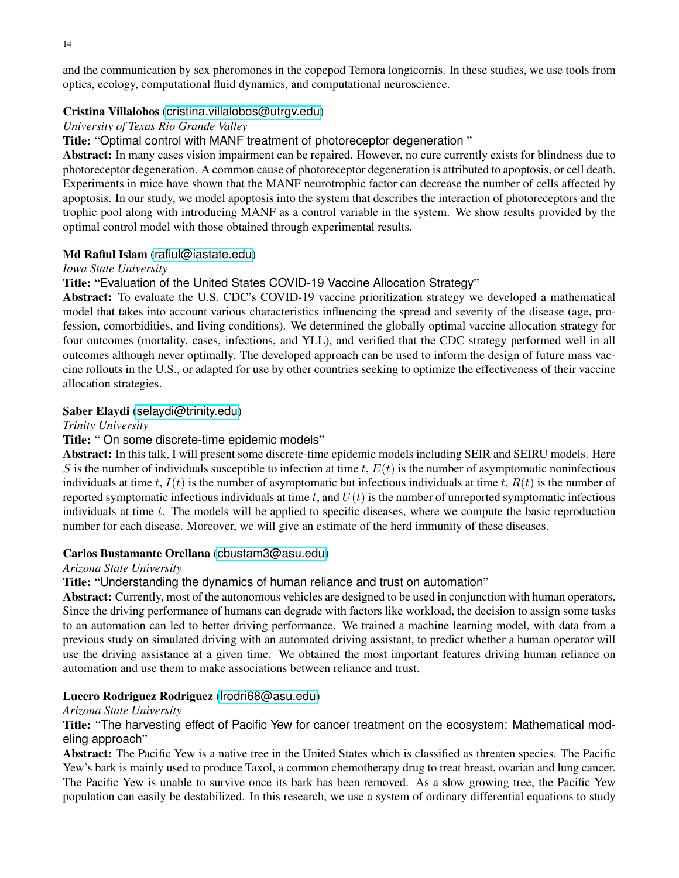and the communication by sex pheromones in the copepod Temora longicornis. In these studies, we use tools from optics, ecology, computational fluid dynamics, and computational neuroscience.

**Cristina Villalobos** (cristina.villalobos@utrgv.edu)

*University of Texas Rio Grande Valley*

**Title:** "Optimal control with MANF treatment of photoreceptor degeneration "

**Abstract:** In many cases vision impairment can be repaired. However, no cure currently exists for blindness due to photoreceptor degeneration. A common cause of photoreceptor degeneration is attributed to apoptosis, or cell death. Experiments in mice have shown that the MANF neurotrophic factor can decrease the number of cells affected by apoptosis. In our study, we model apoptosis into the system that describes the interaction of photoreceptors and the trophic pool along with introducing MANF as a control variable in the system. We show results provided by the optimal control model with those obtained through experimental results.

**Md Rafiul Islam** (rafiul@iastate.edu)

*Iowa State University*

**Title:** "Evaluation of the United States COVID-19 Vaccine Allocation Strategy"

**Abstract:** To evaluate the U.S. CDC's COVID-19 vaccine prioritization strategy we developed a mathematical model that takes into account various characteristics influencing the spread and severity of the disease (age, profession, comorbidities, and living conditions). We determined the globally optimal vaccine allocation strategy for four outcomes (mortality, cases, infections, and YLL), and verified that the CDC strategy performed well in all outcomes although never optimally. The developed approach can be used to inform the design of future mass vaccine rollouts in the U.S., or adapted for use by other countries seeking to optimize the effectiveness of their vaccine allocation strategies.

**Saber Elaydi** (selaydi@trinity.edu)

*Trinity University*

**Title:** " On some discrete-time epidemic models"

**Abstract:** In this talk, I will present some discrete-time epidemic models including SEIR and SEIRU models. Here $S$ is the number of individuals susceptible to infection at time $t$, $E(t)$ is the number of asymptomatic noninfectious individuals at time $t$, $I(t)$ is the number of asymptomatic but infectious individuals at time $t$, $R(t)$ is the number of reported symptomatic infectious individuals at time $t$, and $U(t)$ is the number of unreported symptomatic infectious individuals at time $t$. The models will be applied to specific diseases, where we compute the basic reproduction number for each disease. Moreover, we will give an estimate of the herd immunity of these diseases.

**Carlos Bustamante Orellana** (cbustam3@asu.edu)

*Arizona State University*

**Title:** "Understanding the dynamics of human reliance and trust on automation"

**Abstract:** Currently, most of the autonomous vehicles are designed to be used in conjunction with human operators. Since the driving performance of humans can degrade with factors like workload, the decision to assign some tasks to an automation can led to better driving performance. We trained a machine learning model, with data from a previous study on simulated driving with an automated driving assistant, to predict whether a human operator will use the driving assistance at a given time. We obtained the most important features driving human reliance on automation and use them to make associations between reliance and trust.

**Lucero Rodriguez Rodriguez** (lrodri68@asu.edu)

*Arizona State University*

**Title:** "The harvesting effect of Pacific Yew for cancer treatment on the ecosystem: Mathematical modeling approach"

**Abstract:** The Pacific Yew is a native tree in the United States which is classified as threaten species. The Pacific Yew's bark is mainly used to produce Taxol, a common chemotherapy drug to treat breast, ovarian and lung cancer. The Pacific Yew is unable to survive once its bark has been removed. As a slow growing tree, the Pacific Yew population can easily be destabilized. In this research, we use a system of ordinary differential equations to study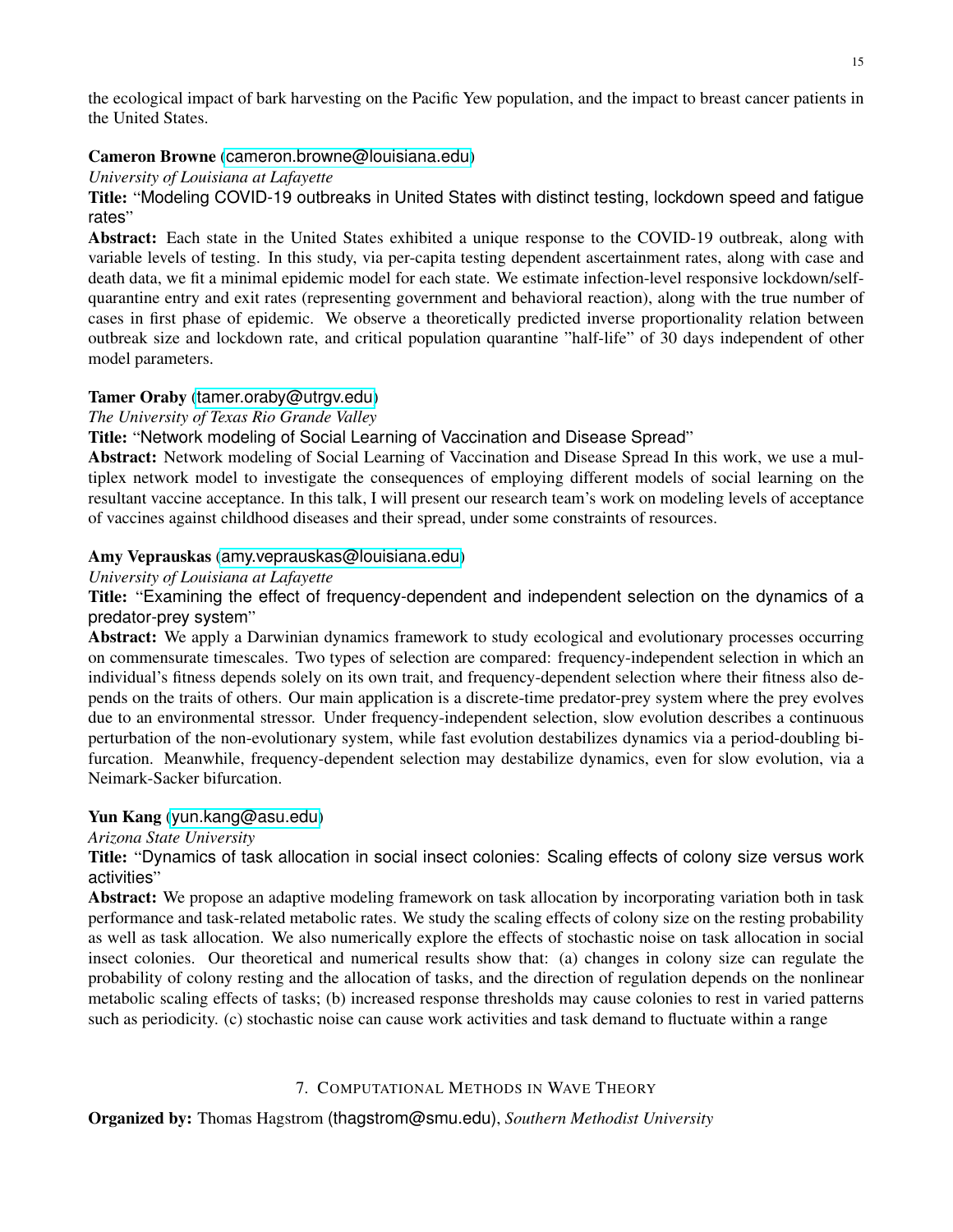the ecological impact of bark harvesting on the Pacific Yew population, and the impact to breast cancer patients in the United States.

**Cameron Browne** (cameron.browne@louisiana.edu)

*University of Louisiana at Lafayette*

**Title:** "Modeling COVID-19 outbreaks in United States with distinct testing, lockdown speed and fatigue rates"

**Abstract:** Each state in the United States exhibited a unique response to the COVID-19 outbreak, along with variable levels of testing. In this study, via per-capita testing dependent ascertainment rates, along with case and death data, we fit a minimal epidemic model for each state. We estimate infection-level responsive lockdown/self-quarantine entry and exit rates (representing government and behavioral reaction), along with the true number of cases in first phase of epidemic. We observe a theoretically predicted inverse proportionality relation between outbreak size and lockdown rate, and critical population quarantine "half-life" of 30 days independent of other model parameters.

**Tamer Oraby** (tamer.oraby@utrgv.edu)

*The University of Texas Rio Grande Valley*

**Title:** "Network modeling of Social Learning of Vaccination and Disease Spread"

**Abstract:** Network modeling of Social Learning of Vaccination and Disease Spread In this work, we use a multiplex network model to investigate the consequences of employing different models of social learning on the resultant vaccine acceptance. In this talk, I will present our research team's work on modeling levels of acceptance of vaccines against childhood diseases and their spread, under some constraints of resources.

**Amy Veprauskas** (amy.veprauskas@louisiana.edu)

*University of Louisiana at Lafayette*

**Title:** "Examining the effect of frequency-dependent and independent selection on the dynamics of a predator-prey system"

**Abstract:** We apply a Darwinian dynamics framework to study ecological and evolutionary processes occurring on commensurate timescales. Two types of selection are compared: frequency-independent selection in which an individual's fitness depends solely on its own trait, and frequency-dependent selection where their fitness also depends on the traits of others. Our main application is a discrete-time predator-prey system where the prey evolves due to an environmental stressor. Under frequency-independent selection, slow evolution describes a continuous perturbation of the non-evolutionary system, while fast evolution destabilizes dynamics via a period-doubling bifurcation. Meanwhile, frequency-dependent selection may destabilize dynamics, even for slow evolution, via a Neimark-Sacker bifurcation.

**Yun Kang** (yun.kang@asu.edu)

*Arizona State University*

**Title:** "Dynamics of task allocation in social insect colonies: Scaling effects of colony size versus work activities"

**Abstract:** We propose an adaptive modeling framework on task allocation by incorporating variation both in task performance and task-related metabolic rates. We study the scaling effects of colony size on the resting probability as well as task allocation. We also numerically explore the effects of stochastic noise on task allocation in social insect colonies. Our theoretical and numerical results show that: (a) changes in colony size can regulate the probability of colony resting and the allocation of tasks, and the direction of regulation depends on the nonlinear metabolic scaling effects of tasks; (b) increased response thresholds may cause colonies to rest in varied patterns such as periodicity. (c) stochastic noise can cause work activities and task demand to fluctuate within a range

## 7. Computational Methods in Wave Theory

**Organized by:** Thomas Hagstrom (thagstrom@smu.edu), *Southern Methodist University*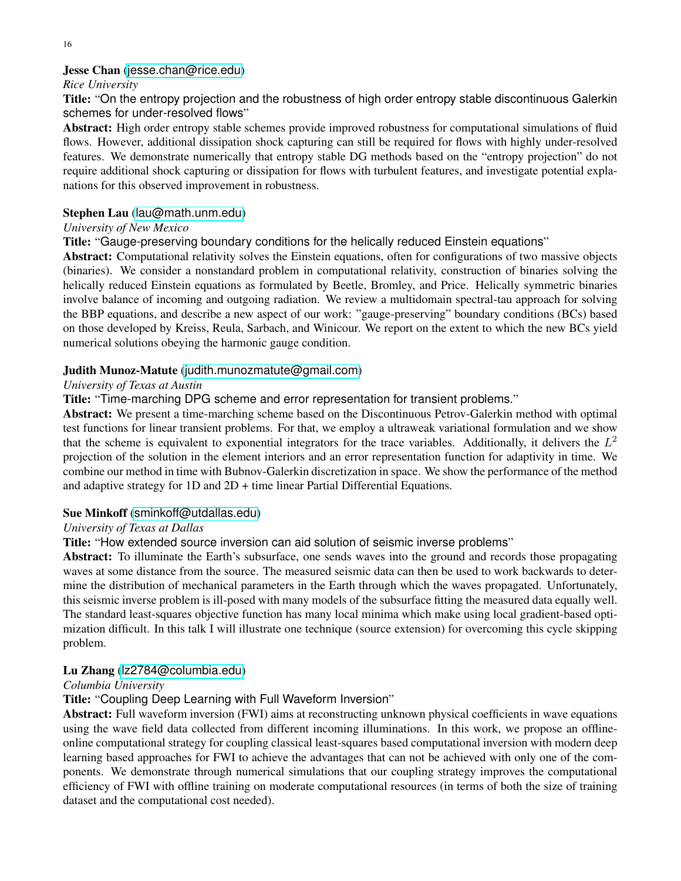**Jesse Chan** (jesse.chan@rice.edu)
*Rice University*
**Title:** "On the entropy projection and the robustness of high order entropy stable discontinuous Galerkin schemes for under-resolved flows"
**Abstract:** High order entropy stable schemes provide improved robustness for computational simulations of fluid flows. However, additional dissipation shock capturing can still be required for flows with highly under-resolved features. We demonstrate numerically that entropy stable DG methods based on the "entropy projection" do not require additional shock capturing or dissipation for flows with turbulent features, and investigate potential explanations for this observed improvement in robustness.

**Stephen Lau** (lau@math.unm.edu)
*University of New Mexico*
**Title:** "Gauge-preserving boundary conditions for the helically reduced Einstein equations"
**Abstract:** Computational relativity solves the Einstein equations, often for configurations of two massive objects (binaries). We consider a nonstandard problem in computational relativity, construction of binaries solving the helically reduced Einstein equations as formulated by Beetle, Bromley, and Price. Helically symmetric binaries involve balance of incoming and outgoing radiation. We review a multidomain spectral-tau approach for solving the BBP equations, and describe a new aspect of our work: "gauge-preserving" boundary conditions (BCs) based on those developed by Kreiss, Reula, Sarbach, and Winicour. We report on the extent to which the new BCs yield numerical solutions obeying the harmonic gauge condition.

**Judith Munoz-Matute** (judith.munozmatute@gmail.com)
*University of Texas at Austin*
**Title:** "Time-marching DPG scheme and error representation for transient problems."
**Abstract:** We present a time-marching scheme based on the Discontinuous Petrov-Galerkin method with optimal test functions for linear transient problems. For that, we employ a ultraweak variational formulation and we show that the scheme is equivalent to exponential integrators for the trace variables. Additionally, it delivers the $L^2$ projection of the solution in the element interiors and an error representation function for adaptivity in time. We combine our method in time with Bubnov-Galerkin discretization in space. We show the performance of the method and adaptive strategy for 1D and 2D + time linear Partial Differential Equations.

**Sue Minkoff** (sminkoff@utdallas.edu)
*University of Texas at Dallas*
**Title:** "How extended source inversion can aid solution of seismic inverse problems"
**Abstract:** To illuminate the Earth's subsurface, one sends waves into the ground and records those propagating waves at some distance from the source. The measured seismic data can then be used to work backwards to determine the distribution of mechanical parameters in the Earth through which the waves propagated. Unfortunately, this seismic inverse problem is ill-posed with many models of the subsurface fitting the measured data equally well. The standard least-squares objective function has many local minima which make using local gradient-based optimization difficult. In this talk I will illustrate one technique (source extension) for overcoming this cycle skipping problem.

**Lu Zhang** (lz2784@columbia.edu)
*Columbia University*
**Title:** "Coupling Deep Learning with Full Waveform Inversion"
**Abstract:** Full waveform inversion (FWI) aims at reconstructing unknown physical coefficients in wave equations using the wave field data collected from different incoming illuminations. In this work, we propose an offline-online computational strategy for coupling classical least-squares based computational inversion with modern deep learning based approaches for FWI to achieve the advantages that can not be achieved with only one of the components. We demonstrate through numerical simulations that our coupling strategy improves the computational efficiency of FWI with offline training on moderate computational resources (in terms of both the size of training dataset and the computational cost needed).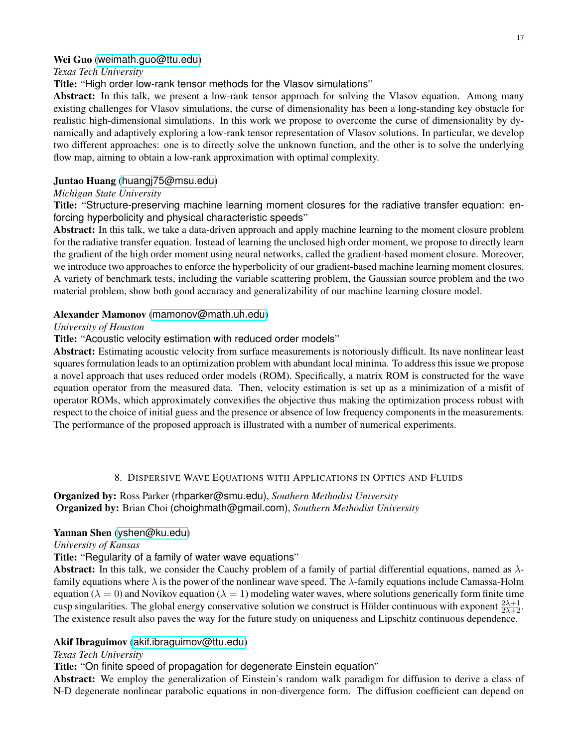**Wei Guo** (weimath.guo@ttu.edu)
*Texas Tech University*
**Title:** "High order low-rank tensor methods for the Vlasov simulations"
**Abstract:** In this talk, we present a low-rank tensor approach for solving the Vlasov equation. Among many existing challenges for Vlasov simulations, the curse of dimensionality has been a long-standing key obstacle for realistic high-dimensional simulations. In this work we propose to overcome the curse of dimensionality by dynamically and adaptively exploring a low-rank tensor representation of Vlasov solutions. In particular, we develop two different approaches: one is to directly solve the unknown function, and the other is to solve the underlying flow map, aiming to obtain a low-rank approximation with optimal complexity.

**Juntao Huang** (huangj75@msu.edu)
*Michigan State University*
**Title:** "Structure-preserving machine learning moment closures for the radiative transfer equation: enforcing hyperbolicity and physical characteristic speeds"
**Abstract:** In this talk, we take a data-driven approach and apply machine learning to the moment closure problem for the radiative transfer equation. Instead of learning the unclosed high order moment, we propose to directly learn the gradient of the high order moment using neural networks, called the gradient-based moment closure. Moreover, we introduce two approaches to enforce the hyperbolicity of our gradient-based machine learning moment closures. A variety of benchmark tests, including the variable scattering problem, the Gaussian source problem and the two material problem, show both good accuracy and generalizability of our machine learning closure model.

**Alexander Mamonov** (mamonov@math.uh.edu)
*University of Houston*
**Title:** "Acoustic velocity estimation with reduced order models"
**Abstract:** Estimating acoustic velocity from surface measurements is notoriously difficult. Its nave nonlinear least squares formulation leads to an optimization problem with abundant local minima. To address this issue we propose a novel approach that uses reduced order models (ROM). Specifically, a matrix ROM is constructed for the wave equation operator from the measured data. Then, velocity estimation is set up as a minimization of a misfit of operator ROMs, which approximately convexifies the objective thus making the optimization process robust with respect to the choice of initial guess and the presence or absence of low frequency components in the measurements. The performance of the proposed approach is illustrated with a number of numerical experiments.

## 8. Dispersive Wave Equations with Applications in Optics and Fluids

**Organized by:** Ross Parker (rhparker@smu.edu), *Southern Methodist University*
**Organized by:** Brian Choi (choighmath@gmail.com), *Southern Methodist University*

**Yannan Shen** (yshen@ku.edu)
*University of Kansas*
**Title:** "Regularity of a family of water wave equations"
**Abstract:** In this talk, we consider the Cauchy problem of a family of partial differential equations, named as $\lambda$-family equations where $\lambda$ is the power of the nonlinear wave speed. The $\lambda$-family equations include Camassa-Holm equation ($\lambda = 0$) and Novikov equation ($\lambda = 1$) modeling water waves, where solutions generically form finite time cusp singularities. The global energy conservative solution we construct is Hölder continuous with exponent $\frac{2\lambda+1}{2\lambda+2}$. The existence result also paves the way for the future study on uniqueness and Lipschitz continuous dependence.

**Akif Ibraguimov** (akif.ibraguimov@ttu.edu)
*Texas Tech University*
**Title:** "On finite speed of propagation for degenerate Einstein equation"
**Abstract:** We employ the generalization of Einstein's random walk paradigm for diffusion to derive a class of N-D degenerate nonlinear parabolic equations in non-divergence form. The diffusion coefficient can depend on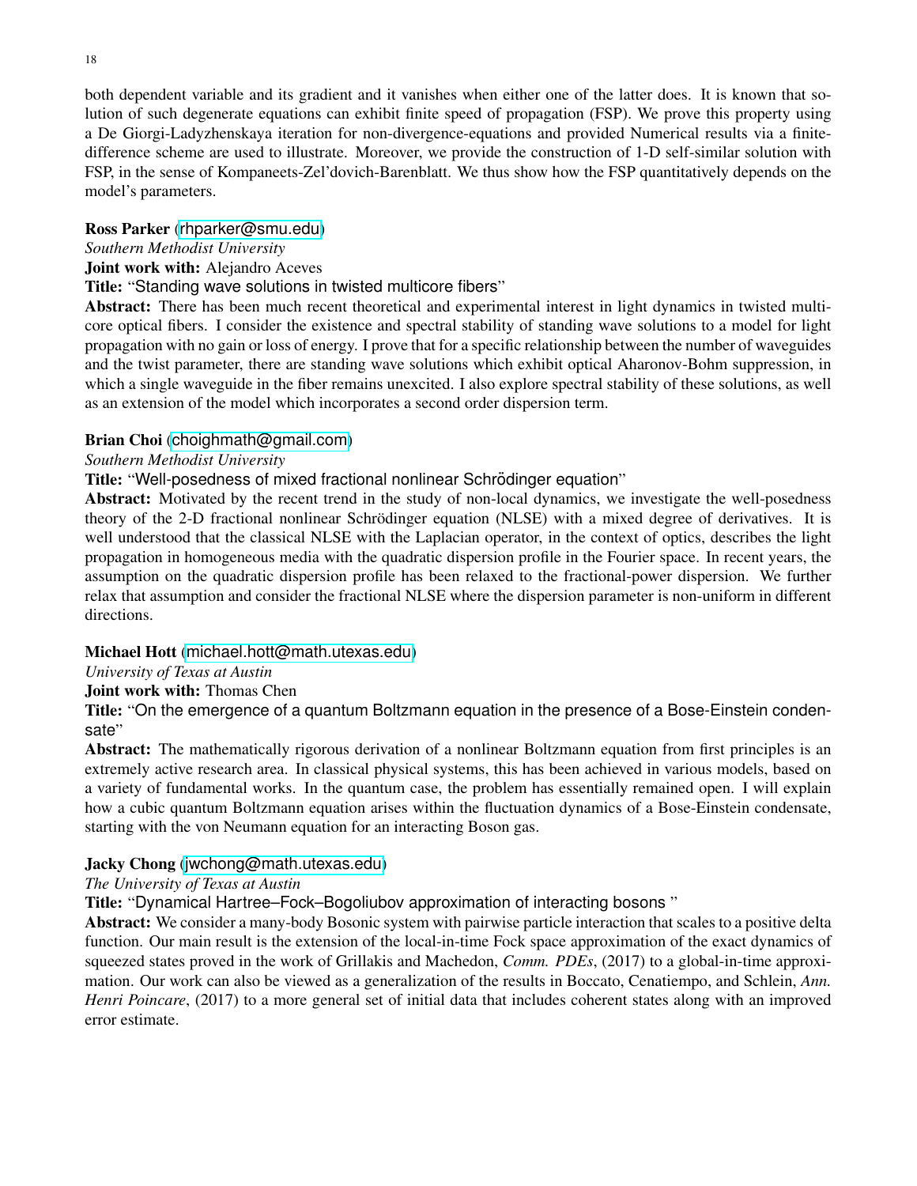both dependent variable and its gradient and it vanishes when either one of the latter does. It is known that solution of such degenerate equations can exhibit finite speed of propagation (FSP). We prove this property using a De Giorgi-Ladyzhenskaya iteration for non-divergence-equations and provided Numerical results via a finite-difference scheme are used to illustrate. Moreover, we provide the construction of 1-D self-similar solution with FSP, in the sense of Kompaneets-Zel'dovich-Barenblatt. We thus show how the FSP quantitatively depends on the model's parameters.

**Ross Parker** (rhparker@smu.edu)
*Southern Methodist University*
**Joint work with:** Alejandro Aceves
**Title:** "Standing wave solutions in twisted multicore fibers"
**Abstract:** There has been much recent theoretical and experimental interest in light dynamics in twisted multicore optical fibers. I consider the existence and spectral stability of standing wave solutions to a model for light propagation with no gain or loss of energy. I prove that for a specific relationship between the number of waveguides and the twist parameter, there are standing wave solutions which exhibit optical Aharonov-Bohm suppression, in which a single waveguide in the fiber remains unexcited. I also explore spectral stability of these solutions, as well as an extension of the model which incorporates a second order dispersion term.

**Brian Choi** (choighmath@gmail.com)
*Southern Methodist University*
**Title:** "Well-posedness of mixed fractional nonlinear Schrödinger equation"
**Abstract:** Motivated by the recent trend in the study of non-local dynamics, we investigate the well-posedness theory of the 2-D fractional nonlinear Schrödinger equation (NLSE) with a mixed degree of derivatives. It is well understood that the classical NLSE with the Laplacian operator, in the context of optics, describes the light propagation in homogeneous media with the quadratic dispersion profile in the Fourier space. In recent years, the assumption on the quadratic dispersion profile has been relaxed to the fractional-power dispersion. We further relax that assumption and consider the fractional NLSE where the dispersion parameter is non-uniform in different directions.

**Michael Hott** (michael.hott@math.utexas.edu)
*University of Texas at Austin*
**Joint work with:** Thomas Chen
**Title:** "On the emergence of a quantum Boltzmann equation in the presence of a Bose-Einstein condensate"
**Abstract:** The mathematically rigorous derivation of a nonlinear Boltzmann equation from first principles is an extremely active research area. In classical physical systems, this has been achieved in various models, based on a variety of fundamental works. In the quantum case, the problem has essentially remained open. I will explain how a cubic quantum Boltzmann equation arises within the fluctuation dynamics of a Bose-Einstein condensate, starting with the von Neumann equation for an interacting Boson gas.

**Jacky Chong** (jwchong@math.utexas.edu)
*The University of Texas at Austin*
**Title:** "Dynamical Hartree–Fock–Bogoliubov approximation of interacting bosons "
**Abstract:** We consider a many-body Bosonic system with pairwise particle interaction that scales to a positive delta function. Our main result is the extension of the local-in-time Fock space approximation of the exact dynamics of squeezed states proved in the work of Grillakis and Machedon, *Comm. PDEs*, (2017) to a global-in-time approximation. Our work can also be viewed as a generalization of the results in Boccato, Cenatiempo, and Schlein, *Ann. Henri Poincare*, (2017) to a more general set of initial data that includes coherent states along with an improved error estimate.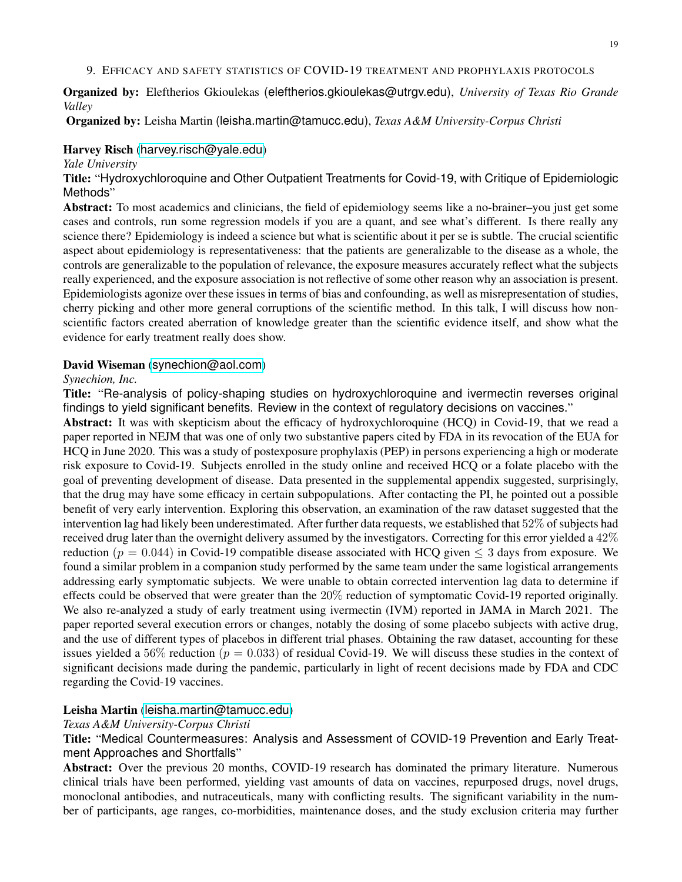## 9. Efficacy and safety statistics of COVID-19 treatment and prophylaxis protocols

**Organized by:** Eleftherios Gkioulekas (eleftherios.gkioulekas@utrgv.edu), *University of Texas Rio Grande Valley*

**Organized by:** Leisha Martin (leisha.martin@tamucc.edu), *Texas A&M University-Corpus Christi*

**Harvey Risch** (harvey.risch@yale.edu)

*Yale University*

**Title:** "Hydroxychloroquine and Other Outpatient Treatments for Covid-19, with Critique of Epidemiologic Methods"

**Abstract:** To most academics and clinicians, the field of epidemiology seems like a no-brainer–you just get some cases and controls, run some regression models if you are a quant, and see what's different. Is there really any science there? Epidemiology is indeed a science but what is scientific about it per se is subtle. The crucial scientific aspect about epidemiology is representativeness: that the patients are generalizable to the disease as a whole, the controls are generalizable to the population of relevance, the exposure measures accurately reflect what the subjects really experienced, and the exposure association is not reflective of some other reason why an association is present. Epidemiologists agonize over these issues in terms of bias and confounding, as well as misrepresentation of studies, cherry picking and other more general corruptions of the scientific method. In this talk, I will discuss how non-scientific factors created aberration of knowledge greater than the scientific evidence itself, and show what the evidence for early treatment really does show.

**David Wiseman** (synechion@aol.com)

*Synechion, Inc.*

**Title:** "Re-analysis of policy-shaping studies on hydroxychloroquine and ivermectin reverses original findings to yield significant benefits. Review in the context of regulatory decisions on vaccines."

**Abstract:** It was with skepticism about the efficacy of hydroxychloroquine (HCQ) in Covid-19, that we read a paper reported in NEJM that was one of only two substantive papers cited by FDA in its revocation of the EUA for HCQ in June 2020. This was a study of postexposure prophylaxis (PEP) in persons experiencing a high or moderate risk exposure to Covid-19. Subjects enrolled in the study online and received HCQ or a folate placebo with the goal of preventing development of disease. Data presented in the supplemental appendix suggested, surprisingly, that the drug may have some efficacy in certain subpopulations. After contacting the PI, he pointed out a possible benefit of very early intervention. Exploring this observation, an examination of the raw dataset suggested that the intervention lag had likely been underestimated. After further data requests, we established that $52\%$ of subjects had received drug later than the overnight delivery assumed by the investigators. Correcting for this error yielded a $42\%$ reduction ($p = 0.044$) in Covid-19 compatible disease associated with HCQ given $\leq 3$ days from exposure. We found a similar problem in a companion study performed by the same team under the same logistical arrangements addressing early symptomatic subjects. We were unable to obtain corrected intervention lag data to determine if effects could be observed that were greater than the $20\%$ reduction of symptomatic Covid-19 reported originally. We also re-analyzed a study of early treatment using ivermectin (IVM) reported in JAMA in March 2021. The paper reported several execution errors or changes, notably the dosing of some placebo subjects with active drug, and the use of different types of placebos in different trial phases. Obtaining the raw dataset, accounting for these issues yielded a $56\%$ reduction ($p = 0.033$) of residual Covid-19. We will discuss these studies in the context of significant decisions made during the pandemic, particularly in light of recent decisions made by FDA and CDC regarding the Covid-19 vaccines.

**Leisha Martin** (leisha.martin@tamucc.edu)

*Texas A&M University-Corpus Christi*

**Title:** "Medical Countermeasures: Analysis and Assessment of COVID-19 Prevention and Early Treatment Approaches and Shortfalls"

**Abstract:** Over the previous 20 months, COVID-19 research has dominated the primary literature. Numerous clinical trials have been performed, yielding vast amounts of data on vaccines, repurposed drugs, novel drugs, monoclonal antibodies, and nutraceuticals, many with conflicting results. The significant variability in the number of participants, age ranges, co-morbidities, maintenance doses, and the study exclusion criteria may further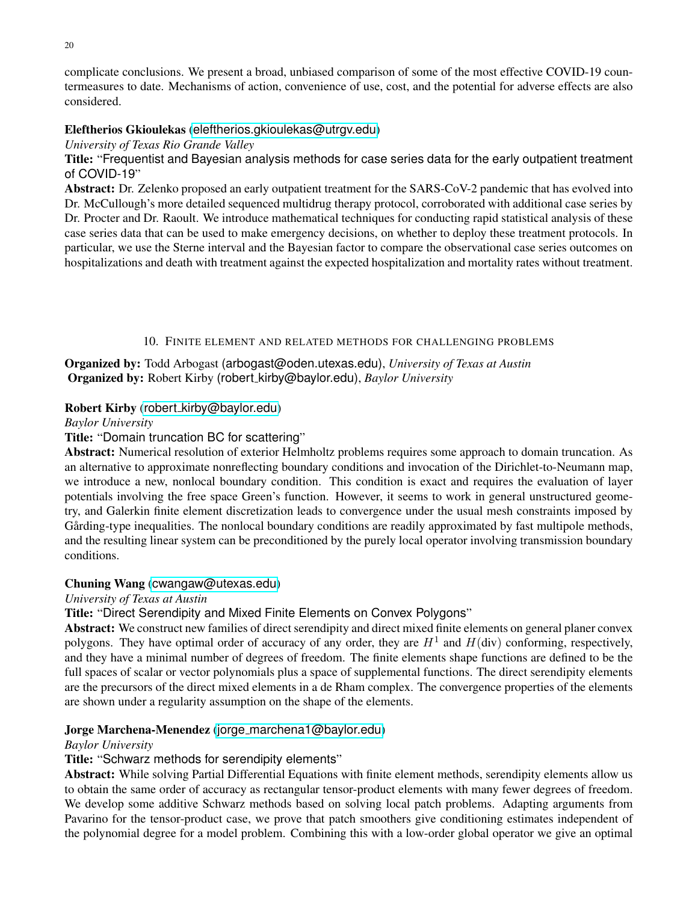complicate conclusions. We present a broad, unbiased comparison of some of the most effective COVID-19 countermeasures to date. Mechanisms of action, convenience of use, cost, and the potential for adverse effects are also considered.

**Eleftherios Gkioulekas** (eleftherios.gkioulekas@utrgv.edu)
*University of Texas Rio Grande Valley*
**Title:** "Frequentist and Bayesian analysis methods for case series data for the early outpatient treatment of COVID-19"
**Abstract:** Dr. Zelenko proposed an early outpatient treatment for the SARS-CoV-2 pandemic that has evolved into Dr. McCullough's more detailed sequenced multidrug therapy protocol, corroborated with additional case series by Dr. Procter and Dr. Raoult. We introduce mathematical techniques for conducting rapid statistical analysis of these case series data that can be used to make emergency decisions, on whether to deploy these treatment protocols. In particular, we use the Sterne interval and the Bayesian factor to compare the observational case series outcomes on hospitalizations and death with treatment against the expected hospitalization and mortality rates without treatment.

## 10. Finite element and related methods for challenging problems

**Organized by:** Todd Arbogast (arbogast@oden.utexas.edu), *University of Texas at Austin*
**Organized by:** Robert Kirby (robert_kirby@baylor.edu), *Baylor University*

**Robert Kirby** (robert_kirby@baylor.edu)
*Baylor University*
**Title:** "Domain truncation BC for scattering"
**Abstract:** Numerical resolution of exterior Helmholtz problems requires some approach to domain truncation. As an alternative to approximate nonreflecting boundary conditions and invocation of the Dirichlet-to-Neumann map, we introduce a new, nonlocal boundary condition. This condition is exact and requires the evaluation of layer potentials involving the free space Green's function. However, it seems to work in general unstructured geometry, and Galerkin finite element discretization leads to convergence under the usual mesh constraints imposed by Gårding-type inequalities. The nonlocal boundary conditions are readily approximated by fast multipole methods, and the resulting linear system can be preconditioned by the purely local operator involving transmission boundary conditions.

**Chuning Wang** (cwangaw@utexas.edu)
*University of Texas at Austin*
**Title:** "Direct Serendipity and Mixed Finite Elements on Convex Polygons"
**Abstract:** We construct new families of direct serendipity and direct mixed finite elements on general planer convex polygons. They have optimal order of accuracy of any order, they are $H^1$ and $H(\mathrm{div})$ conforming, respectively, and they have a minimal number of degrees of freedom. The finite elements shape functions are defined to be the full spaces of scalar or vector polynomials plus a space of supplemental functions. The direct serendipity elements are the precursors of the direct mixed elements in a de Rham complex. The convergence properties of the elements are shown under a regularity assumption on the shape of the elements.

**Jorge Marchena-Menendez** (jorge_marchena1@baylor.edu)
*Baylor University*
**Title:** "Schwarz methods for serendipity elements"
**Abstract:** While solving Partial Differential Equations with finite element methods, serendipity elements allow us to obtain the same order of accuracy as rectangular tensor-product elements with many fewer degrees of freedom. We develop some additive Schwarz methods based on solving local patch problems. Adapting arguments from Pavarino for the tensor-product case, we prove that patch smoothers give conditioning estimates independent of the polynomial degree for a model problem. Combining this with a low-order global operator we give an optimal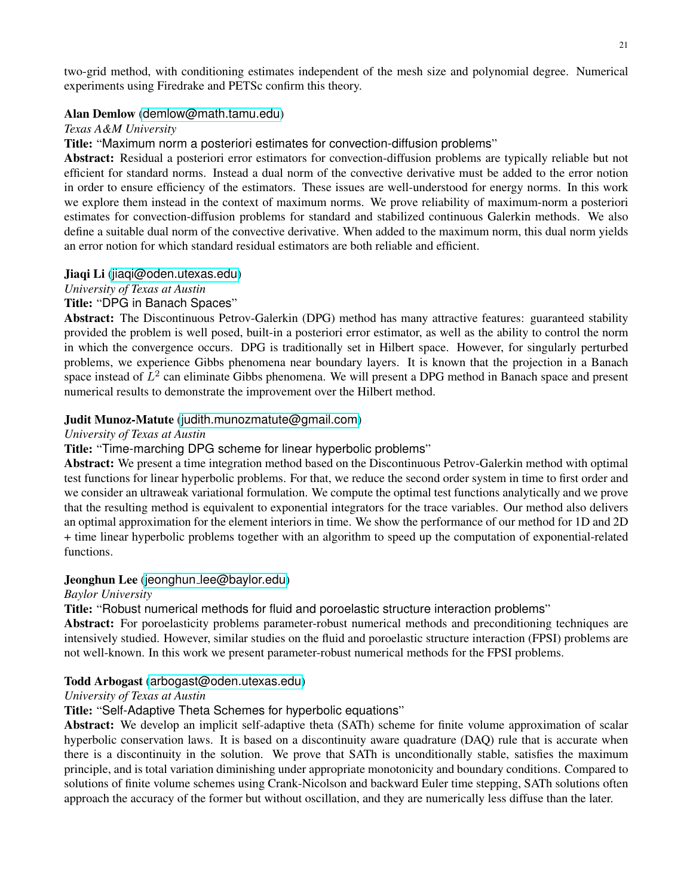two-grid method, with conditioning estimates independent of the mesh size and polynomial degree. Numerical experiments using Firedrake and PETSc confirm this theory.

**Alan Demlow** (demlow@math.tamu.edu)
*Texas A&M University*
**Title:** "Maximum norm a posteriori estimates for convection-diffusion problems"
**Abstract:** Residual a posteriori error estimators for convection-diffusion problems are typically reliable but not efficient for standard norms. Instead a dual norm of the convective derivative must be added to the error notion in order to ensure efficiency of the estimators. These issues are well-understood for energy norms. In this work we explore them instead in the context of maximum norms. We prove reliability of maximum-norm a posteriori estimates for convection-diffusion problems for standard and stabilized continuous Galerkin methods. We also define a suitable dual norm of the convective derivative. When added to the maximum norm, this dual norm yields an error notion for which standard residual estimators are both reliable and efficient.

**Jiaqi Li** (jiaqi@oden.utexas.edu)
*University of Texas at Austin*
**Title:** "DPG in Banach Spaces"
**Abstract:** The Discontinuous Petrov-Galerkin (DPG) method has many attractive features: guaranteed stability provided the problem is well posed, built-in a posteriori error estimator, as well as the ability to control the norm in which the convergence occurs. DPG is traditionally set in Hilbert space. However, for singularly perturbed problems, we experience Gibbs phenomena near boundary layers. It is known that the projection in a Banach space instead of $L^2$ can eliminate Gibbs phenomena. We will present a DPG method in Banach space and present numerical results to demonstrate the improvement over the Hilbert method.

**Judit Munoz-Matute** (judith.munozmatute@gmail.com)
*University of Texas at Austin*
**Title:** "Time-marching DPG scheme for linear hyperbolic problems"
**Abstract:** We present a time integration method based on the Discontinuous Petrov-Galerkin method with optimal test functions for linear hyperbolic problems. For that, we reduce the second order system in time to first order and we consider an ultraweak variational formulation. We compute the optimal test functions analytically and we prove that the resulting method is equivalent to exponential integrators for the trace variables. Our method also delivers an optimal approximation for the element interiors in time. We show the performance of our method for 1D and 2D + time linear hyperbolic problems together with an algorithm to speed up the computation of exponential-related functions.

**Jeonghun Lee** (jeonghun_lee@baylor.edu)
*Baylor University*
**Title:** "Robust numerical methods for fluid and poroelastic structure interaction problems"
**Abstract:** For poroelasticity problems parameter-robust numerical methods and preconditioning techniques are intensively studied. However, similar studies on the fluid and poroelastic structure interaction (FPSI) problems are not well-known. In this work we present parameter-robust numerical methods for the FPSI problems.

**Todd Arbogast** (arbogast@oden.utexas.edu)
*University of Texas at Austin*
**Title:** "Self-Adaptive Theta Schemes for hyperbolic equations"
**Abstract:** We develop an implicit self-adaptive theta (SATh) scheme for finite volume approximation of scalar hyperbolic conservation laws. It is based on a discontinuity aware quadrature (DAQ) rule that is accurate when there is a discontinuity in the solution. We prove that SATh is unconditionally stable, satisfies the maximum principle, and is total variation diminishing under appropriate monotonicity and boundary conditions. Compared to solutions of finite volume schemes using Crank-Nicolson and backward Euler time stepping, SATh solutions often approach the accuracy of the former but without oscillation, and they are numerically less diffuse than the later.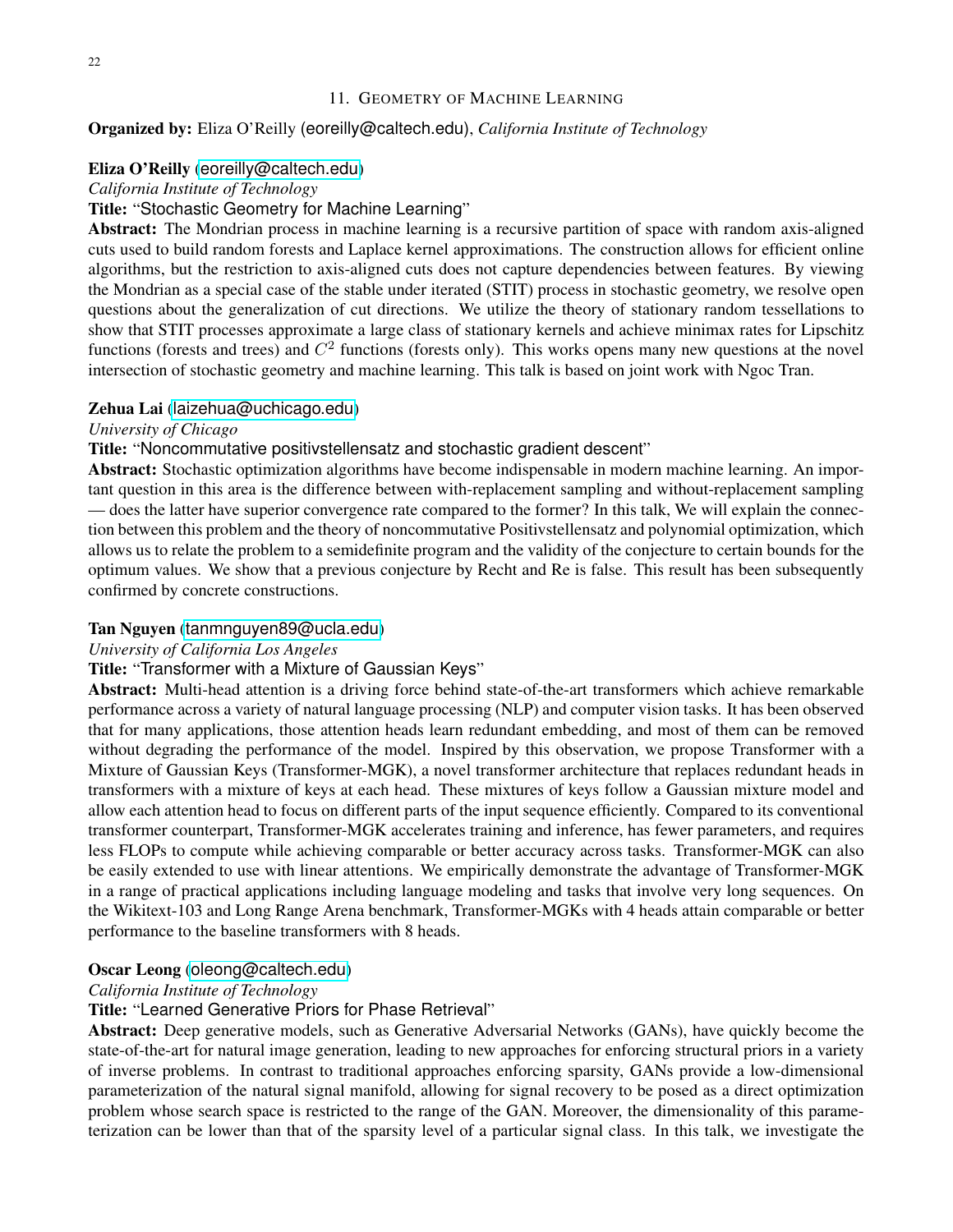## 11. Geometry of Machine Learning

**Organized by:** Eliza O'Reilly (eoreilly@caltech.edu), *California Institute of Technology*

**Eliza O'Reilly** (eoreilly@caltech.edu)
*California Institute of Technology*
**Title:** "Stochastic Geometry for Machine Learning"
**Abstract:** The Mondrian process in machine learning is a recursive partition of space with random axis-aligned cuts used to build random forests and Laplace kernel approximations. The construction allows for efficient online algorithms, but the restriction to axis-aligned cuts does not capture dependencies between features. By viewing the Mondrian as a special case of the stable under iterated (STIT) process in stochastic geometry, we resolve open questions about the generalization of cut directions. We utilize the theory of stationary random tessellations to show that STIT processes approximate a large class of stationary kernels and achieve minimax rates for Lipschitz functions (forests and trees) and $C^2$ functions (forests only). This works opens many new questions at the novel intersection of stochastic geometry and machine learning. This talk is based on joint work with Ngoc Tran.

**Zehua Lai** (laizehua@uchicago.edu)
*University of Chicago*
**Title:** "Noncommutative positivstellensatz and stochastic gradient descent"
**Abstract:** Stochastic optimization algorithms have become indispensable in modern machine learning. An important question in this area is the difference between with-replacement sampling and without-replacement sampling — does the latter have superior convergence rate compared to the former? In this talk, We will explain the connection between this problem and the theory of noncommutative Positivstellensatz and polynomial optimization, which allows us to relate the problem to a semidefinite program and the validity of the conjecture to certain bounds for the optimum values. We show that a previous conjecture by Recht and Re is false. This result has been subsequently confirmed by concrete constructions.

**Tan Nguyen** (tanmnguyen89@ucla.edu)
*University of California Los Angeles*
**Title:** "Transformer with a Mixture of Gaussian Keys"
**Abstract:** Multi-head attention is a driving force behind state-of-the-art transformers which achieve remarkable performance across a variety of natural language processing (NLP) and computer vision tasks. It has been observed that for many applications, those attention heads learn redundant embedding, and most of them can be removed without degrading the performance of the model. Inspired by this observation, we propose Transformer with a Mixture of Gaussian Keys (Transformer-MGK), a novel transformer architecture that replaces redundant heads in transformers with a mixture of keys at each head. These mixtures of keys follow a Gaussian mixture model and allow each attention head to focus on different parts of the input sequence efficiently. Compared to its conventional transformer counterpart, Transformer-MGK accelerates training and inference, has fewer parameters, and requires less FLOPs to compute while achieving comparable or better accuracy across tasks. Transformer-MGK can also be easily extended to use with linear attentions. We empirically demonstrate the advantage of Transformer-MGK in a range of practical applications including language modeling and tasks that involve very long sequences. On the Wikitext-103 and Long Range Arena benchmark, Transformer-MGKs with 4 heads attain comparable or better performance to the baseline transformers with 8 heads.

**Oscar Leong** (oleong@caltech.edu)
*California Institute of Technology*
**Title:** "Learned Generative Priors for Phase Retrieval"
**Abstract:** Deep generative models, such as Generative Adversarial Networks (GANs), have quickly become the state-of-the-art for natural image generation, leading to new approaches for enforcing structural priors in a variety of inverse problems. In contrast to traditional approaches enforcing sparsity, GANs provide a low-dimensional parameterization of the natural signal manifold, allowing for signal recovery to be posed as a direct optimization problem whose search space is restricted to the range of the GAN. Moreover, the dimensionality of this parameterization can be lower than that of the sparsity level of a particular signal class. In this talk, we investigate the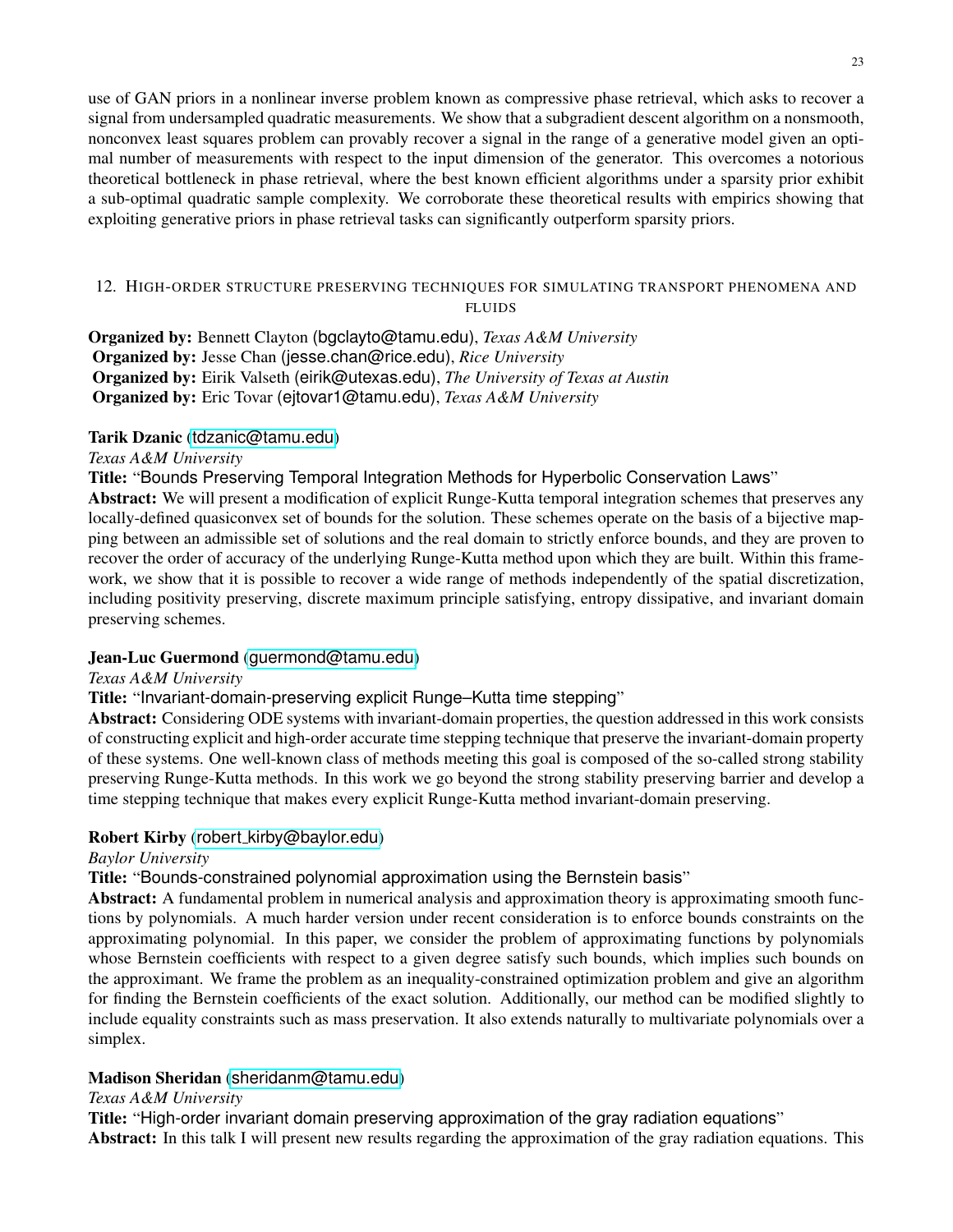use of GAN priors in a nonlinear inverse problem known as compressive phase retrieval, which asks to recover a signal from undersampled quadratic measurements. We show that a subgradient descent algorithm on a nonsmooth, nonconvex least squares problem can provably recover a signal in the range of a generative model given an optimal number of measurements with respect to the input dimension of the generator. This overcomes a notorious theoretical bottleneck in phase retrieval, where the best known efficient algorithms under a sparsity prior exhibit a sub-optimal quadratic sample complexity. We corroborate these theoretical results with empirics showing that exploiting generative priors in phase retrieval tasks can significantly outperform sparsity priors.

## 12. High-order structure preserving techniques for simulating transport phenomena and fluids

**Organized by:** Bennett Clayton (bgclayto@tamu.edu), *Texas A&M University*
**Organized by:** Jesse Chan (jesse.chan@rice.edu), *Rice University*
**Organized by:** Eirik Valseth (eirik@utexas.edu), *The University of Texas at Austin*
**Organized by:** Eric Tovar (ejtovar1@tamu.edu), *Texas A&M University*

**Tarik Dzanic** (tdzanic@tamu.edu)
*Texas A&M University*
**Title:** "Bounds Preserving Temporal Integration Methods for Hyperbolic Conservation Laws"
**Abstract:** We will present a modification of explicit Runge-Kutta temporal integration schemes that preserves any locally-defined quasiconvex set of bounds for the solution. These schemes operate on the basis of a bijective mapping between an admissible set of solutions and the real domain to strictly enforce bounds, and they are proven to recover the order of accuracy of the underlying Runge-Kutta method upon which they are built. Within this framework, we show that it is possible to recover a wide range of methods independently of the spatial discretization, including positivity preserving, discrete maximum principle satisfying, entropy dissipative, and invariant domain preserving schemes.

**Jean-Luc Guermond** (guermond@tamu.edu)
*Texas A&M University*
**Title:** "Invariant-domain-preserving explicit Runge–Kutta time stepping"
**Abstract:** Considering ODE systems with invariant-domain properties, the question addressed in this work consists of constructing explicit and high-order accurate time stepping technique that preserve the invariant-domain property of these systems. One well-known class of methods meeting this goal is composed of the so-called strong stability preserving Runge-Kutta methods. In this work we go beyond the strong stability preserving barrier and develop a time stepping technique that makes every explicit Runge-Kutta method invariant-domain preserving.

**Robert Kirby** (robert_kirby@baylor.edu)
*Baylor University*
**Title:** "Bounds-constrained polynomial approximation using the Bernstein basis"
**Abstract:** A fundamental problem in numerical analysis and approximation theory is approximating smooth functions by polynomials. A much harder version under recent consideration is to enforce bounds constraints on the approximating polynomial. In this paper, we consider the problem of approximating functions by polynomials whose Bernstein coefficients with respect to a given degree satisfy such bounds, which implies such bounds on the approximant. We frame the problem as an inequality-constrained optimization problem and give an algorithm for finding the Bernstein coefficients of the exact solution. Additionally, our method can be modified slightly to include equality constraints such as mass preservation. It also extends naturally to multivariate polynomials over a simplex.

**Madison Sheridan** (sheridanm@tamu.edu)
*Texas A&M University*
**Title:** "High-order invariant domain preserving approximation of the gray radiation equations"
**Abstract:** In this talk I will present new results regarding the approximation of the gray radiation equations. This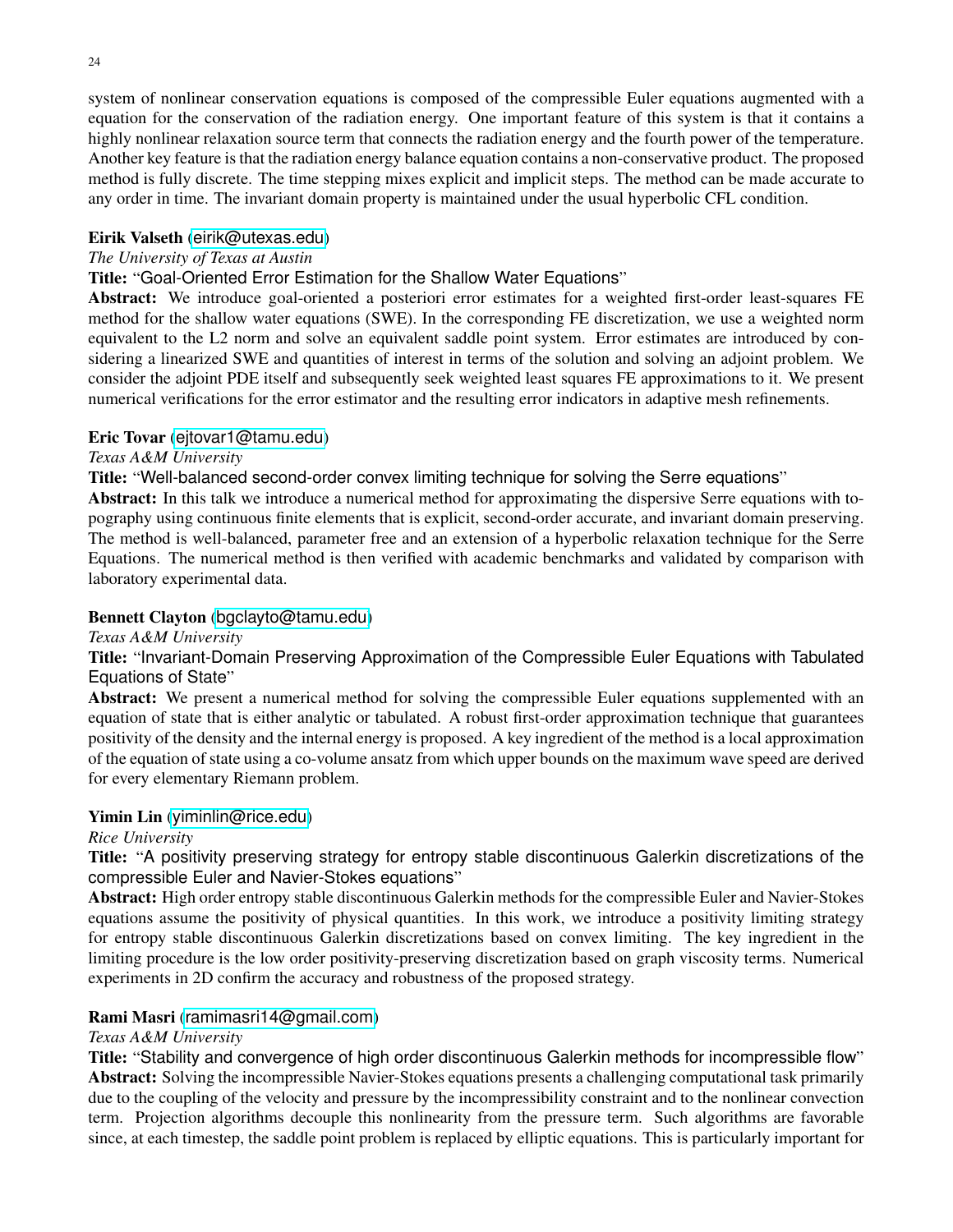system of nonlinear conservation equations is composed of the compressible Euler equations augmented with a equation for the conservation of the radiation energy. One important feature of this system is that it contains a highly nonlinear relaxation source term that connects the radiation energy and the fourth power of the temperature. Another key feature is that the radiation energy balance equation contains a non-conservative product. The proposed method is fully discrete. The time stepping mixes explicit and implicit steps. The method can be made accurate to any order in time. The invariant domain property is maintained under the usual hyperbolic CFL condition.

**Eirik Valseth** (eirik@utexas.edu)
*The University of Texas at Austin*
**Title:** "Goal-Oriented Error Estimation for the Shallow Water Equations"
**Abstract:** We introduce goal-oriented a posteriori error estimates for a weighted first-order least-squares FE method for the shallow water equations (SWE). In the corresponding FE discretization, we use a weighted norm equivalent to the L2 norm and solve an equivalent saddle point system. Error estimates are introduced by considering a linearized SWE and quantities of interest in terms of the solution and solving an adjoint problem. We consider the adjoint PDE itself and subsequently seek weighted least squares FE approximations to it. We present numerical verifications for the error estimator and the resulting error indicators in adaptive mesh refinements.

**Eric Tovar** (ejtovar1@tamu.edu)
*Texas A&M University*
**Title:** "Well-balanced second-order convex limiting technique for solving the Serre equations"
**Abstract:** In this talk we introduce a numerical method for approximating the dispersive Serre equations with topography using continuous finite elements that is explicit, second-order accurate, and invariant domain preserving. The method is well-balanced, parameter free and an extension of a hyperbolic relaxation technique for the Serre Equations. The numerical method is then verified with academic benchmarks and validated by comparison with laboratory experimental data.

**Bennett Clayton** (bgclayto@tamu.edu)
*Texas A&M University*
**Title:** "Invariant-Domain Preserving Approximation of the Compressible Euler Equations with Tabulated Equations of State"
**Abstract:** We present a numerical method for solving the compressible Euler equations supplemented with an equation of state that is either analytic or tabulated. A robust first-order approximation technique that guarantees positivity of the density and the internal energy is proposed. A key ingredient of the method is a local approximation of the equation of state using a co-volume ansatz from which upper bounds on the maximum wave speed are derived for every elementary Riemann problem.

**Yimin Lin** (yiminlin@rice.edu)
*Rice University*
**Title:** "A positivity preserving strategy for entropy stable discontinuous Galerkin discretizations of the compressible Euler and Navier-Stokes equations"
**Abstract:** High order entropy stable discontinuous Galerkin methods for the compressible Euler and Navier-Stokes equations assume the positivity of physical quantities. In this work, we introduce a positivity limiting strategy for entropy stable discontinuous Galerkin discretizations based on convex limiting. The key ingredient in the limiting procedure is the low order positivity-preserving discretization based on graph viscosity terms. Numerical experiments in 2D confirm the accuracy and robustness of the proposed strategy.

**Rami Masri** (ramimasri14@gmail.com)
*Texas A&M University*
**Title:** "Stability and convergence of high order discontinuous Galerkin methods for incompressible flow"
**Abstract:** Solving the incompressible Navier-Stokes equations presents a challenging computational task primarily due to the coupling of the velocity and pressure by the incompressibility constraint and to the nonlinear convection term. Projection algorithms decouple this nonlinearity from the pressure term. Such algorithms are favorable since, at each timestep, the saddle point problem is replaced by elliptic equations. This is particularly important for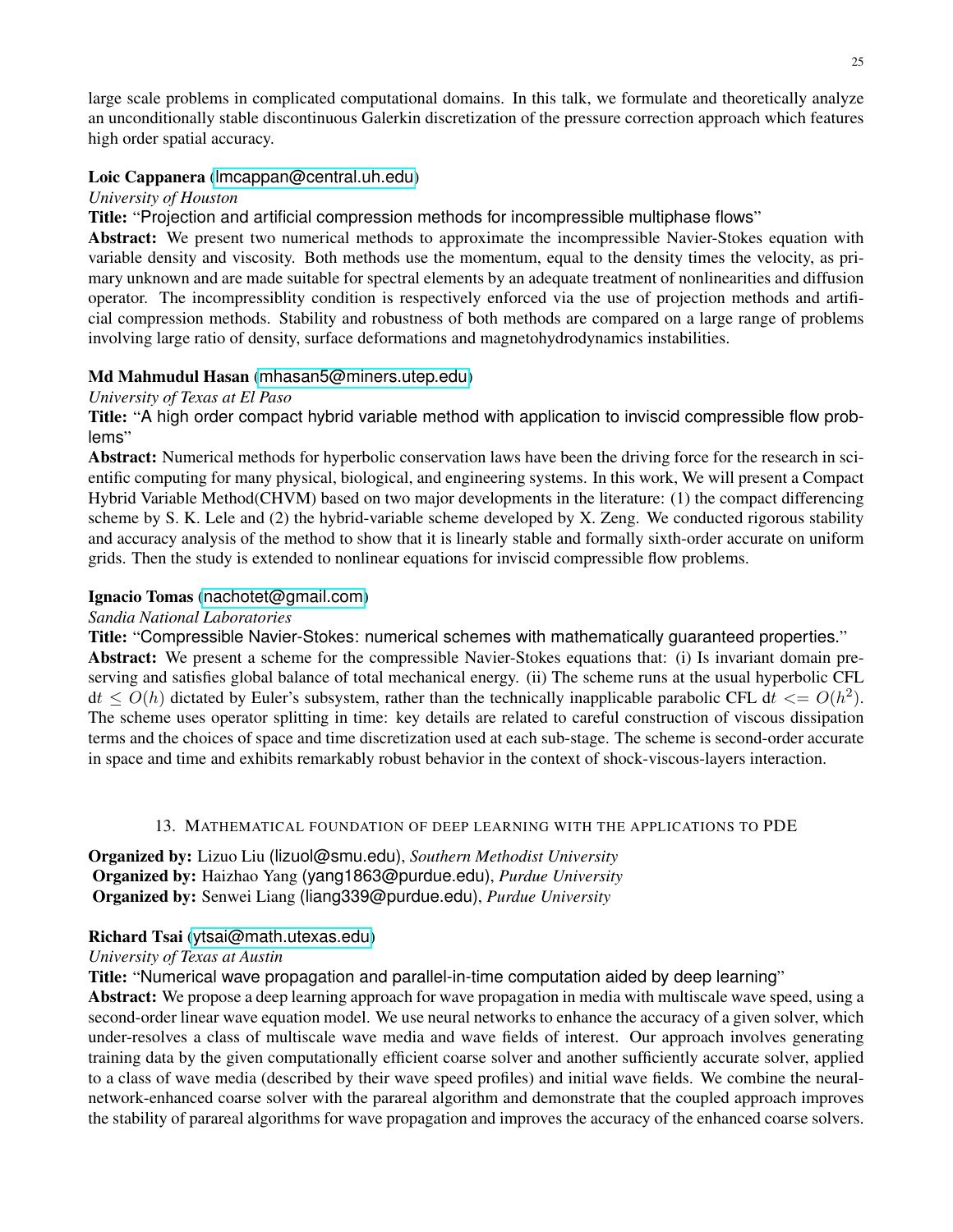large scale problems in complicated computational domains. In this talk, we formulate and theoretically analyze an unconditionally stable discontinuous Galerkin discretization of the pressure correction approach which features high order spatial accuracy.

**Loic Cappanera** (lmcappan@central.uh.edu)
*University of Houston*
**Title:** "Projection and artificial compression methods for incompressible multiphase flows"
**Abstract:** We present two numerical methods to approximate the incompressible Navier-Stokes equation with variable density and viscosity. Both methods use the momentum, equal to the density times the velocity, as primary unknown and are made suitable for spectral elements by an adequate treatment of nonlinearities and diffusion operator. The incompressiblity condition is respectively enforced via the use of projection methods and artificial compression methods. Stability and robustness of both methods are compared on a large range of problems involving large ratio of density, surface deformations and magnetohydrodynamics instabilities.

**Md Mahmudul Hasan** (mhasan5@miners.utep.edu)
*University of Texas at El Paso*
**Title:** "A high order compact hybrid variable method with application to inviscid compressible flow problems"
**Abstract:** Numerical methods for hyperbolic conservation laws have been the driving force for the research in scientific computing for many physical, biological, and engineering systems. In this work, We will present a Compact Hybrid Variable Method(CHVM) based on two major developments in the literature: (1) the compact differencing scheme by S. K. Lele and (2) the hybrid-variable scheme developed by X. Zeng. We conducted rigorous stability and accuracy analysis of the method to show that it is linearly stable and formally sixth-order accurate on uniform grids. Then the study is extended to nonlinear equations for inviscid compressible flow problems.

**Ignacio Tomas** (nachotet@gmail.com)
*Sandia National Laboratories*
**Title:** "Compressible Navier-Stokes: numerical schemes with mathematically guaranteed properties."
**Abstract:** We present a scheme for the compressible Navier-Stokes equations that: (i) Is invariant domain preserving and satisfies global balance of total mechanical energy. (ii) The scheme runs at the usual hyperbolic CFL $\mathrm{d}t \leq O(h)$ dictated by Euler's subsystem, rather than the technically inapplicable parabolic CFL $\mathrm{d}t <= O(h^2)$. The scheme uses operator splitting in time: key details are related to careful construction of viscous dissipation terms and the choices of space and time discretization used at each sub-stage. The scheme is second-order accurate in space and time and exhibits remarkably robust behavior in the context of shock-viscous-layers interaction.

## 13. Mathematical foundation of deep learning with the applications to PDE

**Organized by:** Lizuo Liu (lizuol@smu.edu), *Southern Methodist University*
**Organized by:** Haizhao Yang (yang1863@purdue.edu), *Purdue University*
**Organized by:** Senwei Liang (liang339@purdue.edu), *Purdue University*

**Richard Tsai** (ytsai@math.utexas.edu)
*University of Texas at Austin*
**Title:** "Numerical wave propagation and parallel-in-time computation aided by deep learning"
**Abstract:** We propose a deep learning approach for wave propagation in media with multiscale wave speed, using a second-order linear wave equation model. We use neural networks to enhance the accuracy of a given solver, which under-resolves a class of multiscale wave media and wave fields of interest. Our approach involves generating training data by the given computationally efficient coarse solver and another sufficiently accurate solver, applied to a class of wave media (described by their wave speed profiles) and initial wave fields. We combine the neural-network-enhanced coarse solver with the parareal algorithm and demonstrate that the coupled approach improves the stability of parareal algorithms for wave propagation and improves the accuracy of the enhanced coarse solvers.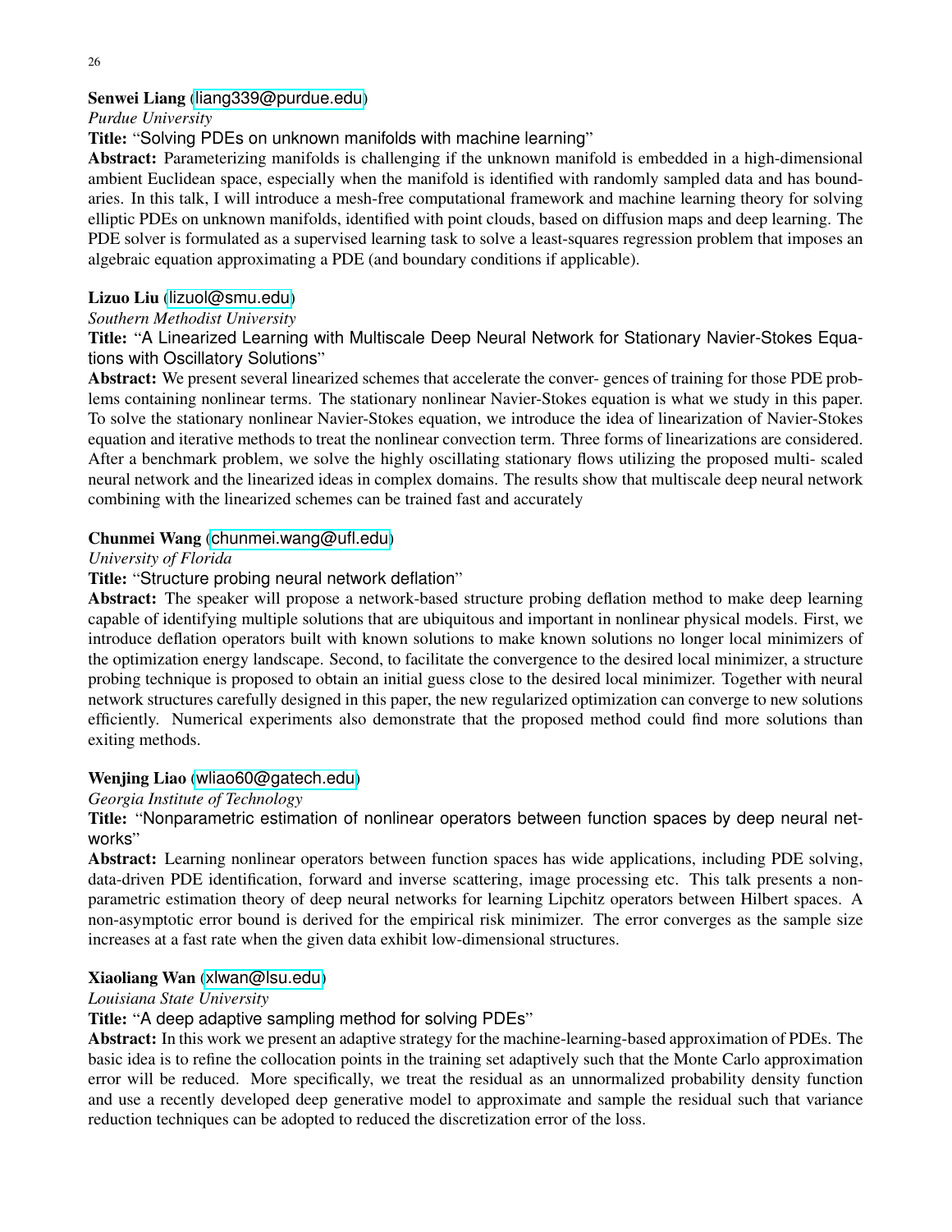**Senwei Liang** (liang339@purdue.edu)

*Purdue University*

**Title:** "Solving PDEs on unknown manifolds with machine learning"

**Abstract:** Parameterizing manifolds is challenging if the unknown manifold is embedded in a high-dimensional ambient Euclidean space, especially when the manifold is identified with randomly sampled data and has boundaries. In this talk, I will introduce a mesh-free computational framework and machine learning theory for solving elliptic PDEs on unknown manifolds, identified with point clouds, based on diffusion maps and deep learning. The PDE solver is formulated as a supervised learning task to solve a least-squares regression problem that imposes an algebraic equation approximating a PDE (and boundary conditions if applicable).

**Lizuo Liu** (lizuol@smu.edu)

*Southern Methodist University*

**Title:** "A Linearized Learning with Multiscale Deep Neural Network for Stationary Navier-Stokes Equations with Oscillatory Solutions"

**Abstract:** We present several linearized schemes that accelerate the conver- gences of training for those PDE problems containing nonlinear terms. The stationary nonlinear Navier-Stokes equation is what we study in this paper. To solve the stationary nonlinear Navier-Stokes equation, we introduce the idea of linearization of Navier-Stokes equation and iterative methods to treat the nonlinear convection term. Three forms of linearizations are considered. After a benchmark problem, we solve the highly oscillating stationary flows utilizing the proposed multi- scaled neural network and the linearized ideas in complex domains. The results show that multiscale deep neural network combining with the linearized schemes can be trained fast and accurately

**Chunmei Wang** (chunmei.wang@ufl.edu)

*University of Florida*

**Title:** "Structure probing neural network deflation"

**Abstract:** The speaker will propose a network-based structure probing deflation method to make deep learning capable of identifying multiple solutions that are ubiquitous and important in nonlinear physical models. First, we introduce deflation operators built with known solutions to make known solutions no longer local minimizers of the optimization energy landscape. Second, to facilitate the convergence to the desired local minimizer, a structure probing technique is proposed to obtain an initial guess close to the desired local minimizer. Together with neural network structures carefully designed in this paper, the new regularized optimization can converge to new solutions efficiently. Numerical experiments also demonstrate that the proposed method could find more solutions than exiting methods.

**Wenjing Liao** (wliao60@gatech.edu)

*Georgia Institute of Technology*

**Title:** "Nonparametric estimation of nonlinear operators between function spaces by deep neural networks"

**Abstract:** Learning nonlinear operators between function spaces has wide applications, including PDE solving, data-driven PDE identification, forward and inverse scattering, image processing etc. This talk presents a nonparametric estimation theory of deep neural networks for learning Lipchitz operators between Hilbert spaces. A non-asymptotic error bound is derived for the empirical risk minimizer. The error converges as the sample size increases at a fast rate when the given data exhibit low-dimensional structures.

**Xiaoliang Wan** (xlwan@lsu.edu)

*Louisiana State University*

**Title:** "A deep adaptive sampling method for solving PDEs"

**Abstract:** In this work we present an adaptive strategy for the machine-learning-based approximation of PDEs. The basic idea is to refine the collocation points in the training set adaptively such that the Monte Carlo approximation error will be reduced. More specifically, we treat the residual as an unnormalized probability density function and use a recently developed deep generative model to approximate and sample the residual such that variance reduction techniques can be adopted to reduced the discretization error of the loss.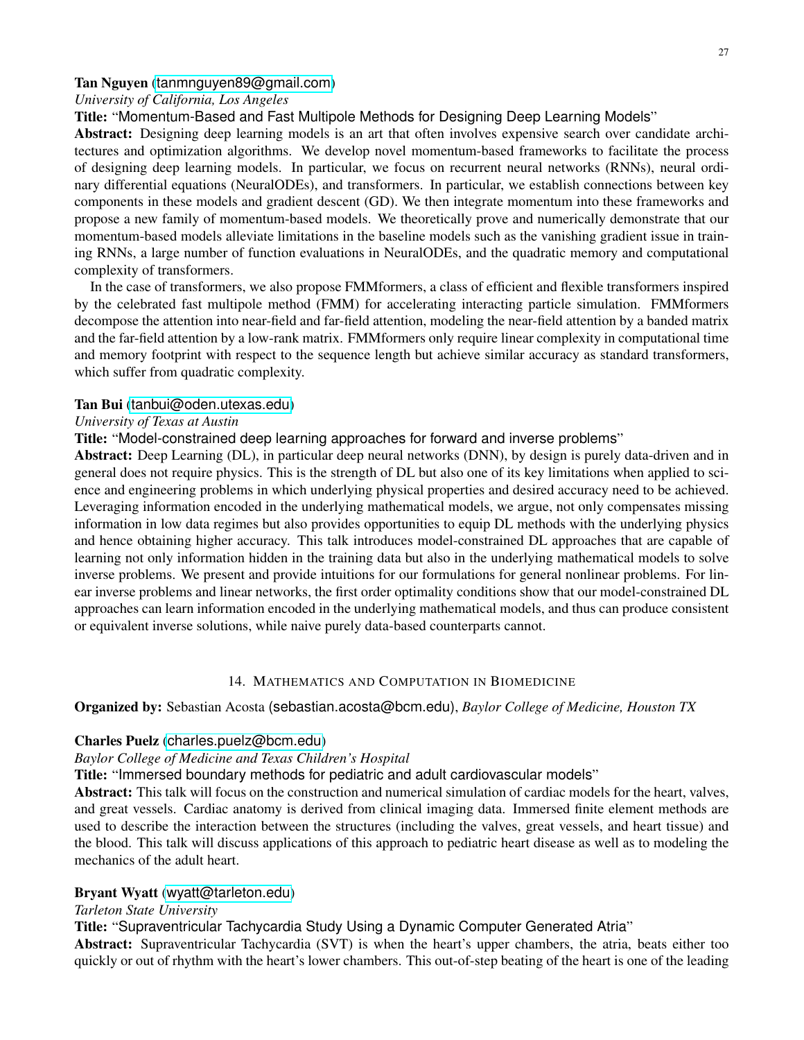**Tan Nguyen** (tanmnguyen89@gmail.com)
*University of California, Los Angeles*
**Title:** "Momentum-Based and Fast Multipole Methods for Designing Deep Learning Models"
**Abstract:** Designing deep learning models is an art that often involves expensive search over candidate architectures and optimization algorithms. We develop novel momentum-based frameworks to facilitate the process of designing deep learning models. In particular, we focus on recurrent neural networks (RNNs), neural ordinary differential equations (NeuralODEs), and transformers. In particular, we establish connections between key components in these models and gradient descent (GD). We then integrate momentum into these frameworks and propose a new family of momentum-based models. We theoretically prove and numerically demonstrate that our momentum-based models alleviate limitations in the baseline models such as the vanishing gradient issue in training RNNs, a large number of function evaluations in NeuralODEs, and the quadratic memory and computational complexity of transformers.

In the case of transformers, we also propose FMMformers, a class of efficient and flexible transformers inspired by the celebrated fast multipole method (FMM) for accelerating interacting particle simulation. FMMformers decompose the attention into near-field and far-field attention, modeling the near-field attention by a banded matrix and the far-field attention by a low-rank matrix. FMMformers only require linear complexity in computational time and memory footprint with respect to the sequence length but achieve similar accuracy as standard transformers, which suffer from quadratic complexity.

**Tan Bui** (tanbui@oden.utexas.edu)
*University of Texas at Austin*
**Title:** "Model-constrained deep learning approaches for forward and inverse problems"
**Abstract:** Deep Learning (DL), in particular deep neural networks (DNN), by design is purely data-driven and in general does not require physics. This is the strength of DL but also one of its key limitations when applied to science and engineering problems in which underlying physical properties and desired accuracy need to be achieved. Leveraging information encoded in the underlying mathematical models, we argue, not only compensates missing information in low data regimes but also provides opportunities to equip DL methods with the underlying physics and hence obtaining higher accuracy. This talk introduces model-constrained DL approaches that are capable of learning not only information hidden in the training data but also in the underlying mathematical models to solve inverse problems. We present and provide intuitions for our formulations for general nonlinear problems. For linear inverse problems and linear networks, the first order optimality conditions show that our model-constrained DL approaches can learn information encoded in the underlying mathematical models, and thus can produce consistent or equivalent inverse solutions, while naive purely data-based counterparts cannot.

## 14. Mathematics and Computation in Biomedicine

**Organized by:** Sebastian Acosta (sebastian.acosta@bcm.edu), *Baylor College of Medicine, Houston TX*

**Charles Puelz** (charles.puelz@bcm.edu)
*Baylor College of Medicine and Texas Children's Hospital*
**Title:** "Immersed boundary methods for pediatric and adult cardiovascular models"
**Abstract:** This talk will focus on the construction and numerical simulation of cardiac models for the heart, valves, and great vessels. Cardiac anatomy is derived from clinical imaging data. Immersed finite element methods are used to describe the interaction between the structures (including the valves, great vessels, and heart tissue) and the blood. This talk will discuss applications of this approach to pediatric heart disease as well as to modeling the mechanics of the adult heart.

**Bryant Wyatt** (wyatt@tarleton.edu)
*Tarleton State University*
**Title:** "Supraventricular Tachycardia Study Using a Dynamic Computer Generated Atria"
**Abstract:** Supraventricular Tachycardia (SVT) is when the heart's upper chambers, the atria, beats either too quickly or out of rhythm with the heart's lower chambers. This out-of-step beating of the heart is one of the leading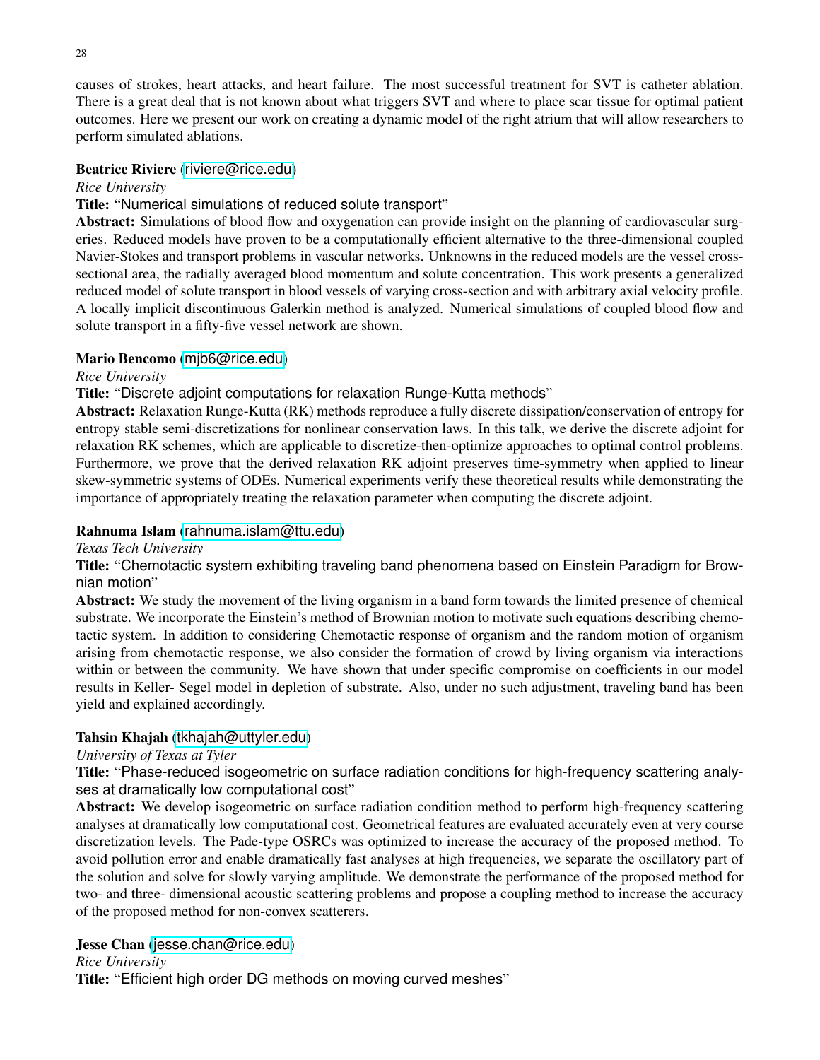causes of strokes, heart attacks, and heart failure. The most successful treatment for SVT is catheter ablation. There is a great deal that is not known about what triggers SVT and where to place scar tissue for optimal patient outcomes. Here we present our work on creating a dynamic model of the right atrium that will allow researchers to perform simulated ablations.

**Beatrice Riviere** (riviere@rice.edu)
*Rice University*
**Title:** "Numerical simulations of reduced solute transport"
**Abstract:** Simulations of blood flow and oxygenation can provide insight on the planning of cardiovascular surgeries. Reduced models have proven to be a computationally efficient alternative to the three-dimensional coupled Navier-Stokes and transport problems in vascular networks. Unknowns in the reduced models are the vessel cross-sectional area, the radially averaged blood momentum and solute concentration. This work presents a generalized reduced model of solute transport in blood vessels of varying cross-section and with arbitrary axial velocity profile. A locally implicit discontinuous Galerkin method is analyzed. Numerical simulations of coupled blood flow and solute transport in a fifty-five vessel network are shown.

**Mario Bencomo** (mjb6@rice.edu)
*Rice University*
**Title:** "Discrete adjoint computations for relaxation Runge-Kutta methods"
**Abstract:** Relaxation Runge-Kutta (RK) methods reproduce a fully discrete dissipation/conservation of entropy for entropy stable semi-discretizations for nonlinear conservation laws. In this talk, we derive the discrete adjoint for relaxation RK schemes, which are applicable to discretize-then-optimize approaches to optimal control problems. Furthermore, we prove that the derived relaxation RK adjoint preserves time-symmetry when applied to linear skew-symmetric systems of ODEs. Numerical experiments verify these theoretical results while demonstrating the importance of appropriately treating the relaxation parameter when computing the discrete adjoint.

**Rahnuma Islam** (rahnuma.islam@ttu.edu)
*Texas Tech University*
**Title:** "Chemotactic system exhibiting traveling band phenomena based on Einstein Paradigm for Brownian motion"
**Abstract:** We study the movement of the living organism in a band form towards the limited presence of chemical substrate. We incorporate the Einstein's method of Brownian motion to motivate such equations describing chemotactic system. In addition to considering Chemotactic response of organism and the random motion of organism arising from chemotactic response, we also consider the formation of crowd by living organism via interactions within or between the community. We have shown that under specific compromise on coefficients in our model results in Keller- Segel model in depletion of substrate. Also, under no such adjustment, traveling band has been yield and explained accordingly.

**Tahsin Khajah** (tkhajah@uttyler.edu)
*University of Texas at Tyler*
**Title:** "Phase-reduced isogeometric on surface radiation conditions for high-frequency scattering analyses at dramatically low computational cost"
**Abstract:** We develop isogeometric on surface radiation condition method to perform high-frequency scattering analyses at dramatically low computational cost. Geometrical features are evaluated accurately even at very course discretization levels. The Pade-type OSRCs was optimized to increase the accuracy of the proposed method. To avoid pollution error and enable dramatically fast analyses at high frequencies, we separate the oscillatory part of the solution and solve for slowly varying amplitude. We demonstrate the performance of the proposed method for two- and three- dimensional acoustic scattering problems and propose a coupling method to increase the accuracy of the proposed method for non-convex scatterers.

**Jesse Chan** (jesse.chan@rice.edu)
*Rice University*
**Title:** "Efficient high order DG methods on moving curved meshes"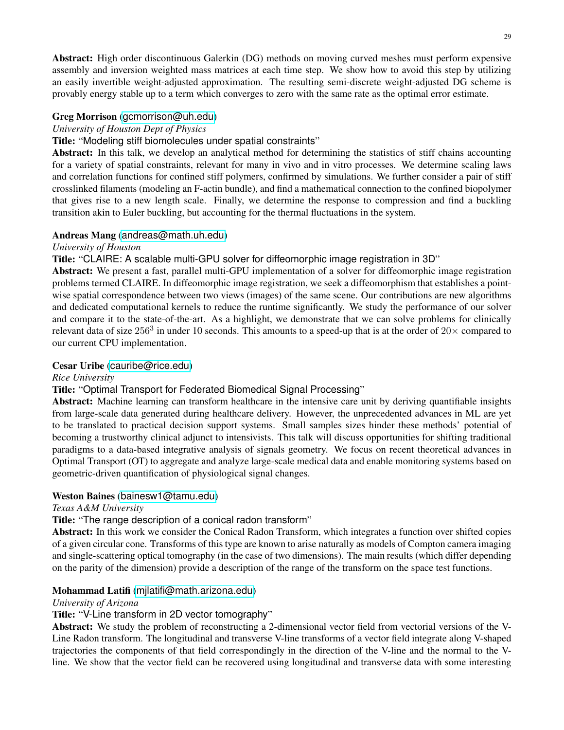**Abstract:** High order discontinuous Galerkin (DG) methods on moving curved meshes must perform expensive assembly and inversion weighted mass matrices at each time step. We show how to avoid this step by utilizing an easily invertible weight-adjusted approximation. The resulting semi-discrete weight-adjusted DG scheme is provably energy stable up to a term which converges to zero with the same rate as the optimal error estimate.

**Greg Morrison** (gcmorrison@uh.edu)
*University of Houston Dept of Physics*
**Title:** "Modeling stiff biomolecules under spatial constraints"
**Abstract:** In this talk, we develop an analytical method for determining the statistics of stiff chains accounting for a variety of spatial constraints, relevant for many in vivo and in vitro processes. We determine scaling laws and correlation functions for confined stiff polymers, confirmed by simulations. We further consider a pair of stiff crosslinked filaments (modeling an F-actin bundle), and find a mathematical connection to the confined biopolymer that gives rise to a new length scale. Finally, we determine the response to compression and find a buckling transition akin to Euler buckling, but accounting for the thermal fluctuations in the system.

**Andreas Mang** (andreas@math.uh.edu)
*University of Houston*
**Title:** "CLAIRE: A scalable multi-GPU solver for diffeomorphic image registration in 3D"
**Abstract:** We present a fast, parallel multi-GPU implementation of a solver for diffeomorphic image registration problems termed CLAIRE. In diffeomorphic image registration, we seek a diffeomorphism that establishes a pointwise spatial correspondence between two views (images) of the same scene. Our contributions are new algorithms and dedicated computational kernels to reduce the runtime significantly. We study the performance of our solver and compare it to the state-of-the-art. As a highlight, we demonstrate that we can solve problems for clinically relevant data of size $256^3$ in under 10 seconds. This amounts to a speed-up that is at the order of $20\times$ compared to our current CPU implementation.

**Cesar Uribe** (cauribe@rice.edu)
*Rice University*
**Title:** "Optimal Transport for Federated Biomedical Signal Processing"
**Abstract:** Machine learning can transform healthcare in the intensive care unit by deriving quantifiable insights from large-scale data generated during healthcare delivery. However, the unprecedented advances in ML are yet to be translated to practical decision support systems. Small samples sizes hinder these methods' potential of becoming a trustworthy clinical adjunct to intensivists. This talk will discuss opportunities for shifting traditional paradigms to a data-based integrative analysis of signals geometry. We focus on recent theoretical advances in Optimal Transport (OT) to aggregate and analyze large-scale medical data and enable monitoring systems based on geometric-driven quantification of physiological signal changes.

**Weston Baines** (bainesw1@tamu.edu)
*Texas A&M University*
**Title:** "The range description of a conical radon transform"
**Abstract:** In this work we consider the Conical Radon Transform, which integrates a function over shifted copies of a given circular cone. Transforms of this type are known to arise naturally as models of Compton camera imaging and single-scattering optical tomography (in the case of two dimensions). The main results (which differ depending on the parity of the dimension) provide a description of the range of the transform on the space test functions.

**Mohammad Latifi** (mjlatifi@math.arizona.edu)
*University of Arizona*
**Title:** "V-Line transform in 2D vector tomography"
**Abstract:** We study the problem of reconstructing a 2-dimensional vector field from vectorial versions of the V-Line Radon transform. The longitudinal and transverse V-line transforms of a vector field integrate along V-shaped trajectories the components of that field correspondingly in the direction of the V-line and the normal to the V-line. We show that the vector field can be recovered using longitudinal and transverse data with some interesting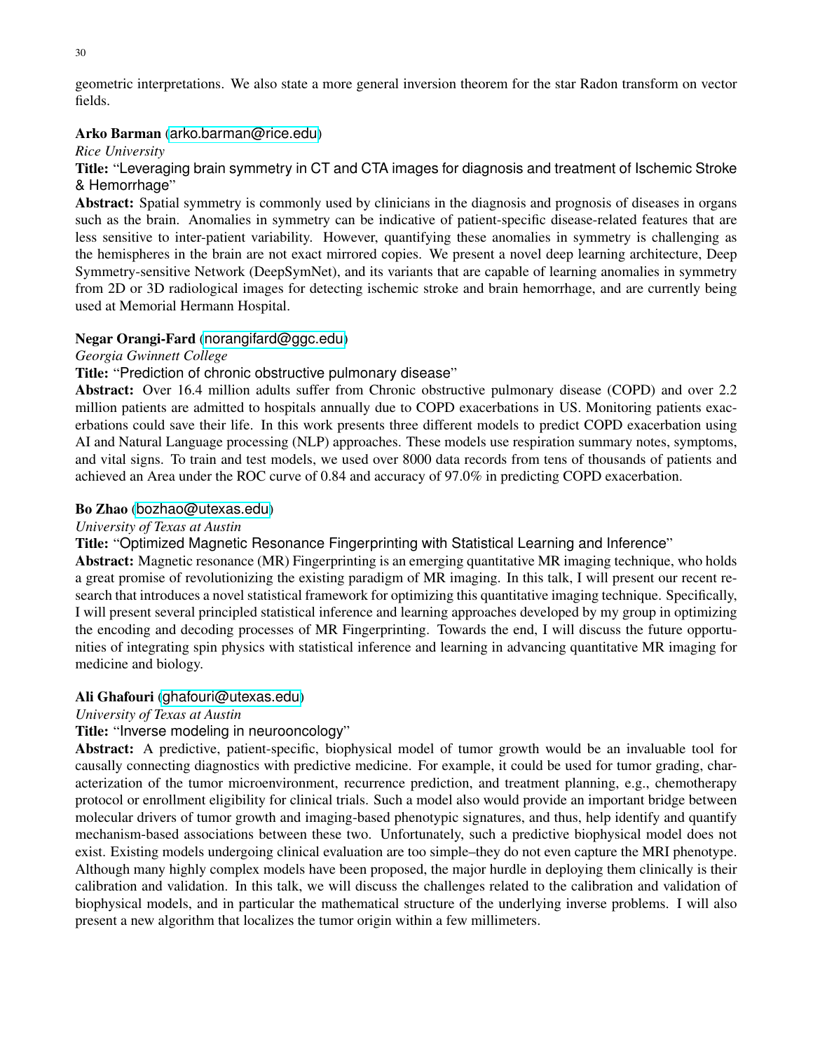geometric interpretations. We also state a more general inversion theorem for the star Radon transform on vector fields.

**Arko Barman** (arko.barman@rice.edu)
*Rice University*
**Title:** "Leveraging brain symmetry in CT and CTA images for diagnosis and treatment of Ischemic Stroke & Hemorrhage"
**Abstract:** Spatial symmetry is commonly used by clinicians in the diagnosis and prognosis of diseases in organs such as the brain. Anomalies in symmetry can be indicative of patient-specific disease-related features that are less sensitive to inter-patient variability. However, quantifying these anomalies in symmetry is challenging as the hemispheres in the brain are not exact mirrored copies. We present a novel deep learning architecture, Deep Symmetry-sensitive Network (DeepSymNet), and its variants that are capable of learning anomalies in symmetry from 2D or 3D radiological images for detecting ischemic stroke and brain hemorrhage, and are currently being used at Memorial Hermann Hospital.

**Negar Orangi-Fard** (norangifard@ggc.edu)
*Georgia Gwinnett College*
**Title:** "Prediction of chronic obstructive pulmonary disease"
**Abstract:** Over 16.4 million adults suffer from Chronic obstructive pulmonary disease (COPD) and over 2.2 million patients are admitted to hospitals annually due to COPD exacerbations in US. Monitoring patients exacerbations could save their life. In this work presents three different models to predict COPD exacerbation using AI and Natural Language processing (NLP) approaches. These models use respiration summary notes, symptoms, and vital signs. To train and test models, we used over 8000 data records from tens of thousands of patients and achieved an Area under the ROC curve of 0.84 and accuracy of 97.0% in predicting COPD exacerbation.

**Bo Zhao** (bozhao@utexas.edu)
*University of Texas at Austin*
**Title:** "Optimized Magnetic Resonance Fingerprinting with Statistical Learning and Inference"
**Abstract:** Magnetic resonance (MR) Fingerprinting is an emerging quantitative MR imaging technique, who holds a great promise of revolutionizing the existing paradigm of MR imaging. In this talk, I will present our recent research that introduces a novel statistical framework for optimizing this quantitative imaging technique. Specifically, I will present several principled statistical inference and learning approaches developed by my group in optimizing the encoding and decoding processes of MR Fingerprinting. Towards the end, I will discuss the future opportunities of integrating spin physics with statistical inference and learning in advancing quantitative MR imaging for medicine and biology.

**Ali Ghafouri** (ghafouri@utexas.edu)
*University of Texas at Austin*
**Title:** "Inverse modeling in neurooncology"
**Abstract:** A predictive, patient-specific, biophysical model of tumor growth would be an invaluable tool for causally connecting diagnostics with predictive medicine. For example, it could be used for tumor grading, characterization of the tumor microenvironment, recurrence prediction, and treatment planning, e.g., chemotherapy protocol or enrollment eligibility for clinical trials. Such a model also would provide an important bridge between molecular drivers of tumor growth and imaging-based phenotypic signatures, and thus, help identify and quantify mechanism-based associations between these two. Unfortunately, such a predictive biophysical model does not exist. Existing models undergoing clinical evaluation are too simple–they do not even capture the MRI phenotype. Although many highly complex models have been proposed, the major hurdle in deploying them clinically is their calibration and validation. In this talk, we will discuss the challenges related to the calibration and validation of biophysical models, and in particular the mathematical structure of the underlying inverse problems. I will also present a new algorithm that localizes the tumor origin within a few millimeters.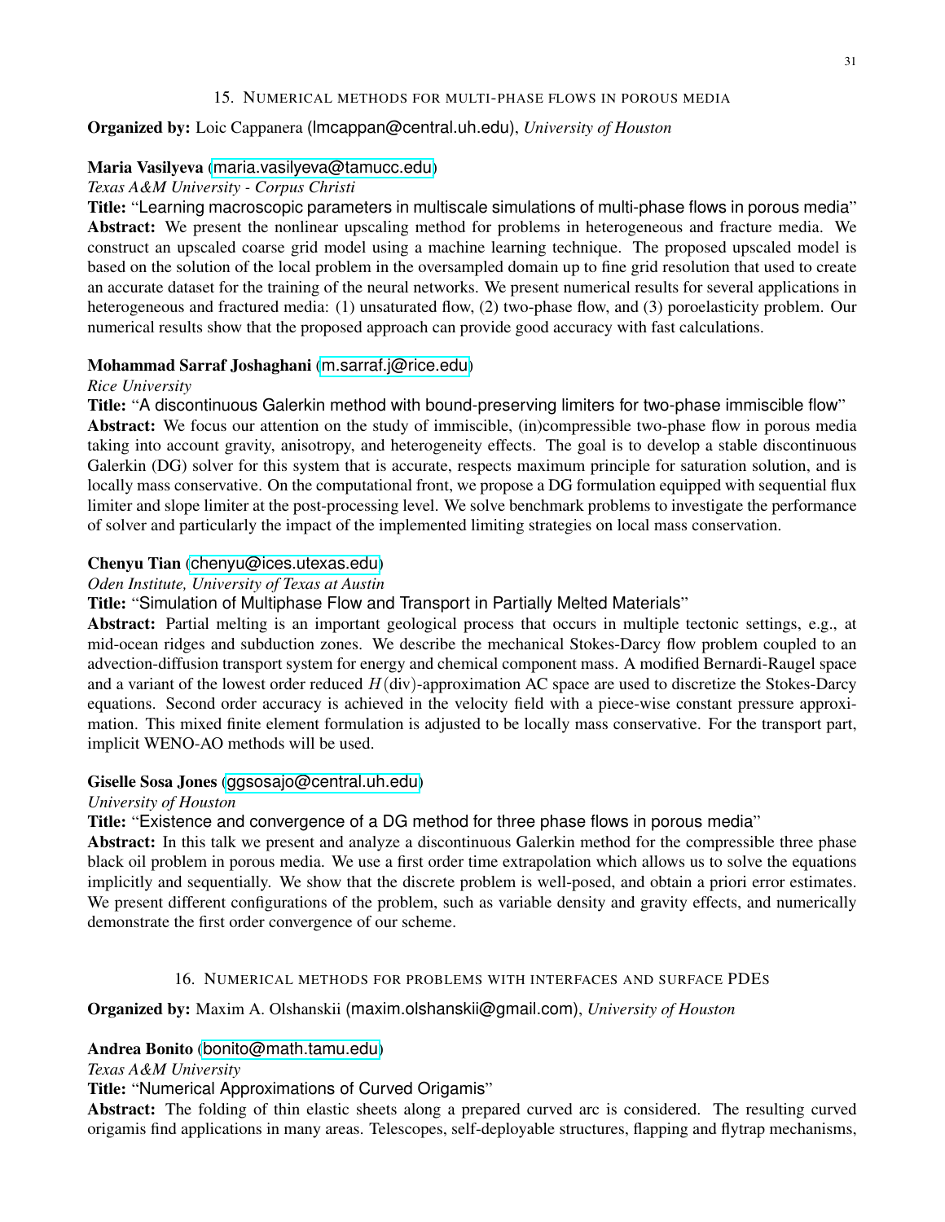## 15. Numerical methods for multi-phase flows in porous media

**Organized by:** Loic Cappanera (lmcappan@central.uh.edu), *University of Houston*

**Maria Vasilyeva** (maria.vasilyeva@tamucc.edu)
*Texas A&M University - Corpus Christi*
**Title:** "Learning macroscopic parameters in multiscale simulations of multi-phase flows in porous media"
**Abstract:** We present the nonlinear upscaling method for problems in heterogeneous and fracture media. We construct an upscaled coarse grid model using a machine learning technique. The proposed upscaled model is based on the solution of the local problem in the oversampled domain up to fine grid resolution that used to create an accurate dataset for the training of the neural networks. We present numerical results for several applications in heterogeneous and fractured media: (1) unsaturated flow, (2) two-phase flow, and (3) poroelasticity problem. Our numerical results show that the proposed approach can provide good accuracy with fast calculations.

**Mohammad Sarraf Joshaghani** (m.sarraf.j@rice.edu)
*Rice University*
**Title:** "A discontinuous Galerkin method with bound-preserving limiters for two-phase immiscible flow"
**Abstract:** We focus our attention on the study of immiscible, (in)compressible two-phase flow in porous media taking into account gravity, anisotropy, and heterogeneity effects. The goal is to develop a stable discontinuous Galerkin (DG) solver for this system that is accurate, respects maximum principle for saturation solution, and is locally mass conservative. On the computational front, we propose a DG formulation equipped with sequential flux limiter and slope limiter at the post-processing level. We solve benchmark problems to investigate the performance of solver and particularly the impact of the implemented limiting strategies on local mass conservation.

**Chenyu Tian** (chenyu@ices.utexas.edu)
*Oden Institute, University of Texas at Austin*
**Title:** "Simulation of Multiphase Flow and Transport in Partially Melted Materials"
**Abstract:** Partial melting is an important geological process that occurs in multiple tectonic settings, e.g., at mid-ocean ridges and subduction zones. We describe the mechanical Stokes-Darcy flow problem coupled to an advection-diffusion transport system for energy and chemical component mass. A modified Bernardi-Raugel space and a variant of the lowest order reduced $H(\text{div})$-approximation AC space are used to discretize the Stokes-Darcy equations. Second order accuracy is achieved in the velocity field with a piece-wise constant pressure approximation. This mixed finite element formulation is adjusted to be locally mass conservative. For the transport part, implicit WENO-AO methods will be used.

**Giselle Sosa Jones** (ggsosajo@central.uh.edu)
*University of Houston*
**Title:** "Existence and convergence of a DG method for three phase flows in porous media"
**Abstract:** In this talk we present and analyze a discontinuous Galerkin method for the compressible three phase black oil problem in porous media. We use a first order time extrapolation which allows us to solve the equations implicitly and sequentially. We show that the discrete problem is well-posed, and obtain a priori error estimates. We present different configurations of the problem, such as variable density and gravity effects, and numerically demonstrate the first order convergence of our scheme.

## 16. Numerical methods for problems with interfaces and surface PDEs

**Organized by:** Maxim A. Olshanskii (maxim.olshanskii@gmail.com), *University of Houston*

**Andrea Bonito** (bonito@math.tamu.edu)
*Texas A&M University*
**Title:** "Numerical Approximations of Curved Origamis"
**Abstract:** The folding of thin elastic sheets along a prepared curved arc is considered. The resulting curved origamis find applications in many areas. Telescopes, self-deployable structures, flapping and flytrap mechanisms,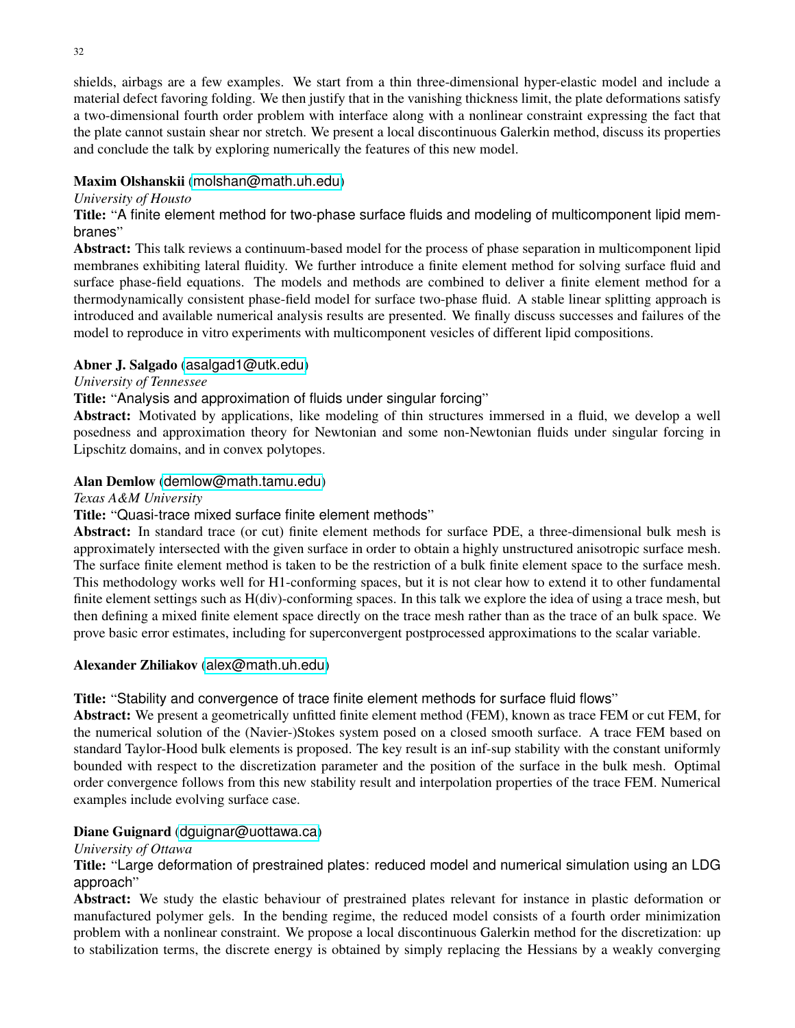shields, airbags are a few examples. We start from a thin three-dimensional hyper-elastic model and include a material defect favoring folding. We then justify that in the vanishing thickness limit, the plate deformations satisfy a two-dimensional fourth order problem with interface along with a nonlinear constraint expressing the fact that the plate cannot sustain shear nor stretch. We present a local discontinuous Galerkin method, discuss its properties and conclude the talk by exploring numerically the features of this new model.

**Maxim Olshanskii** (molshan@math.uh.edu)

*University of Housto*

**Title:** "A finite element method for two-phase surface fluids and modeling of multicomponent lipid membranes"

**Abstract:** This talk reviews a continuum-based model for the process of phase separation in multicomponent lipid membranes exhibiting lateral fluidity. We further introduce a finite element method for solving surface fluid and surface phase-field equations. The models and methods are combined to deliver a finite element method for a thermodynamically consistent phase-field model for surface two-phase fluid. A stable linear splitting approach is introduced and available numerical analysis results are presented. We finally discuss successes and failures of the model to reproduce in vitro experiments with multicomponent vesicles of different lipid compositions.

**Abner J. Salgado** (asalgad1@utk.edu)

*University of Tennessee*

**Title:** "Analysis and approximation of fluids under singular forcing"

**Abstract:** Motivated by applications, like modeling of thin structures immersed in a fluid, we develop a well posedness and approximation theory for Newtonian and some non-Newtonian fluids under singular forcing in Lipschitz domains, and in convex polytopes.

**Alan Demlow** (demlow@math.tamu.edu)

*Texas A&M University*

**Title:** "Quasi-trace mixed surface finite element methods"

**Abstract:** In standard trace (or cut) finite element methods for surface PDE, a three-dimensional bulk mesh is approximately intersected with the given surface in order to obtain a highly unstructured anisotropic surface mesh. The surface finite element method is taken to be the restriction of a bulk finite element space to the surface mesh. This methodology works well for H1-conforming spaces, but it is not clear how to extend it to other fundamental finite element settings such as H(div)-conforming spaces. In this talk we explore the idea of using a trace mesh, but then defining a mixed finite element space directly on the trace mesh rather than as the trace of an bulk space. We prove basic error estimates, including for superconvergent postprocessed approximations to the scalar variable.

**Alexander Zhiliakov** (alex@math.uh.edu)

**Title:** "Stability and convergence of trace finite element methods for surface fluid flows"

**Abstract:** We present a geometrically unfitted finite element method (FEM), known as trace FEM or cut FEM, for the numerical solution of the (Navier-)Stokes system posed on a closed smooth surface. A trace FEM based on standard Taylor-Hood bulk elements is proposed. The key result is an inf-sup stability with the constant uniformly bounded with respect to the discretization parameter and the position of the surface in the bulk mesh. Optimal order convergence follows from this new stability result and interpolation properties of the trace FEM. Numerical examples include evolving surface case.

**Diane Guignard** (dguignar@uottawa.ca)

*University of Ottawa*

**Title:** "Large deformation of prestrained plates: reduced model and numerical simulation using an LDG approach"

**Abstract:** We study the elastic behaviour of prestrained plates relevant for instance in plastic deformation or manufactured polymer gels. In the bending regime, the reduced model consists of a fourth order minimization problem with a nonlinear constraint. We propose a local discontinuous Galerkin method for the discretization: up to stabilization terms, the discrete energy is obtained by simply replacing the Hessians by a weakly converging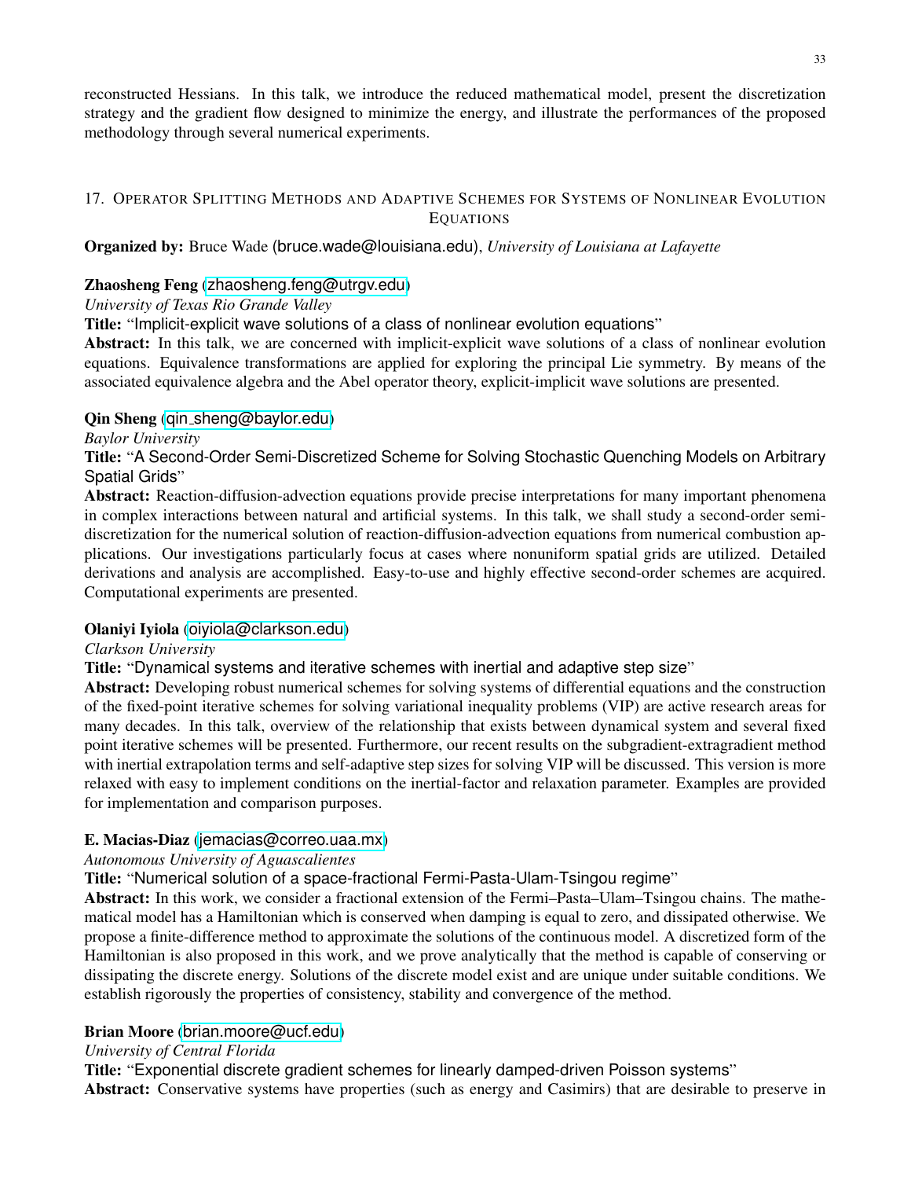reconstructed Hessians. In this talk, we introduce the reduced mathematical model, present the discretization strategy and the gradient flow designed to minimize the energy, and illustrate the performances of the proposed methodology through several numerical experiments.

## 17. Operator Splitting Methods and Adaptive Schemes for Systems of Nonlinear Evolution Equations

**Organized by:** Bruce Wade (bruce.wade@louisiana.edu), *University of Louisiana at Lafayette*

**Zhaosheng Feng** (zhaosheng.feng@utrgv.edu)
*University of Texas Rio Grande Valley*
**Title:** "Implicit-explicit wave solutions of a class of nonlinear evolution equations"
**Abstract:** In this talk, we are concerned with implicit-explicit wave solutions of a class of nonlinear evolution equations. Equivalence transformations are applied for exploring the principal Lie symmetry. By means of the associated equivalence algebra and the Abel operator theory, explicit-implicit wave solutions are presented.

**Qin Sheng** (qin_sheng@baylor.edu)
*Baylor University*
**Title:** "A Second-Order Semi-Discretized Scheme for Solving Stochastic Quenching Models on Arbitrary Spatial Grids"
**Abstract:** Reaction-diffusion-advection equations provide precise interpretations for many important phenomena in complex interactions between natural and artificial systems. In this talk, we shall study a second-order semi-discretization for the numerical solution of reaction-diffusion-advection equations from numerical combustion applications. Our investigations particularly focus at cases where nonuniform spatial grids are utilized. Detailed derivations and analysis are accomplished. Easy-to-use and highly effective second-order schemes are acquired. Computational experiments are presented.

**Olaniyi Iyiola** (oiyiola@clarkson.edu)
*Clarkson University*
**Title:** "Dynamical systems and iterative schemes with inertial and adaptive step size"
**Abstract:** Developing robust numerical schemes for solving systems of differential equations and the construction of the fixed-point iterative schemes for solving variational inequality problems (VIP) are active research areas for many decades. In this talk, overview of the relationship that exists between dynamical system and several fixed point iterative schemes will be presented. Furthermore, our recent results on the subgradient-extragradient method with inertial extrapolation terms and self-adaptive step sizes for solving VIP will be discussed. This version is more relaxed with easy to implement conditions on the inertial-factor and relaxation parameter. Examples are provided for implementation and comparison purposes.

**E. Macias-Diaz** (jemacias@correo.uaa.mx)
*Autonomous University of Aguascalientes*
**Title:** "Numerical solution of a space-fractional Fermi-Pasta-Ulam-Tsingou regime"
**Abstract:** In this work, we consider a fractional extension of the Fermi–Pasta–Ulam–Tsingou chains. The mathematical model has a Hamiltonian which is conserved when damping is equal to zero, and dissipated otherwise. We propose a finite-difference method to approximate the solutions of the continuous model. A discretized form of the Hamiltonian is also proposed in this work, and we prove analytically that the method is capable of conserving or dissipating the discrete energy. Solutions of the discrete model exist and are unique under suitable conditions. We establish rigorously the properties of consistency, stability and convergence of the method.

**Brian Moore** (brian.moore@ucf.edu)
*University of Central Florida*
**Title:** "Exponential discrete gradient schemes for linearly damped-driven Poisson systems"
**Abstract:** Conservative systems have properties (such as energy and Casimirs) that are desirable to preserve in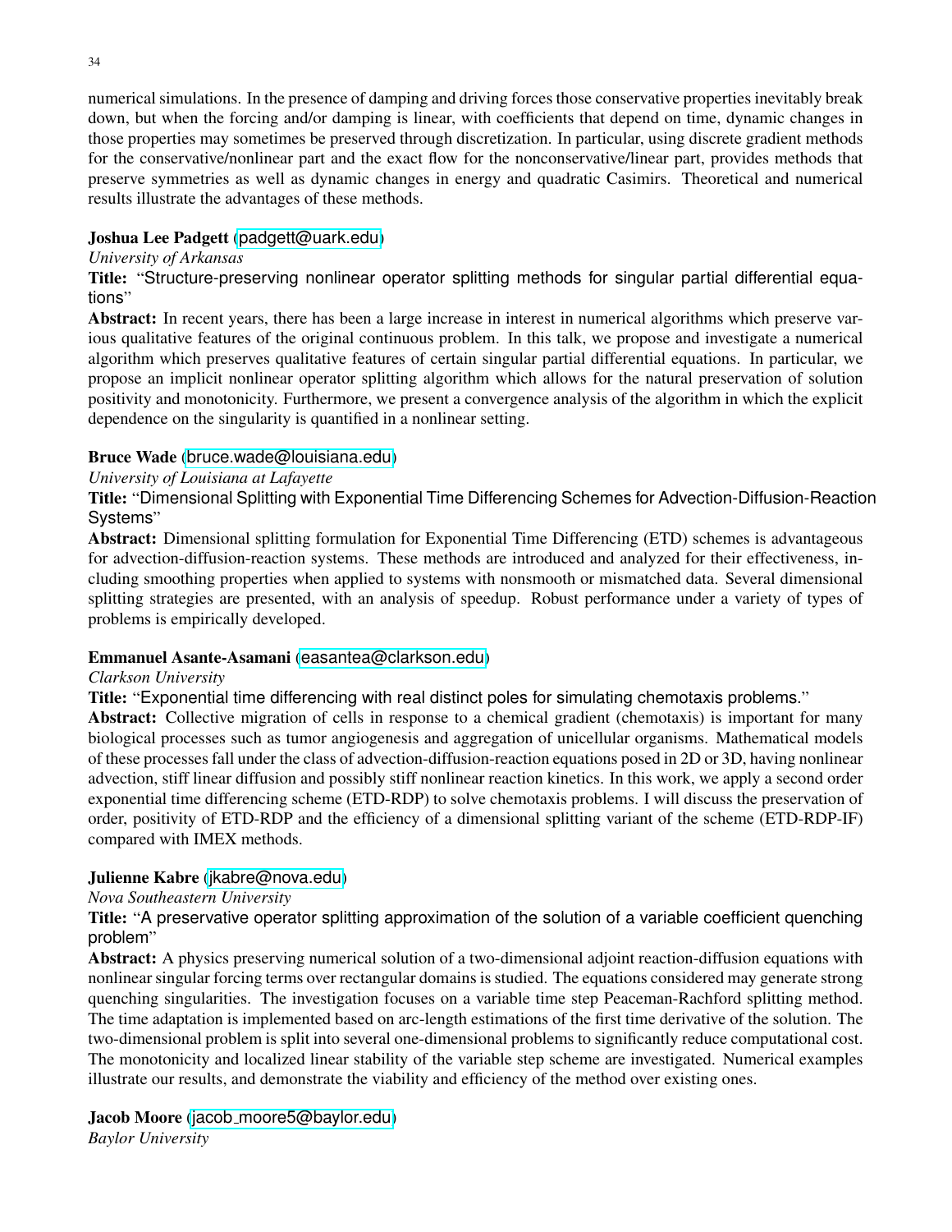numerical simulations. In the presence of damping and driving forces those conservative properties inevitably break down, but when the forcing and/or damping is linear, with coefficients that depend on time, dynamic changes in those properties may sometimes be preserved through discretization. In particular, using discrete gradient methods for the conservative/nonlinear part and the exact flow for the nonconservative/linear part, provides methods that preserve symmetries as well as dynamic changes in energy and quadratic Casimirs. Theoretical and numerical results illustrate the advantages of these methods.

**Joshua Lee Padgett** (padgett@uark.edu)
*University of Arkansas*
**Title:** "Structure-preserving nonlinear operator splitting methods for singular partial differential equations"
**Abstract:** In recent years, there has been a large increase in interest in numerical algorithms which preserve various qualitative features of the original continuous problem. In this talk, we propose and investigate a numerical algorithm which preserves qualitative features of certain singular partial differential equations. In particular, we propose an implicit nonlinear operator splitting algorithm which allows for the natural preservation of solution positivity and monotonicity. Furthermore, we present a convergence analysis of the algorithm in which the explicit dependence on the singularity is quantified in a nonlinear setting.

**Bruce Wade** (bruce.wade@louisiana.edu)
*University of Louisiana at Lafayette*
**Title:** "Dimensional Splitting with Exponential Time Differencing Schemes for Advection-Diffusion-Reaction Systems"
**Abstract:** Dimensional splitting formulation for Exponential Time Differencing (ETD) schemes is advantageous for advection-diffusion-reaction systems. These methods are introduced and analyzed for their effectiveness, including smoothing properties when applied to systems with nonsmooth or mismatched data. Several dimensional splitting strategies are presented, with an analysis of speedup. Robust performance under a variety of types of problems is empirically developed.

**Emmanuel Asante-Asamani** (easantea@clarkson.edu)
*Clarkson University*
**Title:** "Exponential time differencing with real distinct poles for simulating chemotaxis problems."
**Abstract:** Collective migration of cells in response to a chemical gradient (chemotaxis) is important for many biological processes such as tumor angiogenesis and aggregation of unicellular organisms. Mathematical models of these processes fall under the class of advection-diffusion-reaction equations posed in 2D or 3D, having nonlinear advection, stiff linear diffusion and possibly stiff nonlinear reaction kinetics. In this work, we apply a second order exponential time differencing scheme (ETD-RDP) to solve chemotaxis problems. I will discuss the preservation of order, positivity of ETD-RDP and the efficiency of a dimensional splitting variant of the scheme (ETD-RDP-IF) compared with IMEX methods.

**Julienne Kabre** (jkabre@nova.edu)
*Nova Southeastern University*
**Title:** "A preservative operator splitting approximation of the solution of a variable coefficient quenching problem"
**Abstract:** A physics preserving numerical solution of a two-dimensional adjoint reaction-diffusion equations with nonlinear singular forcing terms over rectangular domains is studied. The equations considered may generate strong quenching singularities. The investigation focuses on a variable time step Peaceman-Rachford splitting method. The time adaptation is implemented based on arc-length estimations of the first time derivative of the solution. The two-dimensional problem is split into several one-dimensional problems to significantly reduce computational cost. The monotonicity and localized linear stability of the variable step scheme are investigated. Numerical examples illustrate our results, and demonstrate the viability and efficiency of the method over existing ones.

**Jacob Moore** (jacob_moore5@baylor.edu)
*Baylor University*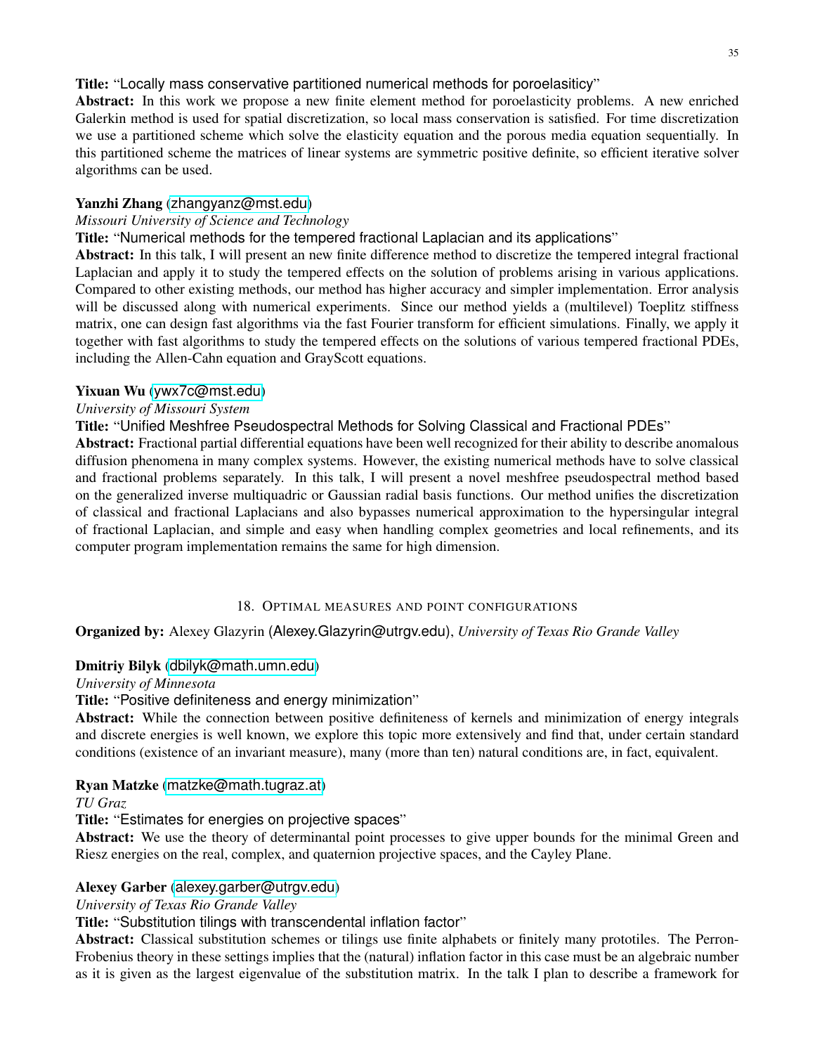**Title:** "Locally mass conservative partitioned numerical methods for poroelasiticy"
**Abstract:** In this work we propose a new finite element method for poroelasticity problems. A new enriched Galerkin method is used for spatial discretization, so local mass conservation is satisfied. For time discretization we use a partitioned scheme which solve the elasticity equation and the porous media equation sequentially. In this partitioned scheme the matrices of linear systems are symmetric positive definite, so efficient iterative solver algorithms can be used.

**Yanzhi Zhang** (zhangyanz@mst.edu)
*Missouri University of Science and Technology*
**Title:** "Numerical methods for the tempered fractional Laplacian and its applications"
**Abstract:** In this talk, I will present an new finite difference method to discretize the tempered integral fractional Laplacian and apply it to study the tempered effects on the solution of problems arising in various applications. Compared to other existing methods, our method has higher accuracy and simpler implementation. Error analysis will be discussed along with numerical experiments. Since our method yields a (multilevel) Toeplitz stiffness matrix, one can design fast algorithms via the fast Fourier transform for efficient simulations. Finally, we apply it together with fast algorithms to study the tempered effects on the solutions of various tempered fractional PDEs, including the Allen-Cahn equation and GrayScott equations.

**Yixuan Wu** (ywx7c@mst.edu)
*University of Missouri System*
**Title:** "Unified Meshfree Pseudospectral Methods for Solving Classical and Fractional PDEs"
**Abstract:** Fractional partial differential equations have been well recognized for their ability to describe anomalous diffusion phenomena in many complex systems. However, the existing numerical methods have to solve classical and fractional problems separately. In this talk, I will present a novel meshfree pseudospectral method based on the generalized inverse multiquadric or Gaussian radial basis functions. Our method unifies the discretization of classical and fractional Laplacians and also bypasses numerical approximation to the hypersingular integral of fractional Laplacian, and simple and easy when handling complex geometries and local refinements, and its computer program implementation remains the same for high dimension.

## 18. Optimal measures and point configurations

**Organized by:** Alexey Glazyrin (Alexey.Glazyrin@utrgv.edu), *University of Texas Rio Grande Valley*

**Dmitriy Bilyk** (dbilyk@math.umn.edu)
*University of Minnesota*
**Title:** "Positive definiteness and energy minimization"
**Abstract:** While the connection between positive definiteness of kernels and minimization of energy integrals and discrete energies is well known, we explore this topic more extensively and find that, under certain standard conditions (existence of an invariant measure), many (more than ten) natural conditions are, in fact, equivalent.

**Ryan Matzke** (matzke@math.tugraz.at)
*TU Graz*
**Title:** "Estimates for energies on projective spaces"
**Abstract:** We use the theory of determinantal point processes to give upper bounds for the minimal Green and Riesz energies on the real, complex, and quaternion projective spaces, and the Cayley Plane.

**Alexey Garber** (alexey.garber@utrgv.edu)
*University of Texas Rio Grande Valley*
**Title:** "Substitution tilings with transcendental inflation factor"
**Abstract:** Classical substitution schemes or tilings use finite alphabets or finitely many prototiles. The Perron-Frobenius theory in these settings implies that the (natural) inflation factor in this case must be an algebraic number as it is given as the largest eigenvalue of the substitution matrix. In the talk I plan to describe a framework for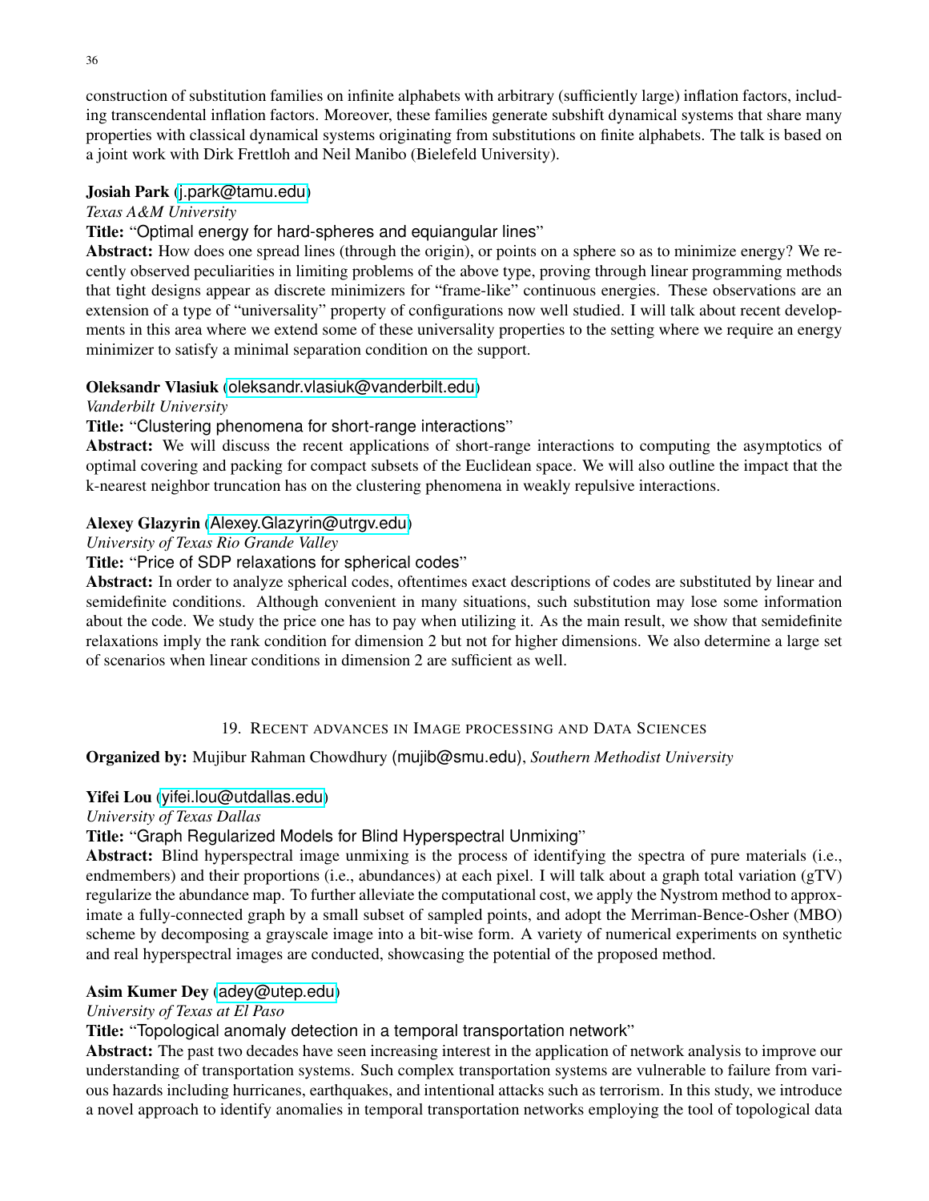construction of substitution families on infinite alphabets with arbitrary (sufficiently large) inflation factors, including transcendental inflation factors. Moreover, these families generate subshift dynamical systems that share many properties with classical dynamical systems originating from substitutions on finite alphabets. The talk is based on a joint work with Dirk Frettloh and Neil Manibo (Bielefeld University).

**Josiah Park** (j.park@tamu.edu)
*Texas A&M University*
**Title:** "Optimal energy for hard-spheres and equiangular lines"
**Abstract:** How does one spread lines (through the origin), or points on a sphere so as to minimize energy? We recently observed peculiarities in limiting problems of the above type, proving through linear programming methods that tight designs appear as discrete minimizers for "frame-like" continuous energies. These observations are an extension of a type of "universality" property of configurations now well studied. I will talk about recent developments in this area where we extend some of these universality properties to the setting where we require an energy minimizer to satisfy a minimal separation condition on the support.

**Oleksandr Vlasiuk** (oleksandr.vlasiuk@vanderbilt.edu)
*Vanderbilt University*
**Title:** "Clustering phenomena for short-range interactions"
**Abstract:** We will discuss the recent applications of short-range interactions to computing the asymptotics of optimal covering and packing for compact subsets of the Euclidean space. We will also outline the impact that the k-nearest neighbor truncation has on the clustering phenomena in weakly repulsive interactions.

**Alexey Glazyrin** (Alexey.Glazyrin@utrgv.edu)
*University of Texas Rio Grande Valley*
**Title:** "Price of SDP relaxations for spherical codes"
**Abstract:** In order to analyze spherical codes, oftentimes exact descriptions of codes are substituted by linear and semidefinite conditions. Although convenient in many situations, such substitution may lose some information about the code. We study the price one has to pay when utilizing it. As the main result, we show that semidefinite relaxations imply the rank condition for dimension 2 but not for higher dimensions. We also determine a large set of scenarios when linear conditions in dimension 2 are sufficient as well.

## 19. Recent advances in Image processing and Data Sciences

**Organized by:** Mujibur Rahman Chowdhury (mujib@smu.edu), *Southern Methodist University*

**Yifei Lou** (yifei.lou@utdallas.edu)
*University of Texas Dallas*
**Title:** "Graph Regularized Models for Blind Hyperspectral Unmixing"
**Abstract:** Blind hyperspectral image unmixing is the process of identifying the spectra of pure materials (i.e., endmembers) and their proportions (i.e., abundances) at each pixel. I will talk about a graph total variation (gTV) regularize the abundance map. To further alleviate the computational cost, we apply the Nystrom method to approximate a fully-connected graph by a small subset of sampled points, and adopt the Merriman-Bence-Osher (MBO) scheme by decomposing a grayscale image into a bit-wise form. A variety of numerical experiments on synthetic and real hyperspectral images are conducted, showcasing the potential of the proposed method.

**Asim Kumer Dey** (adey@utep.edu)
*University of Texas at El Paso*
**Title:** "Topological anomaly detection in a temporal transportation network"
**Abstract:** The past two decades have seen increasing interest in the application of network analysis to improve our understanding of transportation systems. Such complex transportation systems are vulnerable to failure from various hazards including hurricanes, earthquakes, and intentional attacks such as terrorism. In this study, we introduce a novel approach to identify anomalies in temporal transportation networks employing the tool of topological data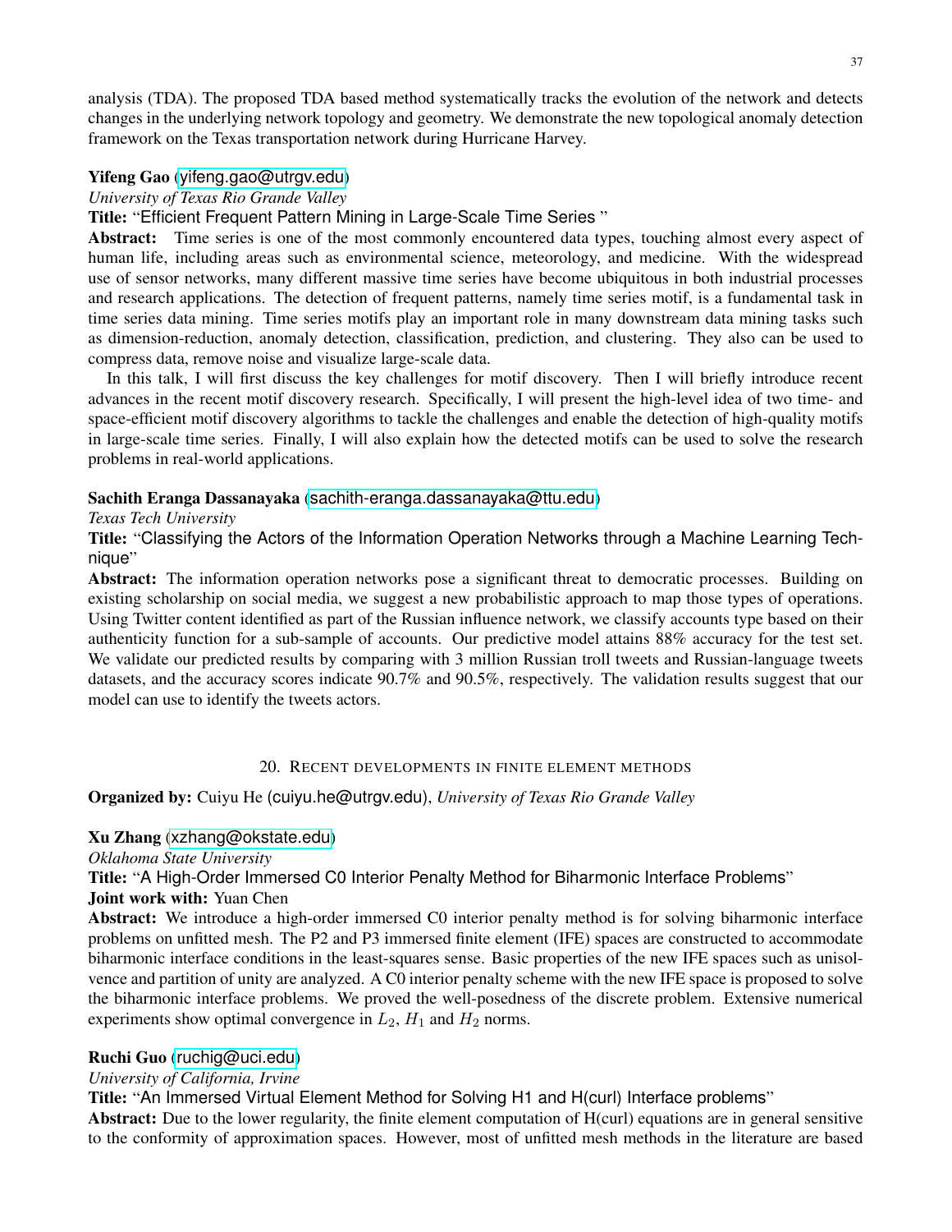analysis (TDA). The proposed TDA based method systematically tracks the evolution of the network and detects changes in the underlying network topology and geometry. We demonstrate the new topological anomaly detection framework on the Texas transportation network during Hurricane Harvey.

**Yifeng Gao** (yifeng.gao@utrgv.edu)
*University of Texas Rio Grande Valley*
**Title:** "Efficient Frequent Pattern Mining in Large-Scale Time Series "
**Abstract:** Time series is one of the most commonly encountered data types, touching almost every aspect of human life, including areas such as environmental science, meteorology, and medicine. With the widespread use of sensor networks, many different massive time series have become ubiquitous in both industrial processes and research applications. The detection of frequent patterns, namely time series motif, is a fundamental task in time series data mining. Time series motifs play an important role in many downstream data mining tasks such as dimension-reduction, anomaly detection, classification, prediction, and clustering. They also can be used to compress data, remove noise and visualize large-scale data.

In this talk, I will first discuss the key challenges for motif discovery. Then I will briefly introduce recent advances in the recent motif discovery research. Specifically, I will present the high-level idea of two time- and space-efficient motif discovery algorithms to tackle the challenges and enable the detection of high-quality motifs in large-scale time series. Finally, I will also explain how the detected motifs can be used to solve the research problems in real-world applications.

**Sachith Eranga Dassanayaka** (sachith-eranga.dassanayaka@ttu.edu)
*Texas Tech University*
**Title:** "Classifying the Actors of the Information Operation Networks through a Machine Learning Technique"
**Abstract:** The information operation networks pose a significant threat to democratic processes. Building on existing scholarship on social media, we suggest a new probabilistic approach to map those types of operations. Using Twitter content identified as part of the Russian influence network, we classify accounts type based on their authenticity function for a sub-sample of accounts. Our predictive model attains 88% accuracy for the test set. We validate our predicted results by comparing with 3 million Russian troll tweets and Russian-language tweets datasets, and the accuracy scores indicate 90.7% and 90.5%, respectively. The validation results suggest that our model can use to identify the tweets actors.

## 20. Recent developments in finite element methods

**Organized by:** Cuiyu He (cuiyu.he@utrgv.edu), *University of Texas Rio Grande Valley*

**Xu Zhang** (xzhang@okstate.edu)
*Oklahoma State University*
**Title:** "A High-Order Immersed C0 Interior Penalty Method for Biharmonic Interface Problems"
**Joint work with:** Yuan Chen
**Abstract:** We introduce a high-order immersed C0 interior penalty method is for solving biharmonic interface problems on unfitted mesh. The P2 and P3 immersed finite element (IFE) spaces are constructed to accommodate biharmonic interface conditions in the least-squares sense. Basic properties of the new IFE spaces such as unisolvence and partition of unity are analyzed. A C0 interior penalty scheme with the new IFE space is proposed to solve the biharmonic interface problems. We proved the well-posedness of the discrete problem. Extensive numerical experiments show optimal convergence in $L_2$, $H_1$ and $H_2$ norms.

**Ruchi Guo** (ruchig@uci.edu)
*University of California, Irvine*
**Title:** "An Immersed Virtual Element Method for Solving H1 and H(curl) Interface problems"
**Abstract:** Due to the lower regularity, the finite element computation of H(curl) equations are in general sensitive to the conformity of approximation spaces. However, most of unfitted mesh methods in the literature are based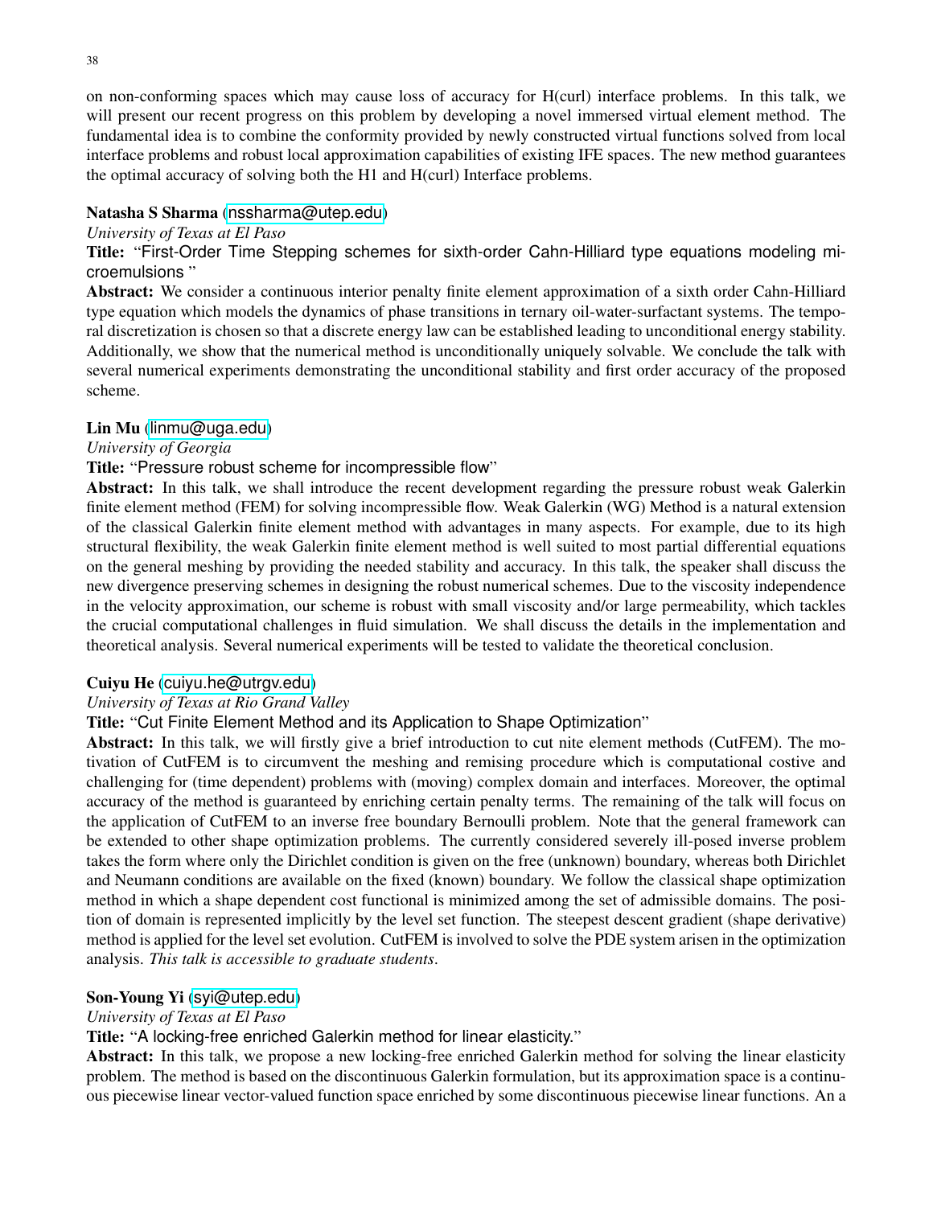on non-conforming spaces which may cause loss of accuracy for H(curl) interface problems. In this talk, we will present our recent progress on this problem by developing a novel immersed virtual element method. The fundamental idea is to combine the conformity provided by newly constructed virtual functions solved from local interface problems and robust local approximation capabilities of existing IFE spaces. The new method guarantees the optimal accuracy of solving both the H1 and H(curl) Interface problems.

**Natasha S Sharma** (nssharma@utep.edu)

*University of Texas at El Paso*

**Title:** "First-Order Time Stepping schemes for sixth-order Cahn-Hilliard type equations modeling microemulsions "

**Abstract:** We consider a continuous interior penalty finite element approximation of a sixth order Cahn-Hilliard type equation which models the dynamics of phase transitions in ternary oil-water-surfactant systems. The temporal discretization is chosen so that a discrete energy law can be established leading to unconditional energy stability. Additionally, we show that the numerical method is unconditionally uniquely solvable. We conclude the talk with several numerical experiments demonstrating the unconditional stability and first order accuracy of the proposed scheme.

**Lin Mu** (linmu@uga.edu)

*University of Georgia*

**Title:** "Pressure robust scheme for incompressible flow"

**Abstract:** In this talk, we shall introduce the recent development regarding the pressure robust weak Galerkin finite element method (FEM) for solving incompressible flow. Weak Galerkin (WG) Method is a natural extension of the classical Galerkin finite element method with advantages in many aspects. For example, due to its high structural flexibility, the weak Galerkin finite element method is well suited to most partial differential equations on the general meshing by providing the needed stability and accuracy. In this talk, the speaker shall discuss the new divergence preserving schemes in designing the robust numerical schemes. Due to the viscosity independence in the velocity approximation, our scheme is robust with small viscosity and/or large permeability, which tackles the crucial computational challenges in fluid simulation. We shall discuss the details in the implementation and theoretical analysis. Several numerical experiments will be tested to validate the theoretical conclusion.

**Cuiyu He** (cuiyu.he@utrgv.edu)

*University of Texas at Rio Grand Valley*

**Title:** "Cut Finite Element Method and its Application to Shape Optimization"

**Abstract:** In this talk, we will firstly give a brief introduction to cut nite element methods (CutFEM). The motivation of CutFEM is to circumvent the meshing and remising procedure which is computational costive and challenging for (time dependent) problems with (moving) complex domain and interfaces. Moreover, the optimal accuracy of the method is guaranteed by enriching certain penalty terms. The remaining of the talk will focus on the application of CutFEM to an inverse free boundary Bernoulli problem. Note that the general framework can be extended to other shape optimization problems. The currently considered severely ill-posed inverse problem takes the form where only the Dirichlet condition is given on the free (unknown) boundary, whereas both Dirichlet and Neumann conditions are available on the fixed (known) boundary. We follow the classical shape optimization method in which a shape dependent cost functional is minimized among the set of admissible domains. The position of domain is represented implicitly by the level set function. The steepest descent gradient (shape derivative) method is applied for the level set evolution. CutFEM is involved to solve the PDE system arisen in the optimization analysis. *This talk is accessible to graduate students*.

**Son-Young Yi** (syi@utep.edu)

*University of Texas at El Paso*

**Title:** "A locking-free enriched Galerkin method for linear elasticity."

**Abstract:** In this talk, we propose a new locking-free enriched Galerkin method for solving the linear elasticity problem. The method is based on the discontinuous Galerkin formulation, but its approximation space is a continuous piecewise linear vector-valued function space enriched by some discontinuous piecewise linear functions. An a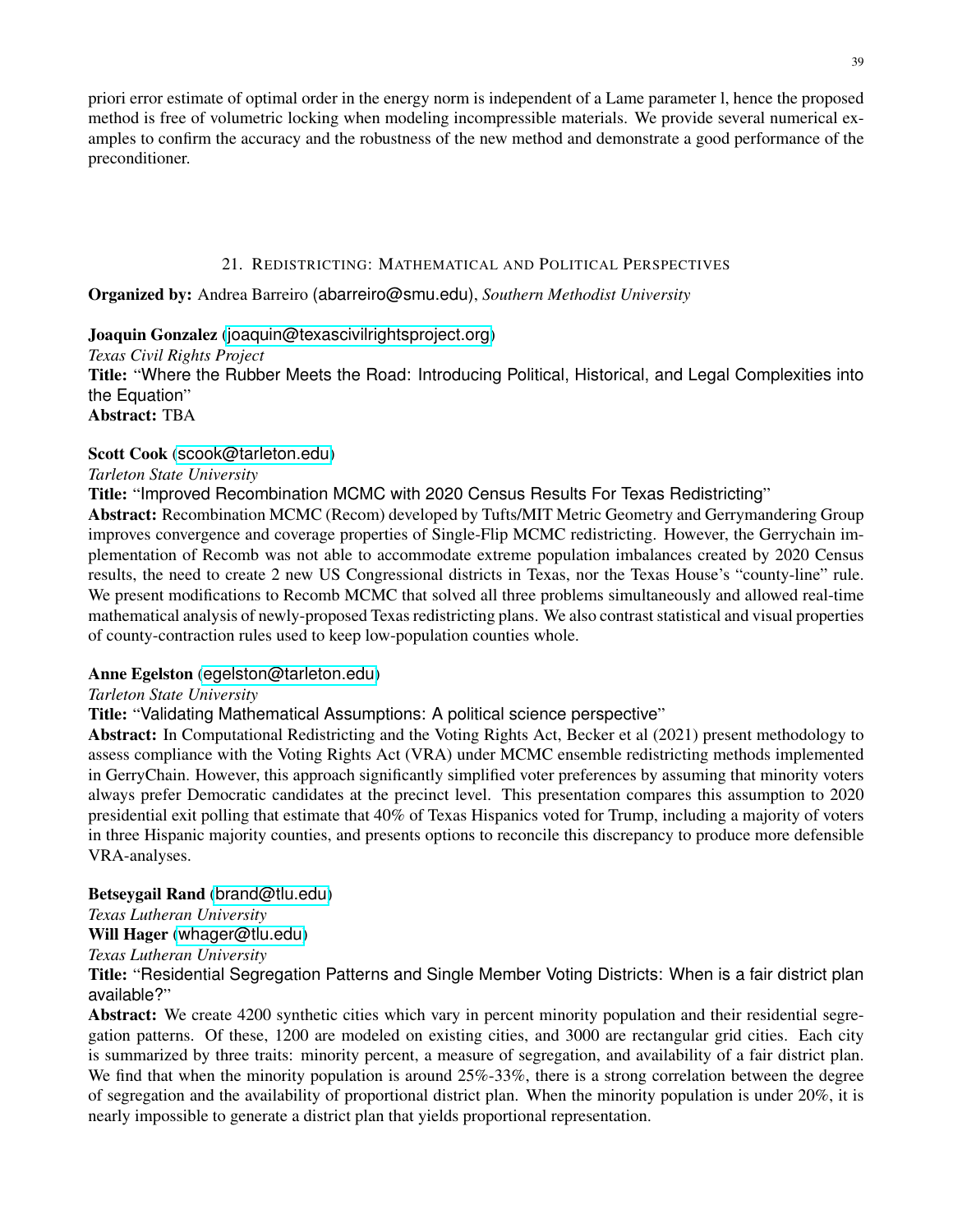priori error estimate of optimal order in the energy norm is independent of a Lame parameter l, hence the proposed method is free of volumetric locking when modeling incompressible materials. We provide several numerical examples to confirm the accuracy and the robustness of the new method and demonstrate a good performance of the preconditioner.

## 21. Redistricting: Mathematical and Political Perspectives

**Organized by:** Andrea Barreiro (abarreiro@smu.edu), *Southern Methodist University*

**Joaquin Gonzalez** (joaquin@texascivilrightsproject.org)
*Texas Civil Rights Project*
**Title:** "Where the Rubber Meets the Road: Introducing Political, Historical, and Legal Complexities into the Equation"
**Abstract:** TBA

**Scott Cook** (scook@tarleton.edu)
*Tarleton State University*
**Title:** "Improved Recombination MCMC with 2020 Census Results For Texas Redistricting"
**Abstract:** Recombination MCMC (Recom) developed by Tufts/MIT Metric Geometry and Gerrymandering Group improves convergence and coverage properties of Single-Flip MCMC redistricting. However, the Gerrychain implementation of Recomb was not able to accommodate extreme population imbalances created by 2020 Census results, the need to create 2 new US Congressional districts in Texas, nor the Texas House's "county-line" rule. We present modifications to Recomb MCMC that solved all three problems simultaneously and allowed real-time mathematical analysis of newly-proposed Texas redistricting plans. We also contrast statistical and visual properties of county-contraction rules used to keep low-population counties whole.

**Anne Egelston** (egelston@tarleton.edu)
*Tarleton State University*
**Title:** "Validating Mathematical Assumptions: A political science perspective"
**Abstract:** In Computational Redistricting and the Voting Rights Act, Becker et al (2021) present methodology to assess compliance with the Voting Rights Act (VRA) under MCMC ensemble redistricting methods implemented in GerryChain. However, this approach significantly simplified voter preferences by assuming that minority voters always prefer Democratic candidates at the precinct level. This presentation compares this assumption to 2020 presidential exit polling that estimate that 40% of Texas Hispanics voted for Trump, including a majority of voters in three Hispanic majority counties, and presents options to reconcile this discrepancy to produce more defensible VRA-analyses.

**Betseygail Rand** (brand@tlu.edu)
*Texas Lutheran University*
**Will Hager** (whager@tlu.edu)
*Texas Lutheran University*
**Title:** "Residential Segregation Patterns and Single Member Voting Districts: When is a fair district plan available?"
**Abstract:** We create 4200 synthetic cities which vary in percent minority population and their residential segregation patterns. Of these, 1200 are modeled on existing cities, and 3000 are rectangular grid cities. Each city is summarized by three traits: minority percent, a measure of segregation, and availability of a fair district plan. We find that when the minority population is around 25%-33%, there is a strong correlation between the degree of segregation and the availability of proportional district plan. When the minority population is under 20%, it is nearly impossible to generate a district plan that yields proportional representation.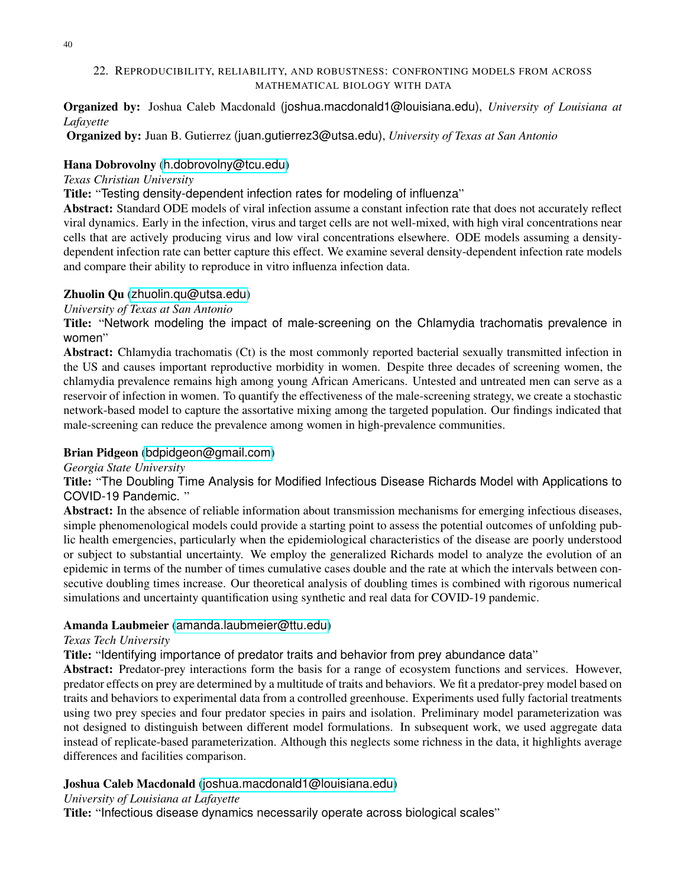## 22. Reproducibility, reliability, and robustness: confronting models from across mathematical biology with data

**Organized by:** Joshua Caleb Macdonald (joshua.macdonald1@louisiana.edu), *University of Louisiana at Lafayette*

**Organized by:** Juan B. Gutierrez (juan.gutierrez3@utsa.edu), *University of Texas at San Antonio*

**Hana Dobrovolny** (h.dobrovolny@tcu.edu)

*Texas Christian University*

**Title:** "Testing density-dependent infection rates for modeling of influenza"

**Abstract:** Standard ODE models of viral infection assume a constant infection rate that does not accurately reflect viral dynamics. Early in the infection, virus and target cells are not well-mixed, with high viral concentrations near cells that are actively producing virus and low viral concentrations elsewhere. ODE models assuming a density-dependent infection rate can better capture this effect. We examine several density-dependent infection rate models and compare their ability to reproduce in vitro influenza infection data.

**Zhuolin Qu** (zhuolin.qu@utsa.edu)

*University of Texas at San Antonio*

**Title:** "Network modeling the impact of male-screening on the Chlamydia trachomatis prevalence in women"

**Abstract:** Chlamydia trachomatis (Ct) is the most commonly reported bacterial sexually transmitted infection in the US and causes important reproductive morbidity in women. Despite three decades of screening women, the chlamydia prevalence remains high among young African Americans. Untested and untreated men can serve as a reservoir of infection in women. To quantify the effectiveness of the male-screening strategy, we create a stochastic network-based model to capture the assortative mixing among the targeted population. Our findings indicated that male-screening can reduce the prevalence among women in high-prevalence communities.

**Brian Pidgeon** (bdpidgeon@gmail.com)

*Georgia State University*

**Title:** "The Doubling Time Analysis for Modified Infectious Disease Richards Model with Applications to COVID-19 Pandemic. "

**Abstract:** In the absence of reliable information about transmission mechanisms for emerging infectious diseases, simple phenomenological models could provide a starting point to assess the potential outcomes of unfolding public health emergencies, particularly when the epidemiological characteristics of the disease are poorly understood or subject to substantial uncertainty. We employ the generalized Richards model to analyze the evolution of an epidemic in terms of the number of times cumulative cases double and the rate at which the intervals between consecutive doubling times increase. Our theoretical analysis of doubling times is combined with rigorous numerical simulations and uncertainty quantification using synthetic and real data for COVID-19 pandemic.

**Amanda Laubmeier** (amanda.laubmeier@ttu.edu)

*Texas Tech University*

**Title:** "Identifying importance of predator traits and behavior from prey abundance data"

**Abstract:** Predator-prey interactions form the basis for a range of ecosystem functions and services. However, predator effects on prey are determined by a multitude of traits and behaviors. We fit a predator-prey model based on traits and behaviors to experimental data from a controlled greenhouse. Experiments used fully factorial treatments using two prey species and four predator species in pairs and isolation. Preliminary model parameterization was not designed to distinguish between different model formulations. In subsequent work, we used aggregate data instead of replicate-based parameterization. Although this neglects some richness in the data, it highlights average differences and facilities comparison.

**Joshua Caleb Macdonald** (joshua.macdonald1@louisiana.edu)

*University of Louisiana at Lafayette*

**Title:** "Infectious disease dynamics necessarily operate across biological scales"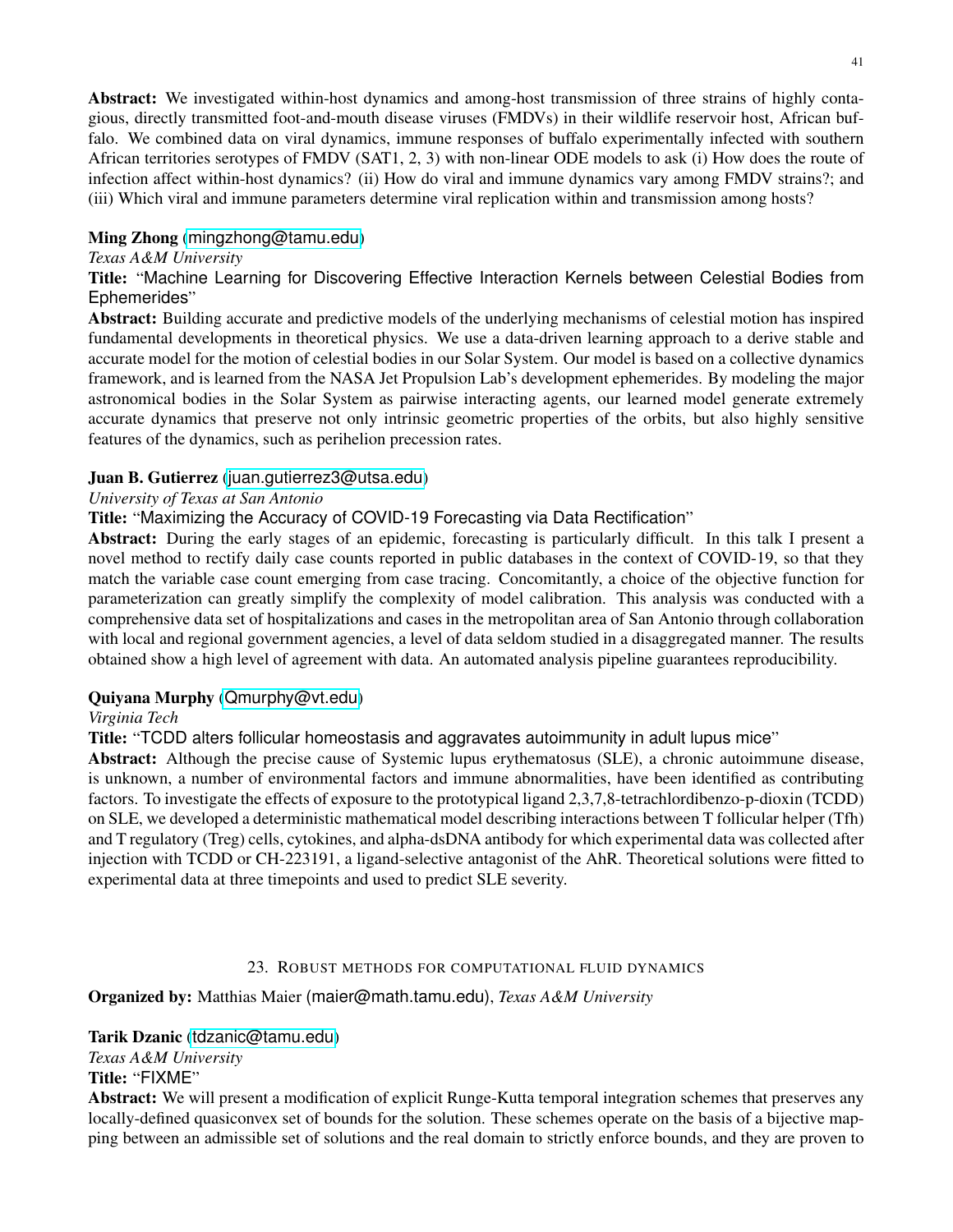**Abstract:** We investigated within-host dynamics and among-host transmission of three strains of highly contagious, directly transmitted foot-and-mouth disease viruses (FMDVs) in their wildlife reservoir host, African buffalo. We combined data on viral dynamics, immune responses of buffalo experimentally infected with southern African territories serotypes of FMDV (SAT1, 2, 3) with non-linear ODE models to ask (i) How does the route of infection affect within-host dynamics? (ii) How do viral and immune dynamics vary among FMDV strains?; and (iii) Which viral and immune parameters determine viral replication within and transmission among hosts?

**Ming Zhong** (mingzhong@tamu.edu)
*Texas A&M University*
**Title:** "Machine Learning for Discovering Effective Interaction Kernels between Celestial Bodies from Ephemerides"
**Abstract:** Building accurate and predictive models of the underlying mechanisms of celestial motion has inspired fundamental developments in theoretical physics. We use a data-driven learning approach to a derive stable and accurate model for the motion of celestial bodies in our Solar System. Our model is based on a collective dynamics framework, and is learned from the NASA Jet Propulsion Lab's development ephemerides. By modeling the major astronomical bodies in the Solar System as pairwise interacting agents, our learned model generate extremely accurate dynamics that preserve not only intrinsic geometric properties of the orbits, but also highly sensitive features of the dynamics, such as perihelion precession rates.

**Juan B. Gutierrez** (juan.gutierrez3@utsa.edu)
*University of Texas at San Antonio*
**Title:** "Maximizing the Accuracy of COVID-19 Forecasting via Data Rectification"
**Abstract:** During the early stages of an epidemic, forecasting is particularly difficult. In this talk I present a novel method to rectify daily case counts reported in public databases in the context of COVID-19, so that they match the variable case count emerging from case tracing. Concomitantly, a choice of the objective function for parameterization can greatly simplify the complexity of model calibration. This analysis was conducted with a comprehensive data set of hospitalizations and cases in the metropolitan area of San Antonio through collaboration with local and regional government agencies, a level of data seldom studied in a disaggregated manner. The results obtained show a high level of agreement with data. An automated analysis pipeline guarantees reproducibility.

**Quiyana Murphy** (Qmurphy@vt.edu)
*Virginia Tech*
**Title:** "TCDD alters follicular homeostasis and aggravates autoimmunity in adult lupus mice"
**Abstract:** Although the precise cause of Systemic lupus erythematosus (SLE), a chronic autoimmune disease, is unknown, a number of environmental factors and immune abnormalities, have been identified as contributing factors. To investigate the effects of exposure to the prototypical ligand 2,3,7,8-tetrachlordibenzo-p-dioxin (TCDD) on SLE, we developed a deterministic mathematical model describing interactions between T follicular helper (Tfh) and T regulatory (Treg) cells, cytokines, and alpha-dsDNA antibody for which experimental data was collected after injection with TCDD or CH-223191, a ligand-selective antagonist of the AhR. Theoretical solutions were fitted to experimental data at three timepoints and used to predict SLE severity.

## 23. Robust methods for computational fluid dynamics

**Organized by:** Matthias Maier (maier@math.tamu.edu), *Texas A&M University*

**Tarik Dzanic** (tdzanic@tamu.edu)
*Texas A&M University*
**Title:** "FIXME"
**Abstract:** We will present a modification of explicit Runge-Kutta temporal integration schemes that preserves any locally-defined quasiconvex set of bounds for the solution. These schemes operate on the basis of a bijective mapping between an admissible set of solutions and the real domain to strictly enforce bounds, and they are proven to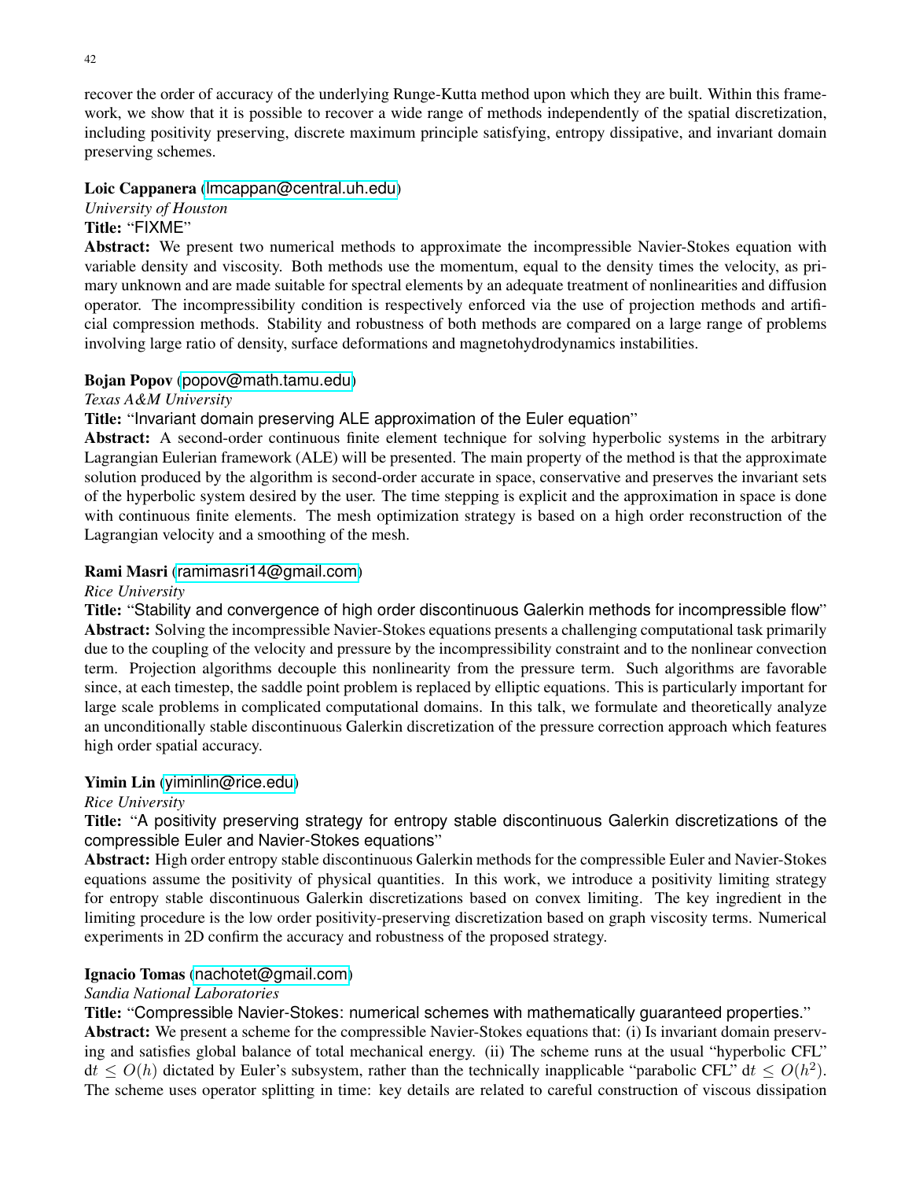recover the order of accuracy of the underlying Runge-Kutta method upon which they are built. Within this framework, we show that it is possible to recover a wide range of methods independently of the spatial discretization, including positivity preserving, discrete maximum principle satisfying, entropy dissipative, and invariant domain preserving schemes.

**Loic Cappanera** (lmcappan@central.uh.edu)
*University of Houston*
**Title:** "FIXME"
**Abstract:** We present two numerical methods to approximate the incompressible Navier-Stokes equation with variable density and viscosity. Both methods use the momentum, equal to the density times the velocity, as primary unknown and are made suitable for spectral elements by an adequate treatment of nonlinearities and diffusion operator. The incompressibility condition is respectively enforced via the use of projection methods and artificial compression methods. Stability and robustness of both methods are compared on a large range of problems involving large ratio of density, surface deformations and magnetohydrodynamics instabilities.

**Bojan Popov** (popov@math.tamu.edu)
*Texas A&M University*
**Title:** "Invariant domain preserving ALE approximation of the Euler equation"
**Abstract:** A second-order continuous finite element technique for solving hyperbolic systems in the arbitrary Lagrangian Eulerian framework (ALE) will be presented. The main property of the method is that the approximate solution produced by the algorithm is second-order accurate in space, conservative and preserves the invariant sets of the hyperbolic system desired by the user. The time stepping is explicit and the approximation in space is done with continuous finite elements. The mesh optimization strategy is based on a high order reconstruction of the Lagrangian velocity and a smoothing of the mesh.

**Rami Masri** (ramimasri14@gmail.com)
*Rice University*
**Title:** "Stability and convergence of high order discontinuous Galerkin methods for incompressible flow"
**Abstract:** Solving the incompressible Navier-Stokes equations presents a challenging computational task primarily due to the coupling of the velocity and pressure by the incompressibility constraint and to the nonlinear convection term. Projection algorithms decouple this nonlinearity from the pressure term. Such algorithms are favorable since, at each timestep, the saddle point problem is replaced by elliptic equations. This is particularly important for large scale problems in complicated computational domains. In this talk, we formulate and theoretically analyze an unconditionally stable discontinuous Galerkin discretization of the pressure correction approach which features high order spatial accuracy.

**Yimin Lin** (yiminlin@rice.edu)
*Rice University*
**Title:** "A positivity preserving strategy for entropy stable discontinuous Galerkin discretizations of the compressible Euler and Navier-Stokes equations"
**Abstract:** High order entropy stable discontinuous Galerkin methods for the compressible Euler and Navier-Stokes equations assume the positivity of physical quantities. In this work, we introduce a positivity limiting strategy for entropy stable discontinuous Galerkin discretizations based on convex limiting. The key ingredient in the limiting procedure is the low order positivity-preserving discretization based on graph viscosity terms. Numerical experiments in 2D confirm the accuracy and robustness of the proposed strategy.

**Ignacio Tomas** (nachotet@gmail.com)
*Sandia National Laboratories*
**Title:** "Compressible Navier-Stokes: numerical schemes with mathematically guaranteed properties."
**Abstract:** We present a scheme for the compressible Navier-Stokes equations that: (i) Is invariant domain preserving and satisfies global balance of total mechanical energy. (ii) The scheme runs at the usual "hyperbolic CFL" $\mathrm{d}t \leq O(h)$ dictated by Euler's subsystem, rather than the technically inapplicable "parabolic CFL" $\mathrm{d}t \leq O(h^2)$. The scheme uses operator splitting in time: key details are related to careful construction of viscous dissipation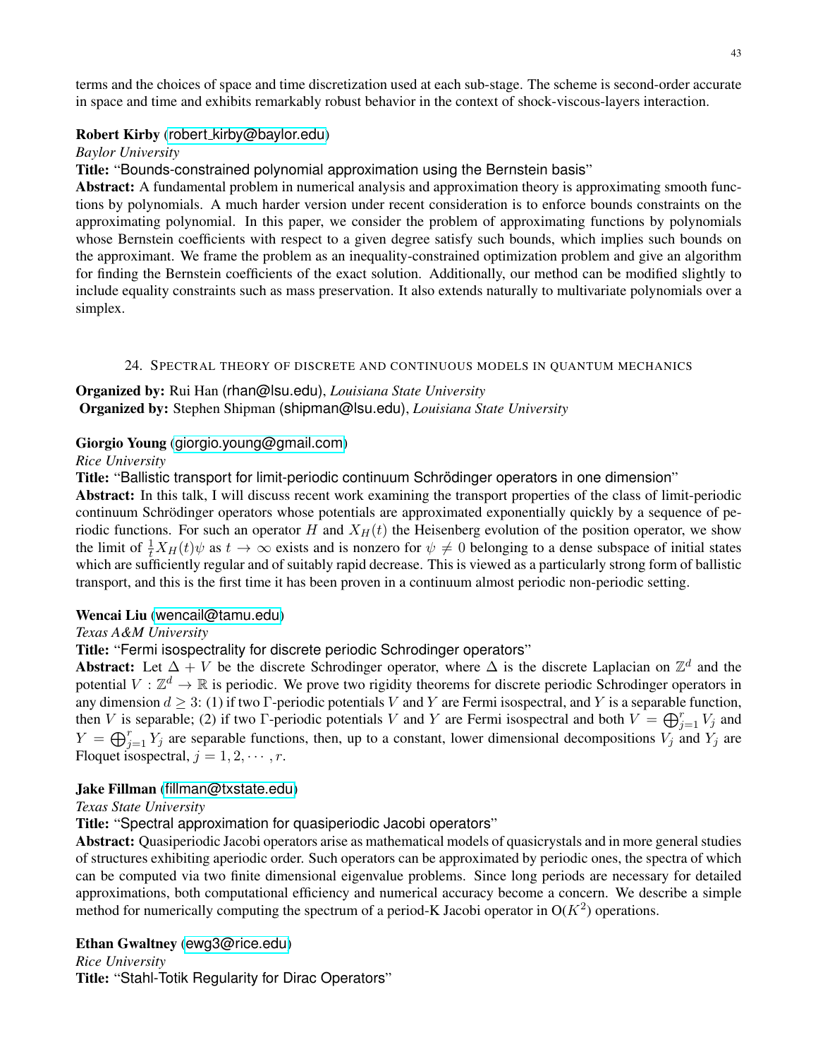terms and the choices of space and time discretization used at each sub-stage. The scheme is second-order accurate in space and time and exhibits remarkably robust behavior in the context of shock-viscous-layers interaction.

**Robert Kirby** (robert_kirby@baylor.edu)
*Baylor University*
**Title:** "Bounds-constrained polynomial approximation using the Bernstein basis"
**Abstract:** A fundamental problem in numerical analysis and approximation theory is approximating smooth functions by polynomials. A much harder version under recent consideration is to enforce bounds constraints on the approximating polynomial. In this paper, we consider the problem of approximating functions by polynomials whose Bernstein coefficients with respect to a given degree satisfy such bounds, which implies such bounds on the approximant. We frame the problem as an inequality-constrained optimization problem and give an algorithm for finding the Bernstein coefficients of the exact solution. Additionally, our method can be modified slightly to include equality constraints such as mass preservation. It also extends naturally to multivariate polynomials over a simplex.

## 24. Spectral theory of discrete and continuous models in quantum mechanics

**Organized by:** Rui Han (rhan@lsu.edu), *Louisiana State University*
**Organized by:** Stephen Shipman (shipman@lsu.edu), *Louisiana State University*

**Giorgio Young** (giorgio.young@gmail.com)
*Rice University*
**Title:** "Ballistic transport for limit-periodic continuum Schrödinger operators in one dimension"
**Abstract:** In this talk, I will discuss recent work examining the transport properties of the class of limit-periodic continuum Schrödinger operators whose potentials are approximated exponentially quickly by a sequence of periodic functions. For such an operator $H$ and $X_H(t)$ the Heisenberg evolution of the position operator, we show the limit of $\frac{1}{t}X_H(t)\psi$ as $t \to \infty$ exists and is nonzero for $\psi \neq 0$ belonging to a dense subspace of initial states which are sufficiently regular and of suitably rapid decrease. This is viewed as a particularly strong form of ballistic transport, and this is the first time it has been proven in a continuum almost periodic non-periodic setting.

**Wencai Liu** (wencail@tamu.edu)
*Texas A&M University*
**Title:** "Fermi isospectrality for discrete periodic Schrodinger operators"
**Abstract:** Let $\Delta + V$ be the discrete Schrodinger operator, where $\Delta$ is the discrete Laplacian on $\mathbb{Z}^d$ and the potential $V : \mathbb{Z}^d \to \mathbb{R}$ is periodic. We prove two rigidity theorems for discrete periodic Schrodinger operators in any dimension $d \geq 3$: (1) if two $\Gamma$-periodic potentials $V$ and $Y$ are Fermi isospectral, and $Y$ is a separable function, then $V$ is separable; (2) if two $\Gamma$-periodic potentials $V$ and $Y$ are Fermi isospectral and both $V = \bigoplus_{j=1}^{r} V_j$ and $Y = \bigoplus_{j=1}^{r} Y_j$ are separable functions, then, up to a constant, lower dimensional decompositions $V_j$ and $Y_j$ are Floquet isospectral, $j = 1, 2, \cdots, r$.

**Jake Fillman** (fillman@txstate.edu)
*Texas State University*
**Title:** "Spectral approximation for quasiperiodic Jacobi operators"
**Abstract:** Quasiperiodic Jacobi operators arise as mathematical models of quasicrystals and in more general studies of structures exhibiting aperiodic order. Such operators can be approximated by periodic ones, the spectra of which can be computed via two finite dimensional eigenvalue problems. Since long periods are necessary for detailed approximations, both computational efficiency and numerical accuracy become a concern. We describe a simple method for numerically computing the spectrum of a period-K Jacobi operator in O($K^2$) operations.

**Ethan Gwaltney** (ewg3@rice.edu)
*Rice University*
**Title:** "Stahl-Totik Regularity for Dirac Operators"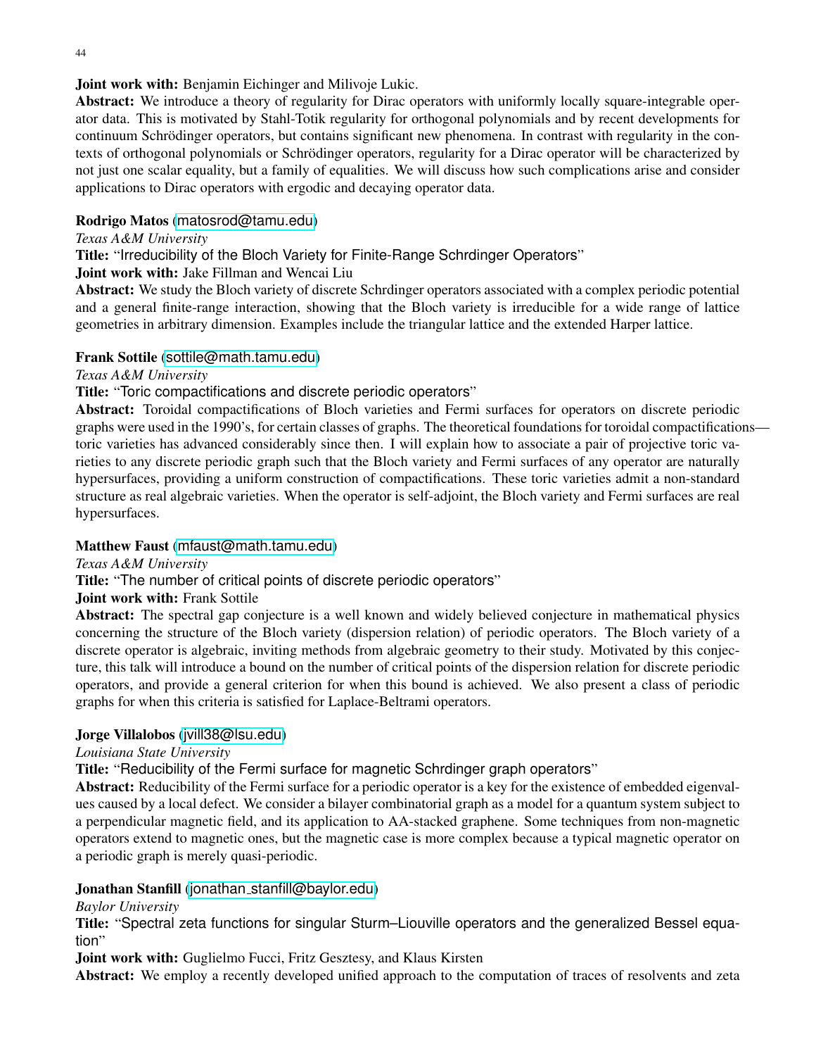**Joint work with:** Benjamin Eichinger and Milivoje Lukic.

**Abstract:** We introduce a theory of regularity for Dirac operators with uniformly locally square-integrable operator data. This is motivated by Stahl-Totik regularity for orthogonal polynomials and by recent developments for continuum Schrödinger operators, but contains significant new phenomena. In contrast with regularity in the contexts of orthogonal polynomials or Schrödinger operators, regularity for a Dirac operator will be characterized by not just one scalar equality, but a family of equalities. We will discuss how such complications arise and consider applications to Dirac operators with ergodic and decaying operator data.

**Rodrigo Matos** (matosrod@tamu.edu)
*Texas A&M University*
**Title:** "Irreducibility of the Bloch Variety for Finite-Range Schrdinger Operators"
**Joint work with:** Jake Fillman and Wencai Liu
**Abstract:** We study the Bloch variety of discrete Schrdinger operators associated with a complex periodic potential and a general finite-range interaction, showing that the Bloch variety is irreducible for a wide range of lattice geometries in arbitrary dimension. Examples include the triangular lattice and the extended Harper lattice.

**Frank Sottile** (sottile@math.tamu.edu)
*Texas A&M University*
**Title:** "Toric compactifications and discrete periodic operators"
**Abstract:** Toroidal compactifications of Bloch varieties and Fermi surfaces for operators on discrete periodic graphs were used in the 1990's, for certain classes of graphs. The theoretical foundations for toroidal compactifications—toric varieties has advanced considerably since then. I will explain how to associate a pair of projective toric varieties to any discrete periodic graph such that the Bloch variety and Fermi surfaces of any operator are naturally hypersurfaces, providing a uniform construction of compactifications. These toric varieties admit a non-standard structure as real algebraic varieties. When the operator is self-adjoint, the Bloch variety and Fermi surfaces are real hypersurfaces.

**Matthew Faust** (mfaust@math.tamu.edu)
*Texas A&M University*
**Title:** "The number of critical points of discrete periodic operators"
**Joint work with:** Frank Sottile
**Abstract:** The spectral gap conjecture is a well known and widely believed conjecture in mathematical physics concerning the structure of the Bloch variety (dispersion relation) of periodic operators. The Bloch variety of a discrete operator is algebraic, inviting methods from algebraic geometry to their study. Motivated by this conjecture, this talk will introduce a bound on the number of critical points of the dispersion relation for discrete periodic operators, and provide a general criterion for when this bound is achieved. We also present a class of periodic graphs for when this criteria is satisfied for Laplace-Beltrami operators.

**Jorge Villalobos** (jvill38@lsu.edu)
*Louisiana State University*
**Title:** "Reducibility of the Fermi surface for magnetic Schrdinger graph operators"
**Abstract:** Reducibility of the Fermi surface for a periodic operator is a key for the existence of embedded eigenvalues caused by a local defect. We consider a bilayer combinatorial graph as a model for a quantum system subject to a perpendicular magnetic field, and its application to AA-stacked graphene. Some techniques from non-magnetic operators extend to magnetic ones, but the magnetic case is more complex because a typical magnetic operator on a periodic graph is merely quasi-periodic.

**Jonathan Stanfill** (jonathan_stanfill@baylor.edu)
*Baylor University*
**Title:** "Spectral zeta functions for singular Sturm–Liouville operators and the generalized Bessel equation"
**Joint work with:** Guglielmo Fucci, Fritz Gesztesy, and Klaus Kirsten
**Abstract:** We employ a recently developed unified approach to the computation of traces of resolvents and zeta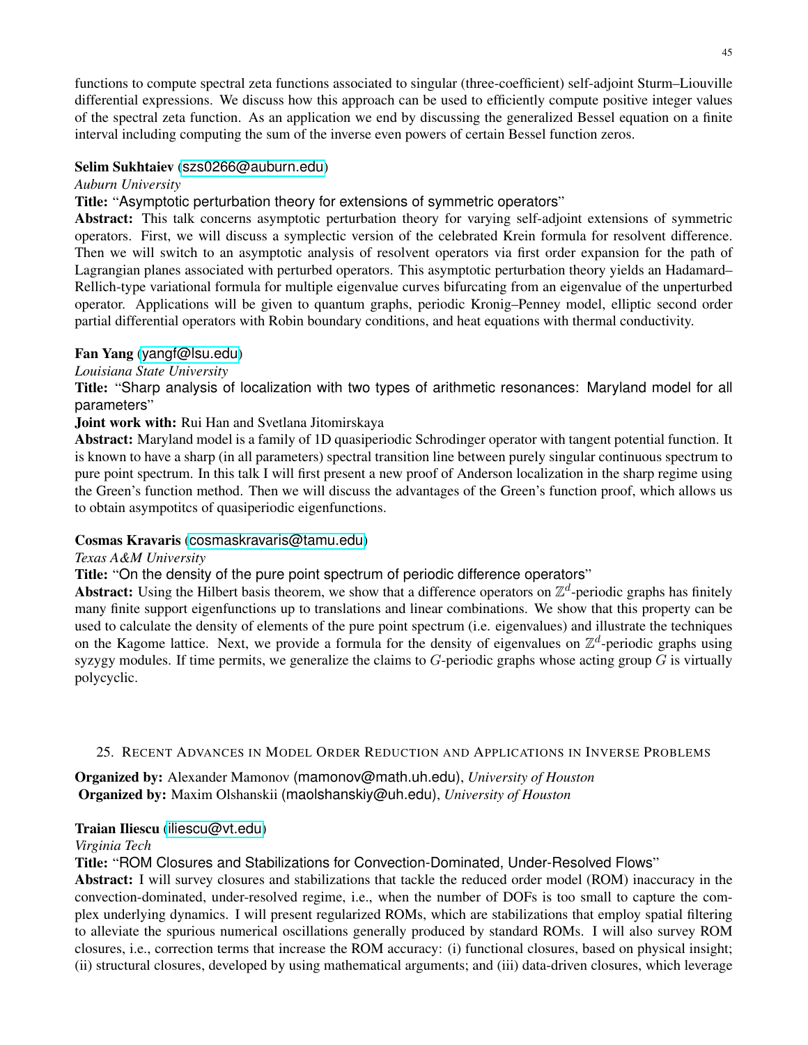functions to compute spectral zeta functions associated to singular (three-coefficient) self-adjoint Sturm–Liouville differential expressions. We discuss how this approach can be used to efficiently compute positive integer values of the spectral zeta function. As an application we end by discussing the generalized Bessel equation on a finite interval including computing the sum of the inverse even powers of certain Bessel function zeros.

**Selim Sukhtaiev** (szs0266@auburn.edu)
*Auburn University*
**Title:** "Asymptotic perturbation theory for extensions of symmetric operators"
**Abstract:** This talk concerns asymptotic perturbation theory for varying self-adjoint extensions of symmetric operators. First, we will discuss a symplectic version of the celebrated Krein formula for resolvent difference. Then we will switch to an asymptotic analysis of resolvent operators via first order expansion for the path of Lagrangian planes associated with perturbed operators. This asymptotic perturbation theory yields an Hadamard–Rellich-type variational formula for multiple eigenvalue curves bifurcating from an eigenvalue of the unperturbed operator. Applications will be given to quantum graphs, periodic Kronig–Penney model, elliptic second order partial differential operators with Robin boundary conditions, and heat equations with thermal conductivity.

**Fan Yang** (yangf@lsu.edu)
*Louisiana State University*
**Title:** "Sharp analysis of localization with two types of arithmetic resonances: Maryland model for all parameters"
**Joint work with:** Rui Han and Svetlana Jitomirskaya
**Abstract:** Maryland model is a family of 1D quasiperiodic Schrodinger operator with tangent potential function. It is known to have a sharp (in all parameters) spectral transition line between purely singular continuous spectrum to pure point spectrum. In this talk I will first present a new proof of Anderson localization in the sharp regime using the Green's function method. Then we will discuss the advantages of the Green's function proof, which allows us to obtain asympotitcs of quasiperiodic eigenfunctions.

**Cosmas Kravaris** (cosmaskravaris@tamu.edu)
*Texas A&M University*
**Title:** "On the density of the pure point spectrum of periodic difference operators"
**Abstract:** Using the Hilbert basis theorem, we show that a difference operators on $\mathbb{Z}^d$-periodic graphs has finitely many finite support eigenfunctions up to translations and linear combinations. We show that this property can be used to calculate the density of elements of the pure point spectrum (i.e. eigenvalues) and illustrate the techniques on the Kagome lattice. Next, we provide a formula for the density of eigenvalues on $\mathbb{Z}^d$-periodic graphs using syzygy modules. If time permits, we generalize the claims to $G$-periodic graphs whose acting group $G$ is virtually polycyclic.

## 25. Recent Advances in Model Order Reduction and Applications in Inverse Problems

**Organized by:** Alexander Mamonov (mamonov@math.uh.edu), *University of Houston*
**Organized by:** Maxim Olshanskii (maolshanskiy@uh.edu), *University of Houston*

**Traian Iliescu** (iliescu@vt.edu)
*Virginia Tech*
**Title:** "ROM Closures and Stabilizations for Convection-Dominated, Under-Resolved Flows"
**Abstract:** I will survey closures and stabilizations that tackle the reduced order model (ROM) inaccuracy in the convection-dominated, under-resolved regime, i.e., when the number of DOFs is too small to capture the complex underlying dynamics. I will present regularized ROMs, which are stabilizations that employ spatial filtering to alleviate the spurious numerical oscillations generally produced by standard ROMs. I will also survey ROM closures, i.e., correction terms that increase the ROM accuracy: (i) functional closures, based on physical insight; (ii) structural closures, developed by using mathematical arguments; and (iii) data-driven closures, which leverage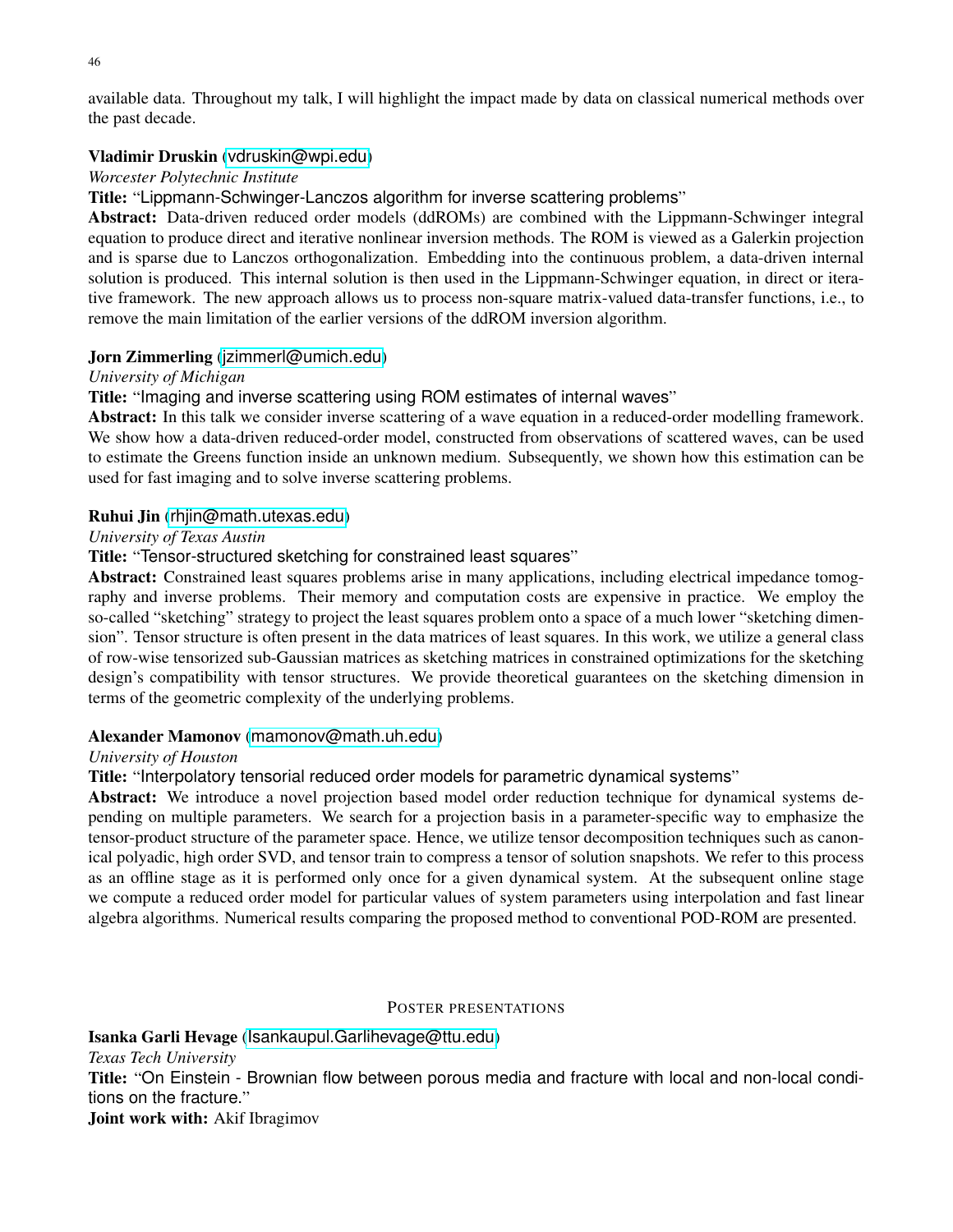available data. Throughout my talk, I will highlight the impact made by data on classical numerical methods over the past decade.

**Vladimir Druskin** (vdruskin@wpi.edu)
*Worcester Polytechnic Institute*
**Title:** "Lippmann-Schwinger-Lanczos algorithm for inverse scattering problems"
**Abstract:** Data-driven reduced order models (ddROMs) are combined with the Lippmann-Schwinger integral equation to produce direct and iterative nonlinear inversion methods. The ROM is viewed as a Galerkin projection and is sparse due to Lanczos orthogonalization. Embedding into the continuous problem, a data-driven internal solution is produced. This internal solution is then used in the Lippmann-Schwinger equation, in direct or iterative framework. The new approach allows us to process non-square matrix-valued data-transfer functions, i.e., to remove the main limitation of the earlier versions of the ddROM inversion algorithm.

**Jorn Zimmerling** (jzimmerl@umich.edu)
*University of Michigan*
**Title:** "Imaging and inverse scattering using ROM estimates of internal waves"
**Abstract:** In this talk we consider inverse scattering of a wave equation in a reduced-order modelling framework. We show how a data-driven reduced-order model, constructed from observations of scattered waves, can be used to estimate the Greens function inside an unknown medium. Subsequently, we shown how this estimation can be used for fast imaging and to solve inverse scattering problems.

**Ruhui Jin** (rhjin@math.utexas.edu)
*University of Texas Austin*
**Title:** "Tensor-structured sketching for constrained least squares"
**Abstract:** Constrained least squares problems arise in many applications, including electrical impedance tomography and inverse problems. Their memory and computation costs are expensive in practice. We employ the so-called "sketching" strategy to project the least squares problem onto a space of a much lower "sketching dimension". Tensor structure is often present in the data matrices of least squares. In this work, we utilize a general class of row-wise tensorized sub-Gaussian matrices as sketching matrices in constrained optimizations for the sketching design's compatibility with tensor structures. We provide theoretical guarantees on the sketching dimension in terms of the geometric complexity of the underlying problems.

**Alexander Mamonov** (mamonov@math.uh.edu)
*University of Houston*
**Title:** "Interpolatory tensorial reduced order models for parametric dynamical systems"
**Abstract:** We introduce a novel projection based model order reduction technique for dynamical systems depending on multiple parameters. We search for a projection basis in a parameter-specific way to emphasize the tensor-product structure of the parameter space. Hence, we utilize tensor decomposition techniques such as canonical polyadic, high order SVD, and tensor train to compress a tensor of solution snapshots. We refer to this process as an offline stage as it is performed only once for a given dynamical system. At the subsequent online stage we compute a reduced order model for particular values of system parameters using interpolation and fast linear algebra algorithms. Numerical results comparing the proposed method to conventional POD-ROM are presented.

## POSTER PRESENTATIONS

**Isanka Garli Hevage** (Isankaupul.Garlihevage@ttu.edu)
*Texas Tech University*
**Title:** "On Einstein - Brownian flow between porous media and fracture with local and non-local conditions on the fracture."
**Joint work with:** Akif Ibragimov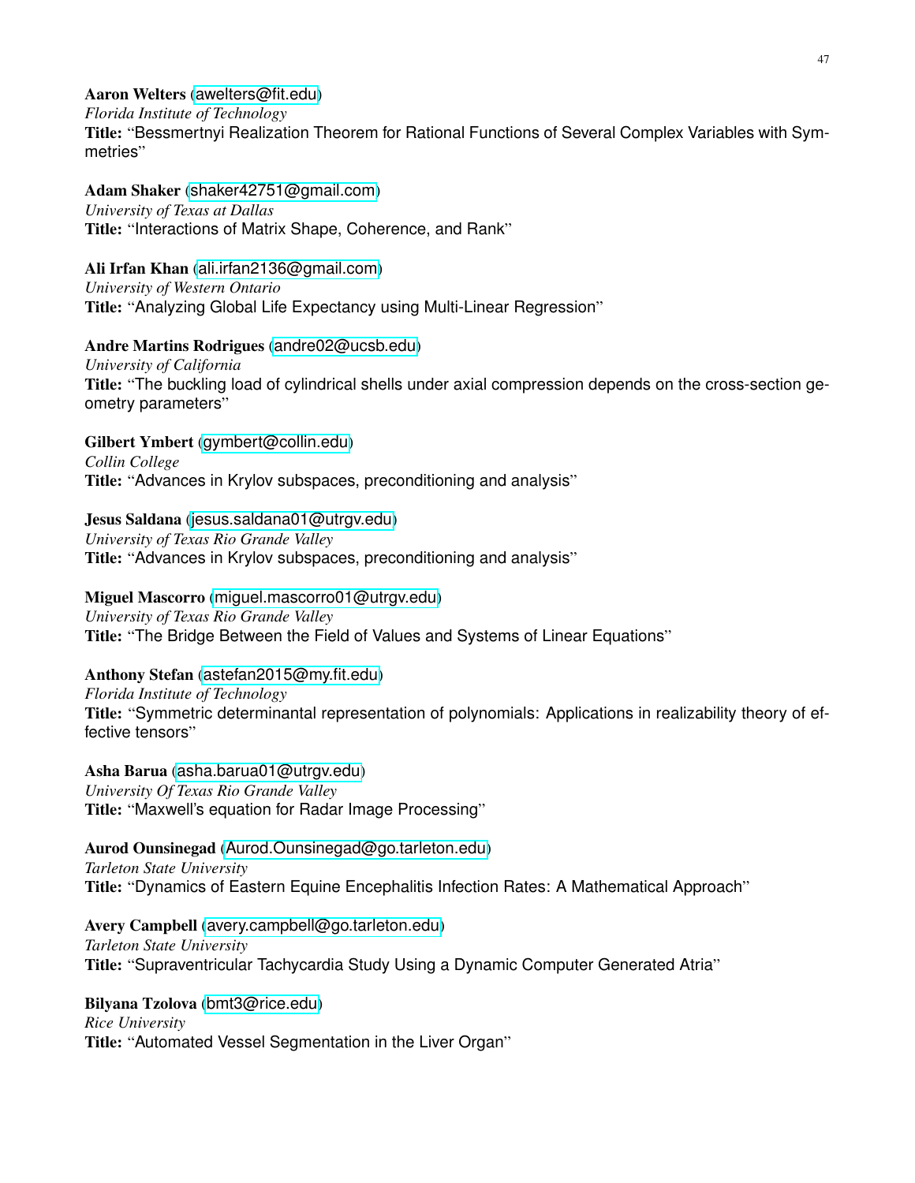**Aaron Welters** (awelters@fit.edu)
*Florida Institute of Technology*
**Title:** "Bessmertnyi Realization Theorem for Rational Functions of Several Complex Variables with Symmetries"

**Adam Shaker** (shaker42751@gmail.com)
*University of Texas at Dallas*
**Title:** "Interactions of Matrix Shape, Coherence, and Rank"

**Ali Irfan Khan** (ali.irfan2136@gmail.com)
*University of Western Ontario*
**Title:** "Analyzing Global Life Expectancy using Multi-Linear Regression"

**Andre Martins Rodrigues** (andre02@ucsb.edu)
*University of California*
**Title:** "The buckling load of cylindrical shells under axial compression depends on the cross-section geometry parameters"

**Gilbert Ymbert** (gymbert@collin.edu)
*Collin College*
**Title:** "Advances in Krylov subspaces, preconditioning and analysis"

**Jesus Saldana** (jesus.saldana01@utrgv.edu)
*University of Texas Rio Grande Valley*
**Title:** "Advances in Krylov subspaces, preconditioning and analysis"

**Miguel Mascorro** (miguel.mascorro01@utrgv.edu)
*University of Texas Rio Grande Valley*
**Title:** "The Bridge Between the Field of Values and Systems of Linear Equations"

**Anthony Stefan** (astefan2015@my.fit.edu)
*Florida Institute of Technology*
**Title:** "Symmetric determinantal representation of polynomials: Applications in realizability theory of effective tensors"

**Asha Barua** (asha.barua01@utrgv.edu)
*University Of Texas Rio Grande Valley*
**Title:** "Maxwell's equation for Radar Image Processing"

**Aurod Ounsinegad** (Aurod.Ounsinegad@go.tarleton.edu)
*Tarleton State University*
**Title:** "Dynamics of Eastern Equine Encephalitis Infection Rates: A Mathematical Approach"

**Avery Campbell** (avery.campbell@go.tarleton.edu)
*Tarleton State University*
**Title:** "Supraventricular Tachycardia Study Using a Dynamic Computer Generated Atria"

**Bilyana Tzolova** (bmt3@rice.edu)
*Rice University*
**Title:** "Automated Vessel Segmentation in the Liver Organ"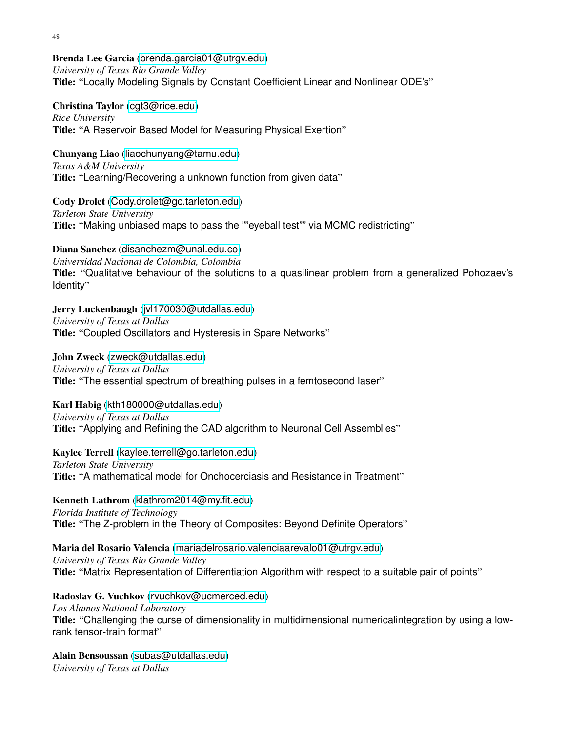**Brenda Lee Garcia** (brenda.garcia01@utrgv.edu)
*University of Texas Rio Grande Valley*
**Title:** "Locally Modeling Signals by Constant Coefficient Linear and Nonlinear ODE's"

**Christina Taylor** (cgt3@rice.edu)
*Rice University*
**Title:** "A Reservoir Based Model for Measuring Physical Exertion"

**Chunyang Liao** (liaochunyang@tamu.edu)
*Texas A&M University*
**Title:** "Learning/Recovering a unknown function from given data"

**Cody Drolet** (Cody.drolet@go.tarleton.edu)
*Tarleton State University*
**Title:** "Making unbiased maps to pass the ""eyeball test"" via MCMC redistricting"

**Diana Sanchez** (disanchezm@unal.edu.co)
*Universidad Nacional de Colombia, Colombia*
**Title:** "Qualitative behaviour of the solutions to a quasilinear problem from a generalized Pohozaev's Identity"

**Jerry Luckenbaugh** (jvl170030@utdallas.edu)
*University of Texas at Dallas*
**Title:** "Coupled Oscillators and Hysteresis in Spare Networks"

**John Zweck** (zweck@utdallas.edu)
*University of Texas at Dallas*
**Title:** "The essential spectrum of breathing pulses in a femtosecond laser"

**Karl Habig** (kth180000@utdallas.edu)
*University of Texas at Dallas*
**Title:** "Applying and Refining the CAD algorithm to Neuronal Cell Assemblies"

**Kaylee Terrell** (kaylee.terrell@go.tarleton.edu)
*Tarleton State University*
**Title:** "A mathematical model for Onchocerciasis and Resistance in Treatment"

**Kenneth Lathrom** (klathrom2014@my.fit.edu)
*Florida Institute of Technology*
**Title:** "The Z-problem in the Theory of Composites: Beyond Definite Operators"

**Maria del Rosario Valencia** (mariadelrosario.valenciaarevalo01@utrgv.edu)
*University of Texas Rio Grande Valley*
**Title:** "Matrix Representation of Differentiation Algorithm with respect to a suitable pair of points"

**Radoslav G. Vuchkov** (rvuchkov@ucmerced.edu)
*Los Alamos National Laboratory*
**Title:** "Challenging the curse of dimensionality in multidimensional numericalintegration by using a low-rank tensor-train format"

**Alain Bensoussan** (subas@utdallas.edu)
*University of Texas at Dallas*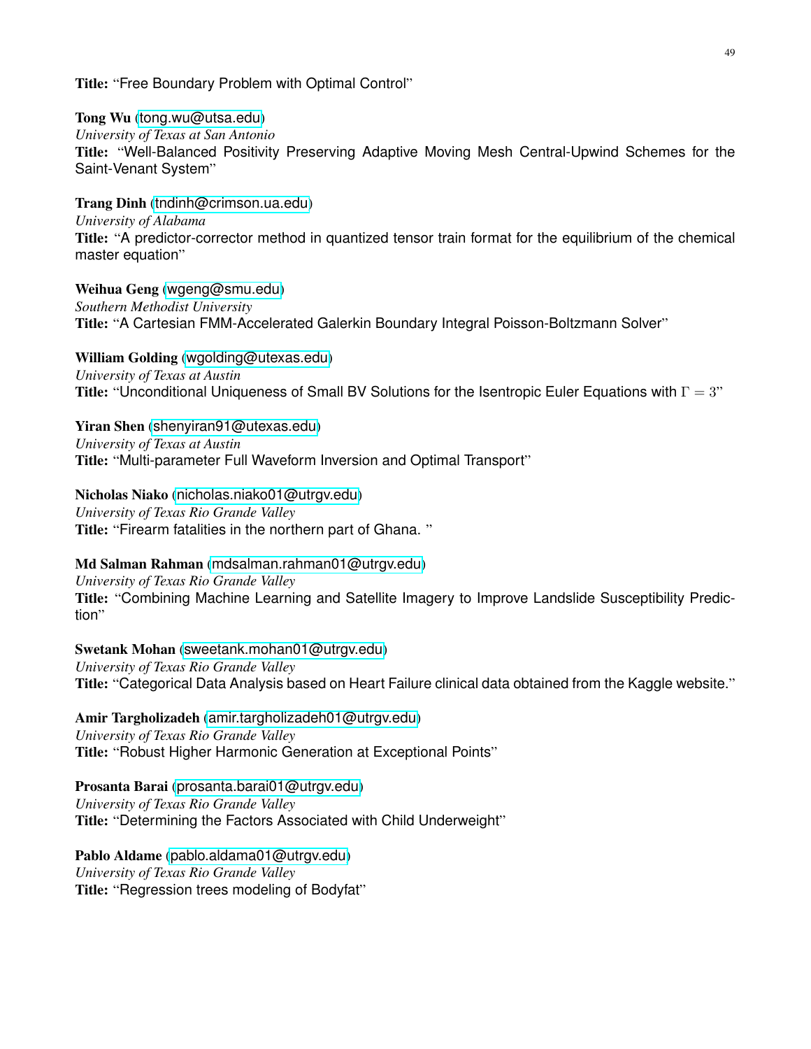**Title:** “Free Boundary Problem with Optimal Control”

**Tong Wu** (tong.wu@utsa.edu)
*University of Texas at San Antonio*
**Title:** “Well-Balanced Positivity Preserving Adaptive Moving Mesh Central-Upwind Schemes for the Saint-Venant System”

**Trang Dinh** (tndinh@crimson.ua.edu)
*University of Alabama*
**Title:** “A predictor-corrector method in quantized tensor train format for the equilibrium of the chemical master equation”

**Weihua Geng** (wgeng@smu.edu)
*Southern Methodist University*
**Title:** “A Cartesian FMM-Accelerated Galerkin Boundary Integral Poisson-Boltzmann Solver”

**William Golding** (wgolding@utexas.edu)
*University of Texas at Austin*
**Title:** “Unconditional Uniqueness of Small BV Solutions for the Isentropic Euler Equations with $\Gamma = 3$”

**Yiran Shen** (shenyiran91@utexas.edu)
*University of Texas at Austin*
**Title:** “Multi-parameter Full Waveform Inversion and Optimal Transport”

**Nicholas Niako** (nicholas.niako01@utrgv.edu)
*University of Texas Rio Grande Valley*
**Title:** “Firearm fatalities in the northern part of Ghana. ”

**Md Salman Rahman** (mdsalman.rahman01@utrgv.edu)
*University of Texas Rio Grande Valley*
**Title:** “Combining Machine Learning and Satellite Imagery to Improve Landslide Susceptibility Prediction”

**Swetank Mohan** (sweetank.mohan01@utrgv.edu)
*University of Texas Rio Grande Valley*
**Title:** “Categorical Data Analysis based on Heart Failure clinical data obtained from the Kaggle website.”

**Amir Targholizadeh** (amir.targholizadeh01@utrgv.edu)
*University of Texas Rio Grande Valley*
**Title:** “Robust Higher Harmonic Generation at Exceptional Points”

**Prosanta Barai** (prosanta.barai01@utrgv.edu)
*University of Texas Rio Grande Valley*
**Title:** “Determining the Factors Associated with Child Underweight”

**Pablo Aldame** (pablo.aldama01@utrgv.edu)
*University of Texas Rio Grande Valley*
**Title:** “Regression trees modeling of Bodyfat”